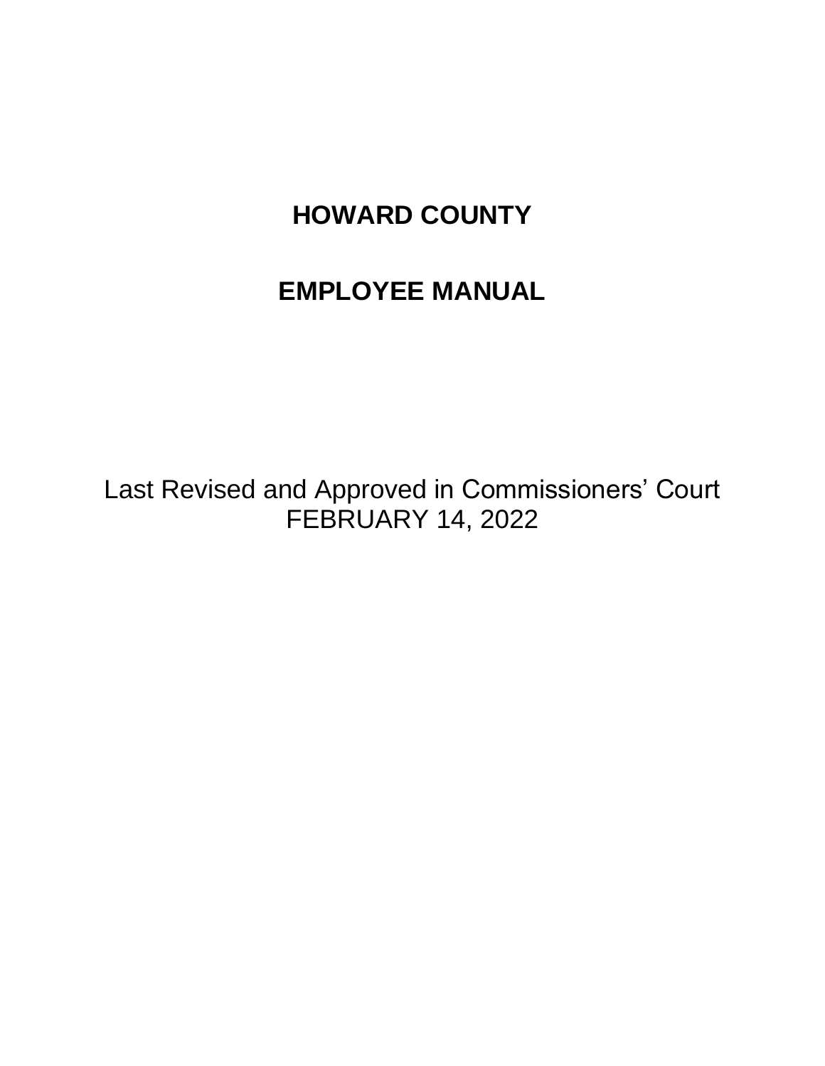# HOWARD COUNTY

# EMPLOYEE MANUAL

Last Revised and Approved in Commissioners' Court
FEBRUARY 14, 2022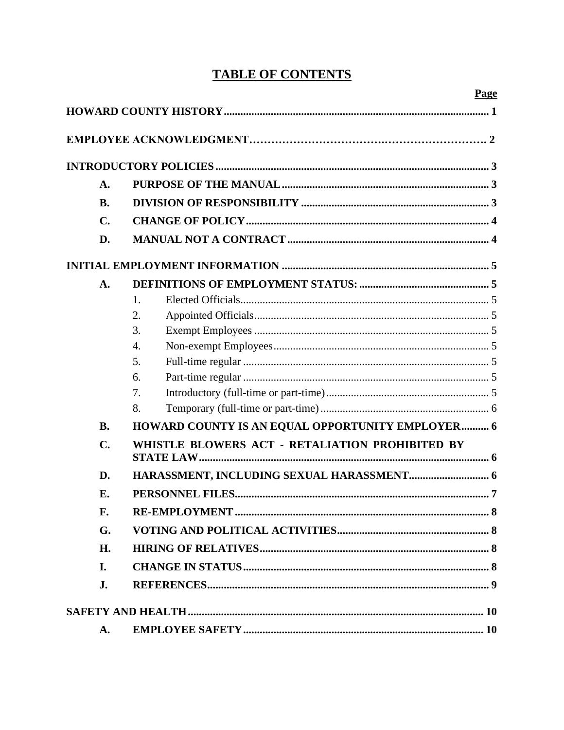# TABLE OF CONTENTS

**Page**

**HOWARD COUNTY HISTORY** .......... 1

**EMPLOYEE ACKNOWLEDGMENT** .......... 2

**INTRODUCTORY POLICIES** .......... 3

- **A. PURPOSE OF THE MANUAL** .......... 3
- **B. DIVISION OF RESPONSIBILITY** .......... 3
- **C. CHANGE OF POLICY** .......... 4
- **D. MANUAL NOT A CONTRACT** .......... 4

**INITIAL EMPLOYMENT INFORMATION** .......... 5

- **A. DEFINITIONS OF EMPLOYMENT STATUS:** .......... 5
  1. Elected Officials .......... 5
  2. Appointed Officials .......... 5
  3. Exempt Employees .......... 5
  4. Non-exempt Employees .......... 5
  5. Full-time regular .......... 5
  6. Part-time regular .......... 5
  7. Introductory (full-time or part-time) .......... 5
  8. Temporary (full-time or part-time) .......... 6
- **B. HOWARD COUNTY IS AN EQUAL OPPORTUNITY EMPLOYER** .......... 6
- **C. WHISTLE BLOWERS ACT - RETALIATION PROHIBITED BY STATE LAW** .......... 6
- **D. HARASSMENT, INCLUDING SEXUAL HARASSMENT** .......... 6
- **E. PERSONNEL FILES** .......... 7
- **F. RE-EMPLOYMENT** .......... 8
- **G. VOTING AND POLITICAL ACTIVITIES** .......... 8
- **H. HIRING OF RELATIVES** .......... 8
- **I. CHANGE IN STATUS** .......... 8
- **J. REFERENCES** .......... 9

**SAFETY AND HEALTH** .......... 10

- **A. EMPLOYEE SAFETY** .......... 10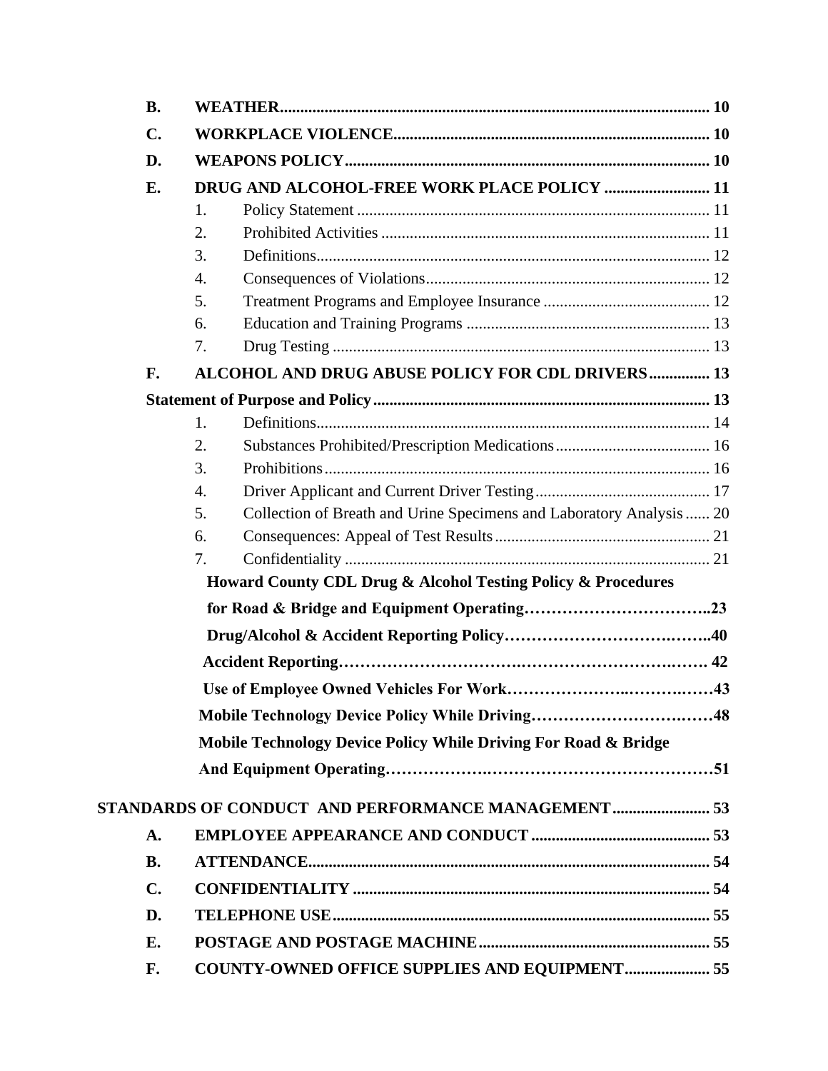**B. WEATHER** ........................................................................................................ 10

**C. WORKPLACE VIOLENCE** ............................................................................ 10

**D. WEAPONS POLICY** ........................................................................................ 10

**E. DRUG AND ALCOHOL-FREE WORK PLACE POLICY** .......................... 11

1. Policy Statement ...................................................................................... 11
2. Prohibited Activities ................................................................................ 11
3. Definitions................................................................................................ 12
4. Consequences of Violations..................................................................... 12
5. Treatment Programs and Employee Insurance ......................................... 12
6. Education and Training Programs ............................................................ 13
7. Drug Testing ............................................................................................ 13

**F. ALCOHOL AND DRUG ABUSE POLICY FOR CDL DRIVERS** ............... 13

**Statement of Purpose and Policy** ................................................................................ 13

1. Definitions................................................................................................ 14
2. Substances Prohibited/Prescription Medications...................................... 16
3. Prohibitions.............................................................................................. 16
4. Driver Applicant and Current Driver Testing........................................... 17
5. Collection of Breath and Urine Specimens and Laboratory Analysis ...... 20
6. Consequences: Appeal of Test Results..................................................... 21
7. Confidentiality ......................................................................................... 21

**Howard County CDL Drug & Alcohol Testing Policy & Procedures for Road & Bridge and Equipment Operating**……………………………..23

**Drug/Alcohol & Accident Reporting Policy**………………………….……..40

**Accident Reporting**………………………….…………………………….…… 42

**Use of Employee Owned Vehicles For Work**……………………..……….……43

**Mobile Technology Device Policy While Driving**…………………………….…48

**Mobile Technology Device Policy While Driving For Road & Bridge And Equipment Operating**……………….…………………………………51

**STANDARDS OF CONDUCT AND PERFORMANCE MANAGEMENT** ........................ 53

**A. EMPLOYEE APPEARANCE AND CONDUCT** ............................................ 53

**B. ATTENDANCE** ................................................................................................. 54

**C. CONFIDENTIALITY** ....................................................................................... 54

**D. TELEPHONE USE** ........................................................................................... 55

**E. POSTAGE AND POSTAGE MACHINE** ......................................................... 55

**F. COUNTY-OWNED OFFICE SUPPLIES AND EQUIPMENT** ..................... 55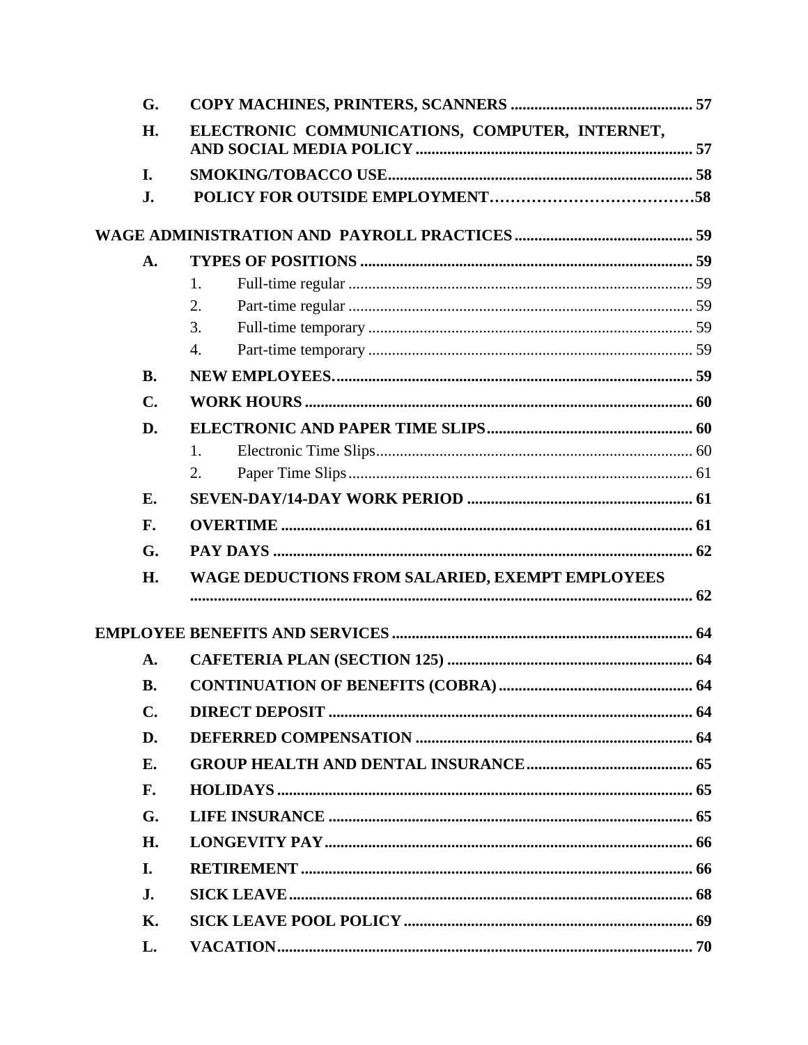- **G.** **COPY MACHINES, PRINTERS, SCANNERS** .............................................. **57**
- **H.** **ELECTRONIC COMMUNICATIONS, COMPUTER, INTERNET, AND SOCIAL MEDIA POLICY** ...................................................................... **57**
- **I.** **SMOKING/TOBACCO USE**............................................................................ **58**
- **J.** **POLICY FOR OUTSIDE EMPLOYMENT**………………………………**58**

**WAGE ADMINISTRATION AND PAYROLL PRACTICES** ............................................ **59**

- **A.** **TYPES OF POSITIONS** ................................................................................... **59**
  1. Full-time regular ...................................................................................... 59
  2. Part-time regular ...................................................................................... 59
  3. Full-time temporary ................................................................................. 59
  4. Part-time temporary ................................................................................. 59
- **B.** **NEW EMPLOYEES.**......................................................................................... **59**
- **C.** **WORK HOURS** ................................................................................................ **60**
- **D.** **ELECTRONIC AND PAPER TIME SLIPS**.................................................... **60**
  1. Electronic Time Slips................................................................................ 60
  2. Paper Time Slips ....................................................................................... 61
- **E.** **SEVEN-DAY/14-DAY WORK PERIOD** ......................................................... **61**
- **F.** **OVERTIME** ....................................................................................................... **61**
- **G.** **PAY DAYS** ......................................................................................................... **62**
- **H.** **WAGE DEDUCTIONS FROM SALARIED, EXEMPT EMPLOYEES** ............................................................................................................... **62**

**EMPLOYEE BENEFITS AND SERVICES** .......................................................................... **64**

- **A.** **CAFETERIA PLAN (SECTION 125)** ............................................................. **64**
- **B.** **CONTINUATION OF BENEFITS (COBRA)**................................................. **64**
- **C.** **DIRECT DEPOSIT** .......................................................................................... **64**
- **D.** **DEFERRED COMPENSATION** ..................................................................... **64**
- **E.** **GROUP HEALTH AND DENTAL INSURANCE**.......................................... **65**
- **F.** **HOLIDAYS** ....................................................................................................... **65**
- **G.** **LIFE INSURANCE** ........................................................................................... **65**
- **H.** **LONGEVITY PAY**............................................................................................ **66**
- **I.** **RETIREMENT** ................................................................................................. **66**
- **J.** **SICK LEAVE**..................................................................................................... **68**
- **K.** **SICK LEAVE POOL POLICY**........................................................................ **69**
- **L.** **VACATION**........................................................................................................ **70**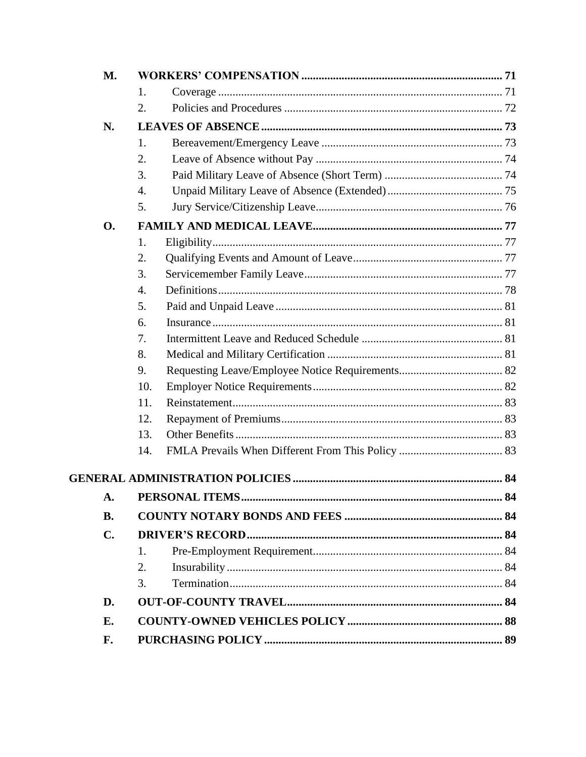**M. WORKERS' COMPENSATION ..... 71**

1. Coverage ..... 71
2. Policies and Procedures ..... 72

**N. LEAVES OF ABSENCE ..... 73**

1. Bereavement/Emergency Leave ..... 73
2. Leave of Absence without Pay ..... 74
3. Paid Military Leave of Absence (Short Term) ..... 74
4. Unpaid Military Leave of Absence (Extended) ..... 75
5. Jury Service/Citizenship Leave ..... 76

**O. FAMILY AND MEDICAL LEAVE ..... 77**

1. Eligibility ..... 77
2. Qualifying Events and Amount of Leave ..... 77
3. Servicemember Family Leave ..... 77
4. Definitions ..... 78
5. Paid and Unpaid Leave ..... 81
6. Insurance ..... 81
7. Intermittent Leave and Reduced Schedule ..... 81
8. Medical and Military Certification ..... 81
9. Requesting Leave/Employee Notice Requirements ..... 82
10. Employer Notice Requirements ..... 82
11. Reinstatement ..... 83
12. Repayment of Premiums ..... 83
13. Other Benefits ..... 83
14. FMLA Prevails When Different From This Policy ..... 83

**GENERAL ADMINISTRATION POLICIES ..... 84**

**A. PERSONAL ITEMS ..... 84**

**B. COUNTY NOTARY BONDS AND FEES ..... 84**

**C. DRIVER'S RECORD ..... 84**

1. Pre-Employment Requirement ..... 84
2. Insurability ..... 84
3. Termination ..... 84

**D. OUT-OF-COUNTY TRAVEL ..... 84**

**E. COUNTY-OWNED VEHICLES POLICY ..... 88**

**F. PURCHASING POLICY ..... 89**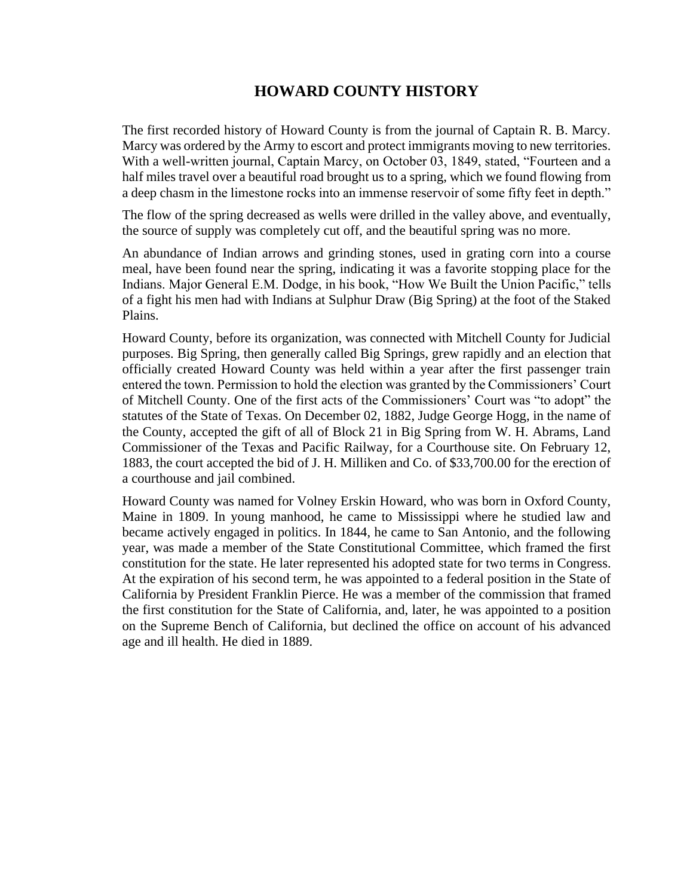# HOWARD COUNTY HISTORY

The first recorded history of Howard County is from the journal of Captain R. B. Marcy. Marcy was ordered by the Army to escort and protect immigrants moving to new territories. With a well-written journal, Captain Marcy, on October 03, 1849, stated, "Fourteen and a half miles travel over a beautiful road brought us to a spring, which we found flowing from a deep chasm in the limestone rocks into an immense reservoir of some fifty feet in depth."

The flow of the spring decreased as wells were drilled in the valley above, and eventually, the source of supply was completely cut off, and the beautiful spring was no more.

An abundance of Indian arrows and grinding stones, used in grating corn into a course meal, have been found near the spring, indicating it was a favorite stopping place for the Indians. Major General E.M. Dodge, in his book, "How We Built the Union Pacific," tells of a fight his men had with Indians at Sulphur Draw (Big Spring) at the foot of the Staked Plains.

Howard County, before its organization, was connected with Mitchell County for Judicial purposes. Big Spring, then generally called Big Springs, grew rapidly and an election that officially created Howard County was held within a year after the first passenger train entered the town. Permission to hold the election was granted by the Commissioners' Court of Mitchell County. One of the first acts of the Commissioners' Court was "to adopt" the statutes of the State of Texas. On December 02, 1882, Judge George Hogg, in the name of the County, accepted the gift of all of Block 21 in Big Spring from W. H. Abrams, Land Commissioner of the Texas and Pacific Railway, for a Courthouse site. On February 12, 1883, the court accepted the bid of J. H. Milliken and Co. of $33,700.00 for the erection of a courthouse and jail combined.

Howard County was named for Volney Erskin Howard, who was born in Oxford County, Maine in 1809. In young manhood, he came to Mississippi where he studied law and became actively engaged in politics. In 1844, he came to San Antonio, and the following year, was made a member of the State Constitutional Committee, which framed the first constitution for the state. He later represented his adopted state for two terms in Congress. At the expiration of his second term, he was appointed to a federal position in the State of California by President Franklin Pierce. He was a member of the commission that framed the first constitution for the State of California, and, later, he was appointed to a position on the Supreme Bench of California, but declined the office on account of his advanced age and ill health. He died in 1889.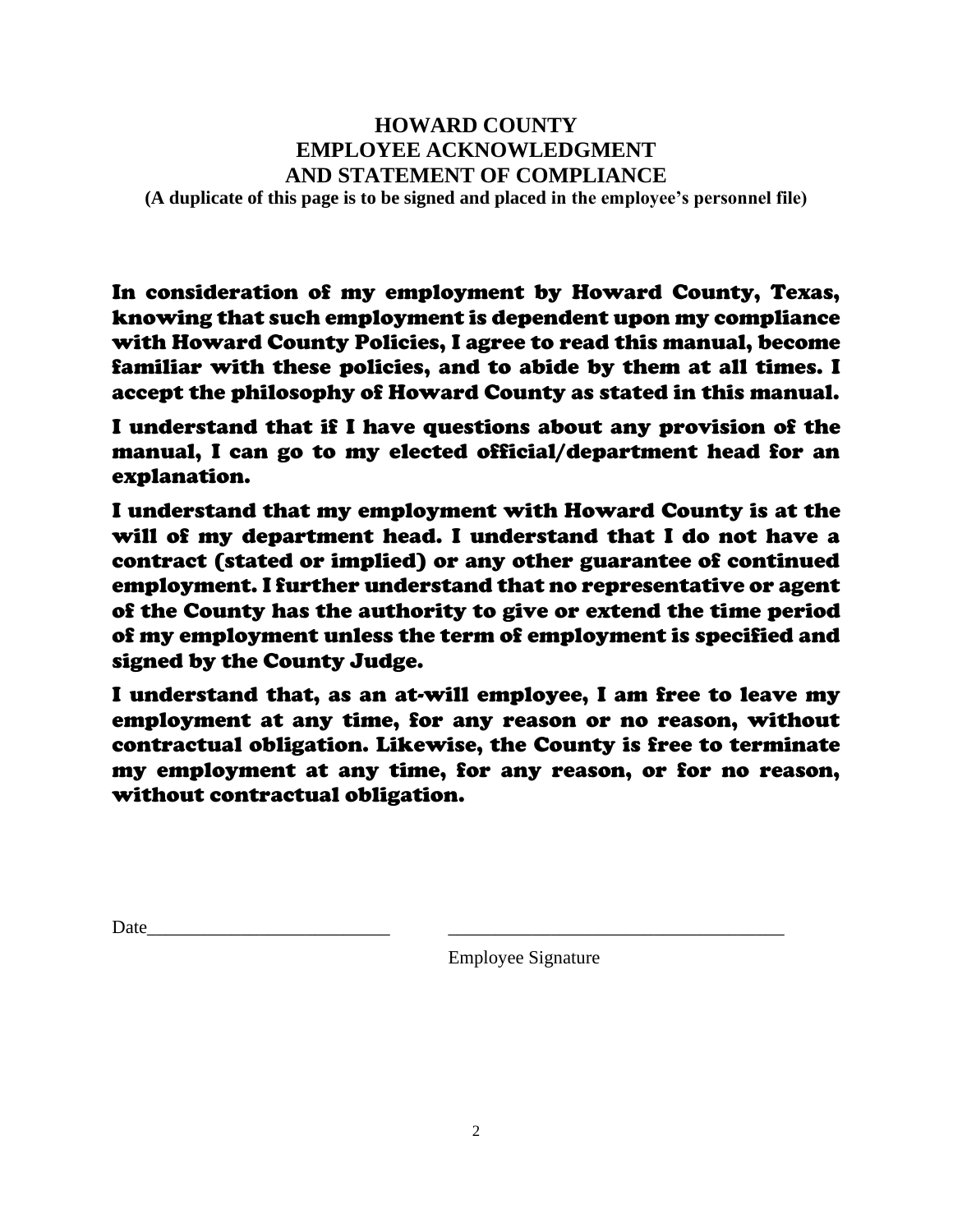# HOWARD COUNTY
# EMPLOYEE ACKNOWLEDGMENT
# AND STATEMENT OF COMPLIANCE

**(A duplicate of this page is to be signed and placed in the employee's personnel file)**

**In consideration of my employment by Howard County, Texas, knowing that such employment is dependent upon my compliance with Howard County Policies, I agree to read this manual, become familiar with these policies, and to abide by them at all times. I accept the philosophy of Howard County as stated in this manual.**

**I understand that if I have questions about any provision of the manual, I can go to my elected official/department head for an explanation.**

**I understand that my employment with Howard County is at the will of my department head. I understand that I do not have a contract (stated or implied) or any other guarantee of continued employment. I further understand that no representative or agent of the County has the authority to give or extend the time period of my employment unless the term of employment is specified and signed by the County Judge.**

**I understand that, as an at-will employee, I am free to leave my employment at any time, for any reason or no reason, without contractual obligation. Likewise, the County is free to terminate my employment at any time, for any reason, or for no reason, without contractual obligation.**

Date__________________________ ____________________________________

Employee Signature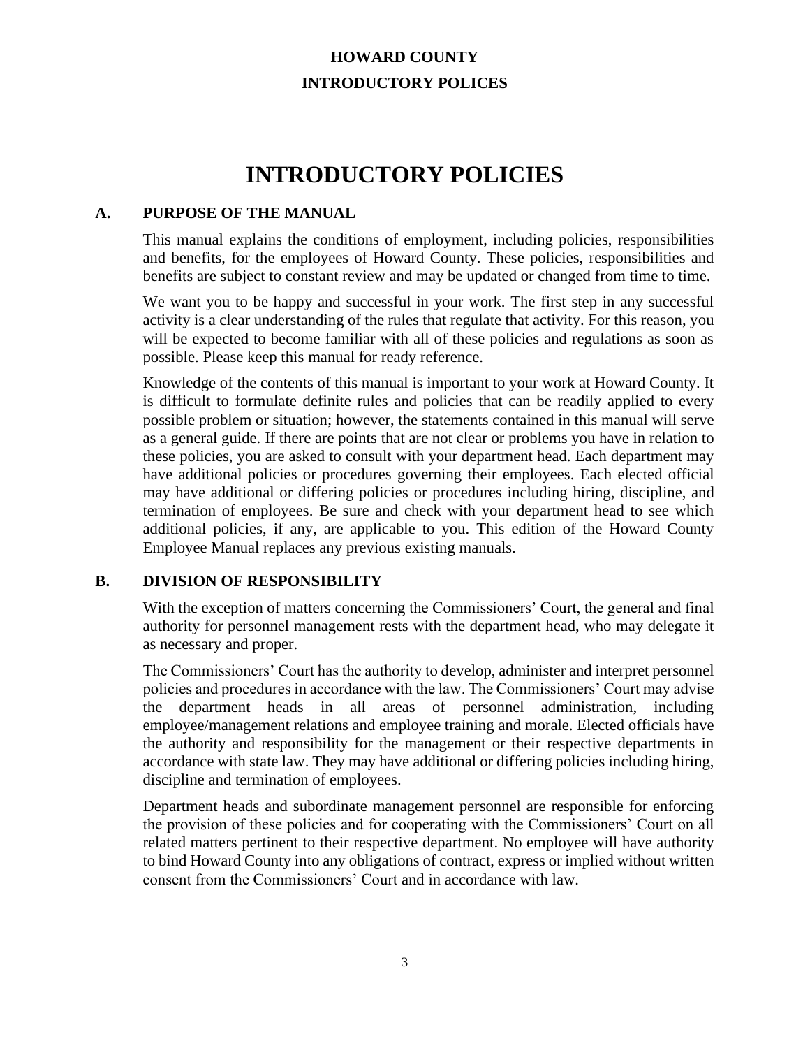# INTRODUCTORY POLICIES

## A. PURPOSE OF THE MANUAL

This manual explains the conditions of employment, including policies, responsibilities and benefits, for the employees of Howard County. These policies, responsibilities and benefits are subject to constant review and may be updated or changed from time to time.

We want you to be happy and successful in your work. The first step in any successful activity is a clear understanding of the rules that regulate that activity. For this reason, you will be expected to become familiar with all of these policies and regulations as soon as possible. Please keep this manual for ready reference.

Knowledge of the contents of this manual is important to your work at Howard County. It is difficult to formulate definite rules and policies that can be readily applied to every possible problem or situation; however, the statements contained in this manual will serve as a general guide. If there are points that are not clear or problems you have in relation to these policies, you are asked to consult with your department head. Each department may have additional policies or procedures governing their employees. Each elected official may have additional or differing policies or procedures including hiring, discipline, and termination of employees. Be sure and check with your department head to see which additional policies, if any, are applicable to you. This edition of the Howard County Employee Manual replaces any previous existing manuals.

## B. DIVISION OF RESPONSIBILITY

With the exception of matters concerning the Commissioners' Court, the general and final authority for personnel management rests with the department head, who may delegate it as necessary and proper.

The Commissioners' Court has the authority to develop, administer and interpret personnel policies and procedures in accordance with the law. The Commissioners' Court may advise the department heads in all areas of personnel administration, including employee/management relations and employee training and morale. Elected officials have the authority and responsibility for the management or their respective departments in accordance with state law. They may have additional or differing policies including hiring, discipline and termination of employees.

Department heads and subordinate management personnel are responsible for enforcing the provision of these policies and for cooperating with the Commissioners' Court on all related matters pertinent to their respective department. No employee will have authority to bind Howard County into any obligations of contract, express or implied without written consent from the Commissioners' Court and in accordance with law.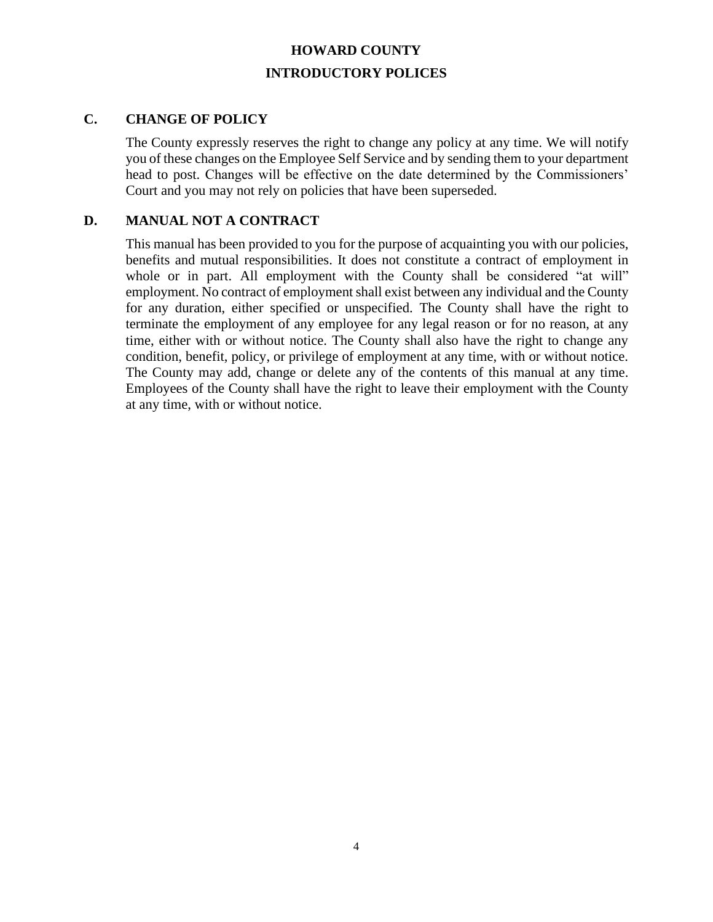# HOWARD COUNTY

## INTRODUCTORY POLICES

### C. CHANGE OF POLICY

The County expressly reserves the right to change any policy at any time. We will notify you of these changes on the Employee Self Service and by sending them to your department head to post. Changes will be effective on the date determined by the Commissioners' Court and you may not rely on policies that have been superseded.

### D. MANUAL NOT A CONTRACT

This manual has been provided to you for the purpose of acquainting you with our policies, benefits and mutual responsibilities. It does not constitute a contract of employment in whole or in part. All employment with the County shall be considered "at will" employment. No contract of employment shall exist between any individual and the County for any duration, either specified or unspecified. The County shall have the right to terminate the employment of any employee for any legal reason or for no reason, at any time, either with or without notice. The County shall also have the right to change any condition, benefit, policy, or privilege of employment at any time, with or without notice. The County may add, change or delete any of the contents of this manual at any time. Employees of the County shall have the right to leave their employment with the County at any time, with or without notice.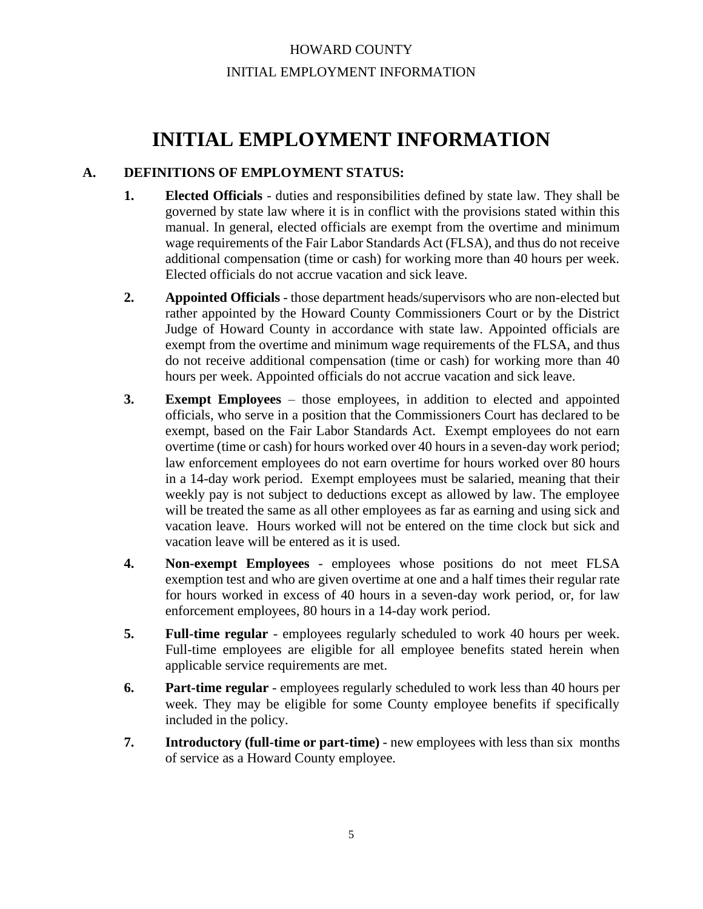# INITIAL EMPLOYMENT INFORMATION

## A. DEFINITIONS OF EMPLOYMENT STATUS:

1. **Elected Officials** - duties and responsibilities defined by state law. They shall be governed by state law where it is in conflict with the provisions stated within this manual. In general, elected officials are exempt from the overtime and minimum wage requirements of the Fair Labor Standards Act (FLSA), and thus do not receive additional compensation (time or cash) for working more than 40 hours per week. Elected officials do not accrue vacation and sick leave.

2. **Appointed Officials** - those department heads/supervisors who are non-elected but rather appointed by the Howard County Commissioners Court or by the District Judge of Howard County in accordance with state law. Appointed officials are exempt from the overtime and minimum wage requirements of the FLSA, and thus do not receive additional compensation (time or cash) for working more than 40 hours per week. Appointed officials do not accrue vacation and sick leave.

3. **Exempt Employees** – those employees, in addition to elected and appointed officials, who serve in a position that the Commissioners Court has declared to be exempt, based on the Fair Labor Standards Act. Exempt employees do not earn overtime (time or cash) for hours worked over 40 hours in a seven-day work period; law enforcement employees do not earn overtime for hours worked over 80 hours in a 14-day work period. Exempt employees must be salaried, meaning that their weekly pay is not subject to deductions except as allowed by law. The employee will be treated the same as all other employees as far as earning and using sick and vacation leave. Hours worked will not be entered on the time clock but sick and vacation leave will be entered as it is used.

4. **Non-exempt Employees** - employees whose positions do not meet FLSA exemption test and who are given overtime at one and a half times their regular rate for hours worked in excess of 40 hours in a seven-day work period, or, for law enforcement employees, 80 hours in a 14-day work period.

5. **Full-time regular** - employees regularly scheduled to work 40 hours per week. Full-time employees are eligible for all employee benefits stated herein when applicable service requirements are met.

6. **Part-time regular** - employees regularly scheduled to work less than 40 hours per week. They may be eligible for some County employee benefits if specifically included in the policy.

7. **Introductory (full-time or part-time)** - new employees with less than six months of service as a Howard County employee.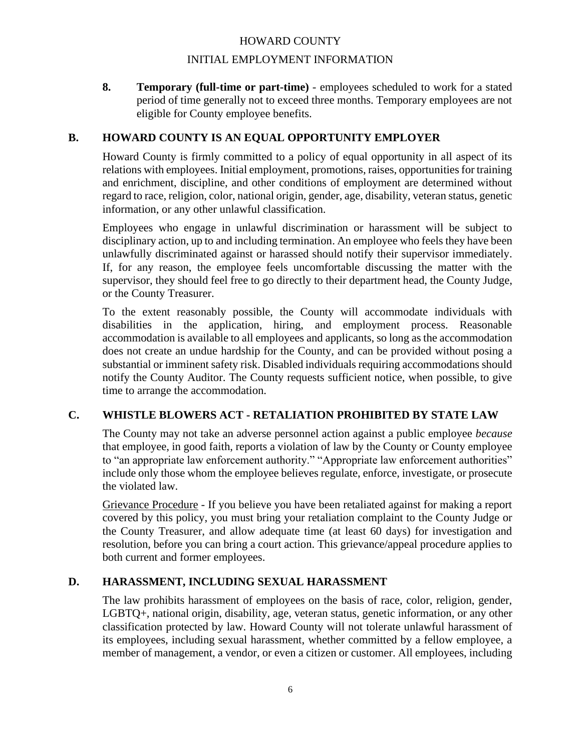8. **Temporary (full-time or part-time)** - employees scheduled to work for a stated period of time generally not to exceed three months. Temporary employees are not eligible for County employee benefits.

## B. HOWARD COUNTY IS AN EQUAL OPPORTUNITY EMPLOYER

Howard County is firmly committed to a policy of equal opportunity in all aspect of its relations with employees. Initial employment, promotions, raises, opportunities for training and enrichment, discipline, and other conditions of employment are determined without regard to race, religion, color, national origin, gender, age, disability, veteran status, genetic information, or any other unlawful classification.

Employees who engage in unlawful discrimination or harassment will be subject to disciplinary action, up to and including termination. An employee who feels they have been unlawfully discriminated against or harassed should notify their supervisor immediately. If, for any reason, the employee feels uncomfortable discussing the matter with the supervisor, they should feel free to go directly to their department head, the County Judge, or the County Treasurer.

To the extent reasonably possible, the County will accommodate individuals with disabilities in the application, hiring, and employment process. Reasonable accommodation is available to all employees and applicants, so long as the accommodation does not create an undue hardship for the County, and can be provided without posing a substantial or imminent safety risk. Disabled individuals requiring accommodations should notify the County Auditor. The County requests sufficient notice, when possible, to give time to arrange the accommodation.

## C. WHISTLE BLOWERS ACT - RETALIATION PROHIBITED BY STATE LAW

The County may not take an adverse personnel action against a public employee *because* that employee, in good faith, reports a violation of law by the County or County employee to "an appropriate law enforcement authority." "Appropriate law enforcement authorities" include only those whom the employee believes regulate, enforce, investigate, or prosecute the violated law.

<u>Grievance Procedure</u> - If you believe you have been retaliated against for making a report covered by this policy, you must bring your retaliation complaint to the County Judge or the County Treasurer, and allow adequate time (at least 60 days) for investigation and resolution, before you can bring a court action. This grievance/appeal procedure applies to both current and former employees.

## D. HARASSMENT, INCLUDING SEXUAL HARASSMENT

The law prohibits harassment of employees on the basis of race, color, religion, gender, LGBTQ+, national origin, disability, age, veteran status, genetic information, or any other classification protected by law. Howard County will not tolerate unlawful harassment of its employees, including sexual harassment, whether committed by a fellow employee, a member of management, a vendor, or even a citizen or customer. All employees, including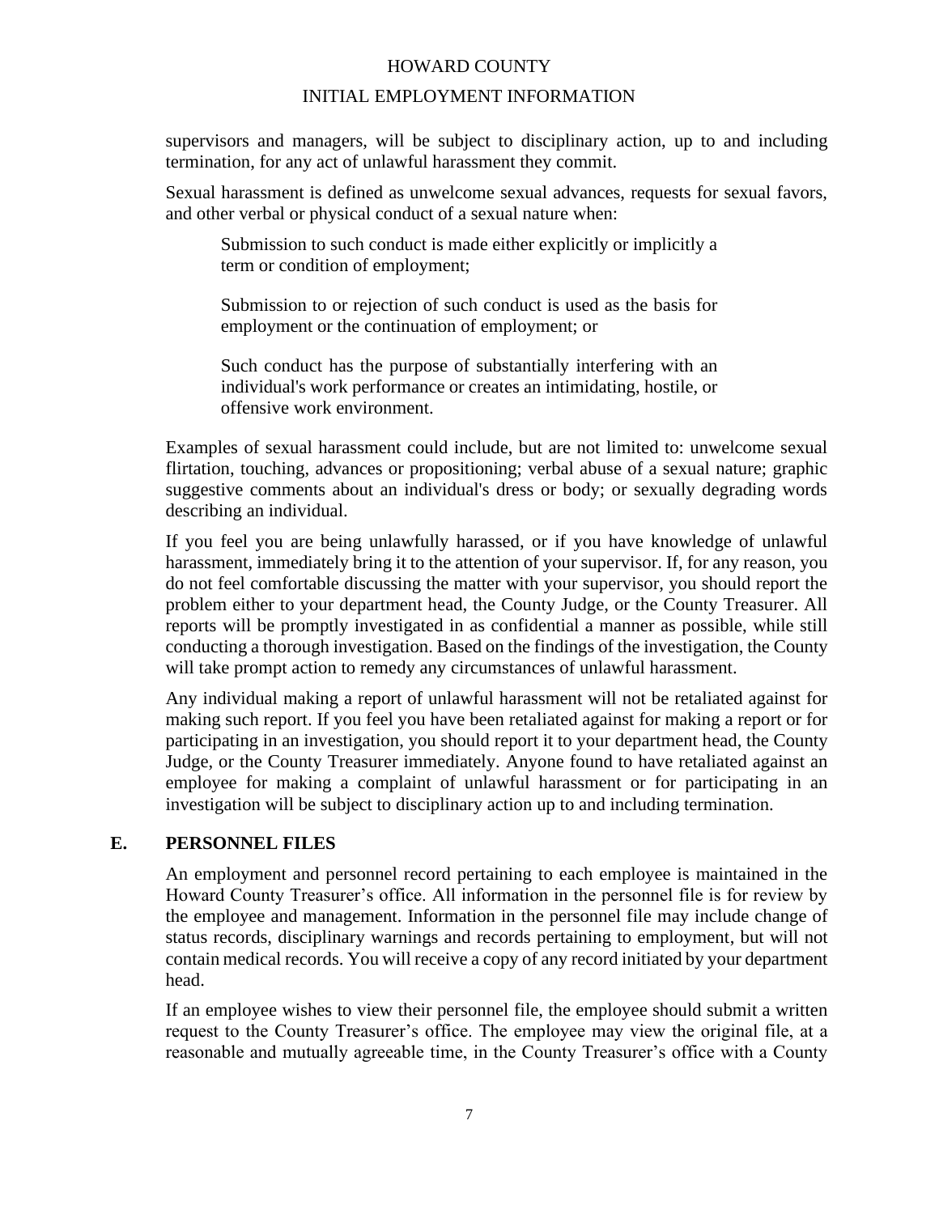supervisors and managers, will be subject to disciplinary action, up to and including termination, for any act of unlawful harassment they commit.

Sexual harassment is defined as unwelcome sexual advances, requests for sexual favors, and other verbal or physical conduct of a sexual nature when:

> Submission to such conduct is made either explicitly or implicitly a term or condition of employment;
>
> Submission to or rejection of such conduct is used as the basis for employment or the continuation of employment; or
>
> Such conduct has the purpose of substantially interfering with an individual's work performance or creates an intimidating, hostile, or offensive work environment.

Examples of sexual harassment could include, but are not limited to: unwelcome sexual flirtation, touching, advances or propositioning; verbal abuse of a sexual nature; graphic suggestive comments about an individual's dress or body; or sexually degrading words describing an individual.

If you feel you are being unlawfully harassed, or if you have knowledge of unlawful harassment, immediately bring it to the attention of your supervisor. If, for any reason, you do not feel comfortable discussing the matter with your supervisor, you should report the problem either to your department head, the County Judge, or the County Treasurer. All reports will be promptly investigated in as confidential a manner as possible, while still conducting a thorough investigation. Based on the findings of the investigation, the County will take prompt action to remedy any circumstances of unlawful harassment.

Any individual making a report of unlawful harassment will not be retaliated against for making such report. If you feel you have been retaliated against for making a report or for participating in an investigation, you should report it to your department head, the County Judge, or the County Treasurer immediately. Anyone found to have retaliated against an employee for making a complaint of unlawful harassment or for participating in an investigation will be subject to disciplinary action up to and including termination.

## E. PERSONNEL FILES

An employment and personnel record pertaining to each employee is maintained in the Howard County Treasurer's office. All information in the personnel file is for review by the employee and management. Information in the personnel file may include change of status records, disciplinary warnings and records pertaining to employment, but will not contain medical records. You will receive a copy of any record initiated by your department head.

If an employee wishes to view their personnel file, the employee should submit a written request to the County Treasurer's office. The employee may view the original file, at a reasonable and mutually agreeable time, in the County Treasurer's office with a County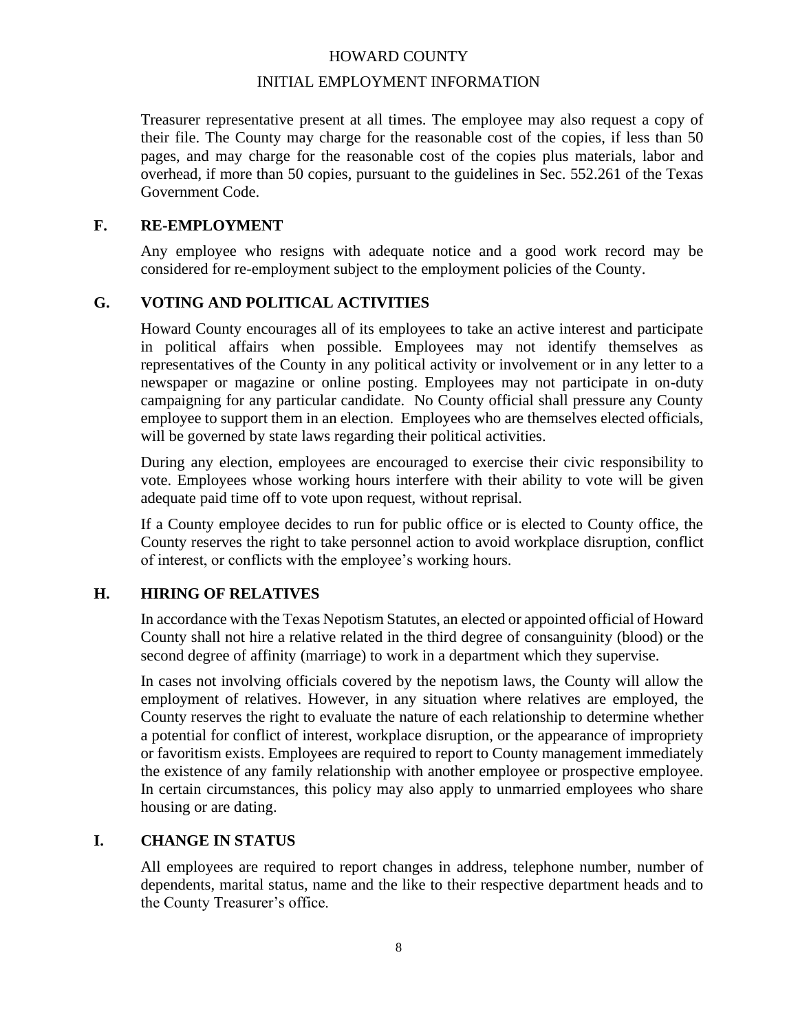Treasurer representative present at all times. The employee may also request a copy of their file. The County may charge for the reasonable cost of the copies, if less than 50 pages, and may charge for the reasonable cost of the copies plus materials, labor and overhead, if more than 50 copies, pursuant to the guidelines in Sec. 552.261 of the Texas Government Code.

## F. RE-EMPLOYMENT

Any employee who resigns with adequate notice and a good work record may be considered for re-employment subject to the employment policies of the County.

## G. VOTING AND POLITICAL ACTIVITIES

Howard County encourages all of its employees to take an active interest and participate in political affairs when possible. Employees may not identify themselves as representatives of the County in any political activity or involvement or in any letter to a newspaper or magazine or online posting. Employees may not participate in on-duty campaigning for any particular candidate. No County official shall pressure any County employee to support them in an election. Employees who are themselves elected officials, will be governed by state laws regarding their political activities.

During any election, employees are encouraged to exercise their civic responsibility to vote. Employees whose working hours interfere with their ability to vote will be given adequate paid time off to vote upon request, without reprisal.

If a County employee decides to run for public office or is elected to County office, the County reserves the right to take personnel action to avoid workplace disruption, conflict of interest, or conflicts with the employee's working hours.

## H. HIRING OF RELATIVES

In accordance with the Texas Nepotism Statutes, an elected or appointed official of Howard County shall not hire a relative related in the third degree of consanguinity (blood) or the second degree of affinity (marriage) to work in a department which they supervise.

In cases not involving officials covered by the nepotism laws, the County will allow the employment of relatives. However, in any situation where relatives are employed, the County reserves the right to evaluate the nature of each relationship to determine whether a potential for conflict of interest, workplace disruption, or the appearance of impropriety or favoritism exists. Employees are required to report to County management immediately the existence of any family relationship with another employee or prospective employee. In certain circumstances, this policy may also apply to unmarried employees who share housing or are dating.

## I. CHANGE IN STATUS

All employees are required to report changes in address, telephone number, number of dependents, marital status, name and the like to their respective department heads and to the County Treasurer's office.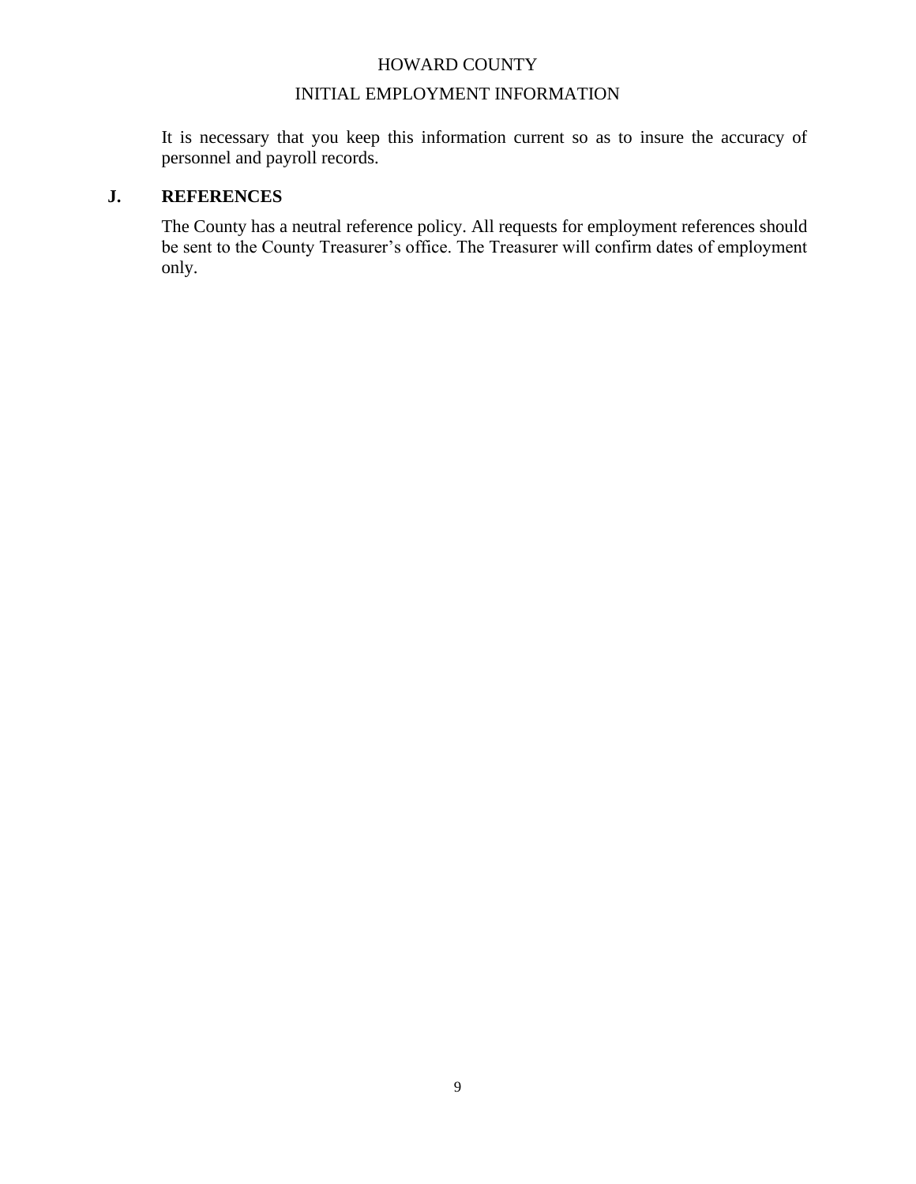It is necessary that you keep this information current so as to insure the accuracy of personnel and payroll records.

## J. REFERENCES

The County has a neutral reference policy. All requests for employment references should be sent to the County Treasurer's office. The Treasurer will confirm dates of employment only.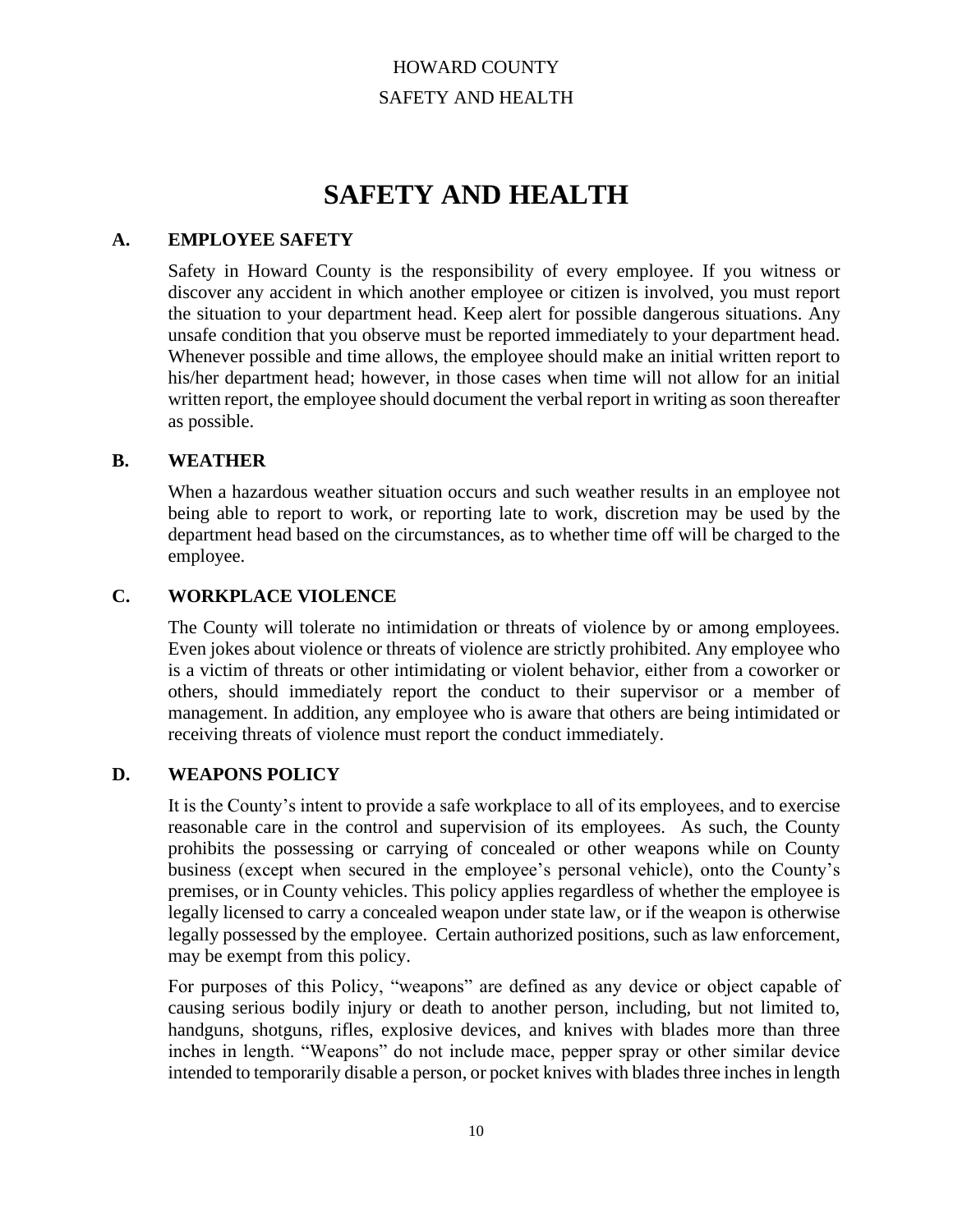# SAFETY AND HEALTH

## A. EMPLOYEE SAFETY

Safety in Howard County is the responsibility of every employee. If you witness or discover any accident in which another employee or citizen is involved, you must report the situation to your department head. Keep alert for possible dangerous situations. Any unsafe condition that you observe must be reported immediately to your department head. Whenever possible and time allows, the employee should make an initial written report to his/her department head; however, in those cases when time will not allow for an initial written report, the employee should document the verbal report in writing as soon thereafter as possible.

## B. WEATHER

When a hazardous weather situation occurs and such weather results in an employee not being able to report to work, or reporting late to work, discretion may be used by the department head based on the circumstances, as to whether time off will be charged to the employee.

## C. WORKPLACE VIOLENCE

The County will tolerate no intimidation or threats of violence by or among employees. Even jokes about violence or threats of violence are strictly prohibited. Any employee who is a victim of threats or other intimidating or violent behavior, either from a coworker or others, should immediately report the conduct to their supervisor or a member of management. In addition, any employee who is aware that others are being intimidated or receiving threats of violence must report the conduct immediately.

## D. WEAPONS POLICY

It is the County's intent to provide a safe workplace to all of its employees, and to exercise reasonable care in the control and supervision of its employees. As such, the County prohibits the possessing or carrying of concealed or other weapons while on County business (except when secured in the employee's personal vehicle), onto the County's premises, or in County vehicles. This policy applies regardless of whether the employee is legally licensed to carry a concealed weapon under state law, or if the weapon is otherwise legally possessed by the employee. Certain authorized positions, such as law enforcement, may be exempt from this policy.

For purposes of this Policy, "weapons" are defined as any device or object capable of causing serious bodily injury or death to another person, including, but not limited to, handguns, shotguns, rifles, explosive devices, and knives with blades more than three inches in length. "Weapons" do not include mace, pepper spray or other similar device intended to temporarily disable a person, or pocket knives with blades three inches in length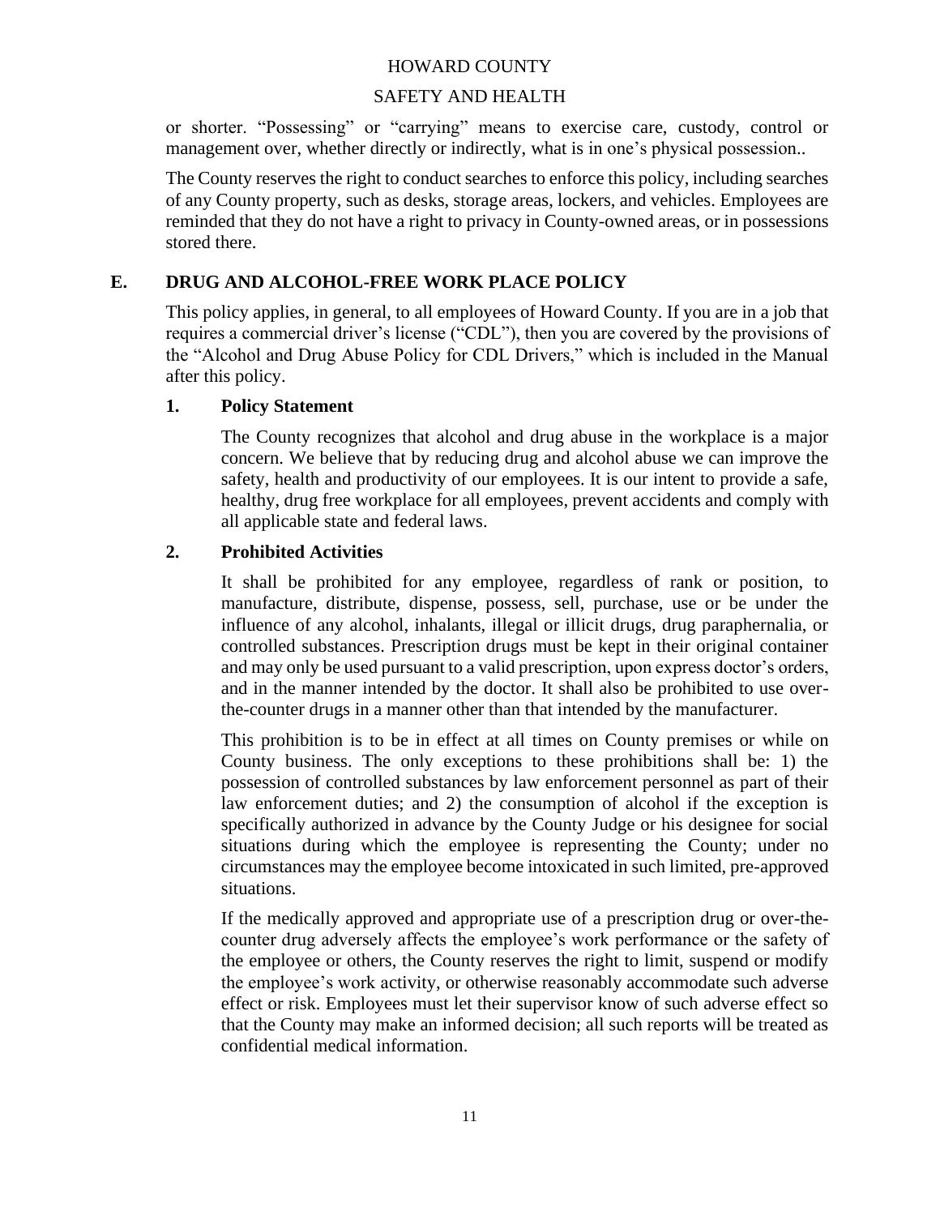or shorter. "Possessing" or "carrying" means to exercise care, custody, control or management over, whether directly or indirectly, what is in one's physical possession..

The County reserves the right to conduct searches to enforce this policy, including searches of any County property, such as desks, storage areas, lockers, and vehicles. Employees are reminded that they do not have a right to privacy in County-owned areas, or in possessions stored there.

## E. DRUG AND ALCOHOL-FREE WORK PLACE POLICY

This policy applies, in general, to all employees of Howard County. If you are in a job that requires a commercial driver's license ("CDL"), then you are covered by the provisions of the "Alcohol and Drug Abuse Policy for CDL Drivers," which is included in the Manual after this policy.

### 1. Policy Statement

The County recognizes that alcohol and drug abuse in the workplace is a major concern. We believe that by reducing drug and alcohol abuse we can improve the safety, health and productivity of our employees. It is our intent to provide a safe, healthy, drug free workplace for all employees, prevent accidents and comply with all applicable state and federal laws.

### 2. Prohibited Activities

It shall be prohibited for any employee, regardless of rank or position, to manufacture, distribute, dispense, possess, sell, purchase, use or be under the influence of any alcohol, inhalants, illegal or illicit drugs, drug paraphernalia, or controlled substances. Prescription drugs must be kept in their original container and may only be used pursuant to a valid prescription, upon express doctor's orders, and in the manner intended by the doctor. It shall also be prohibited to use over-the-counter drugs in a manner other than that intended by the manufacturer.

This prohibition is to be in effect at all times on County premises or while on County business. The only exceptions to these prohibitions shall be: 1) the possession of controlled substances by law enforcement personnel as part of their law enforcement duties; and 2) the consumption of alcohol if the exception is specifically authorized in advance by the County Judge or his designee for social situations during which the employee is representing the County; under no circumstances may the employee become intoxicated in such limited, pre-approved situations.

If the medically approved and appropriate use of a prescription drug or over-the-counter drug adversely affects the employee's work performance or the safety of the employee or others, the County reserves the right to limit, suspend or modify the employee's work activity, or otherwise reasonably accommodate such adverse effect or risk. Employees must let their supervisor know of such adverse effect so that the County may make an informed decision; all such reports will be treated as confidential medical information.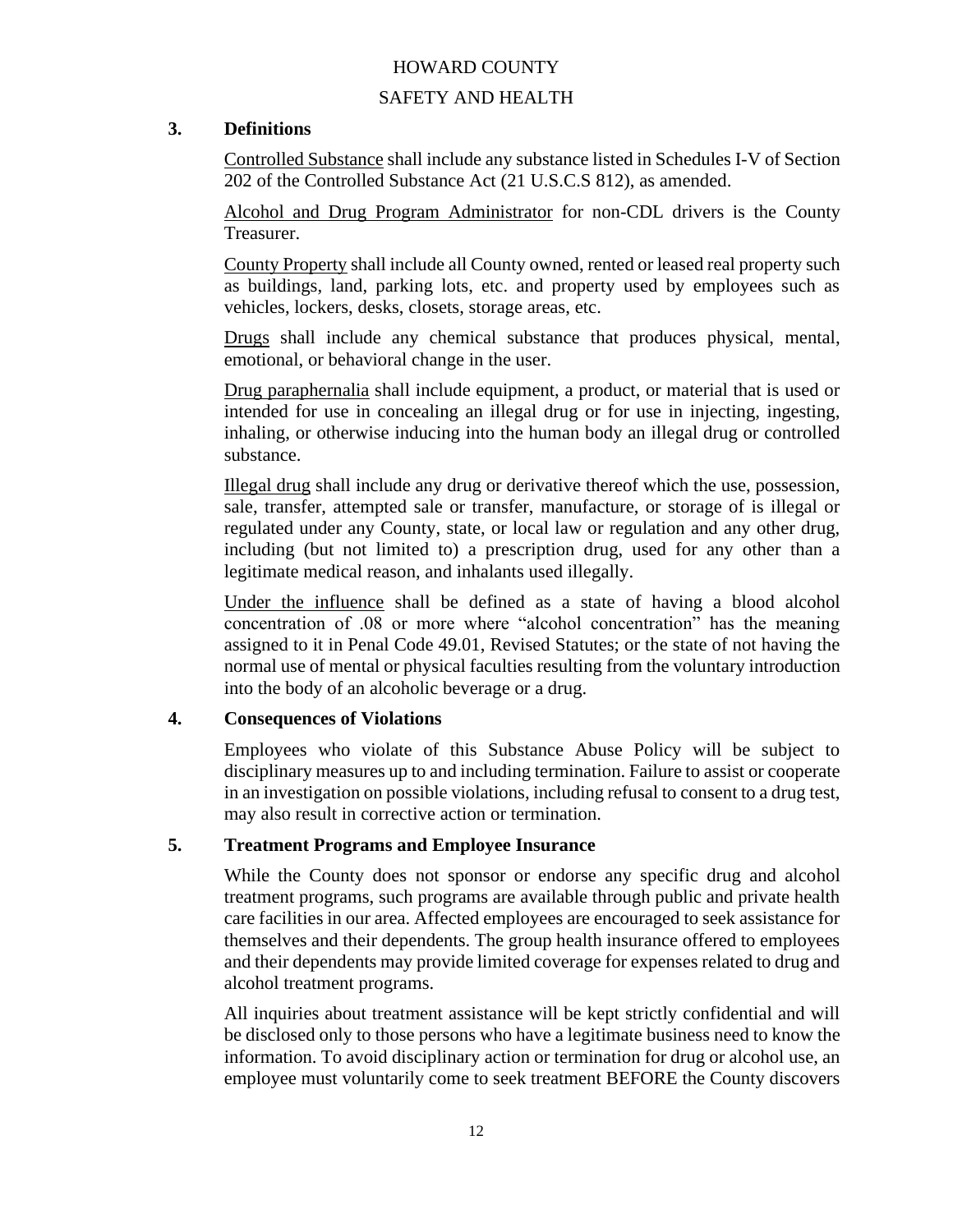## 3. Definitions

Controlled Substance shall include any substance listed in Schedules I-V of Section 202 of the Controlled Substance Act (21 U.S.C.S 812), as amended.

Alcohol and Drug Program Administrator for non-CDL drivers is the County Treasurer.

County Property shall include all County owned, rented or leased real property such as buildings, land, parking lots, etc. and property used by employees such as vehicles, lockers, desks, closets, storage areas, etc.

Drugs shall include any chemical substance that produces physical, mental, emotional, or behavioral change in the user.

Drug paraphernalia shall include equipment, a product, or material that is used or intended for use in concealing an illegal drug or for use in injecting, ingesting, inhaling, or otherwise inducing into the human body an illegal drug or controlled substance.

Illegal drug shall include any drug or derivative thereof which the use, possession, sale, transfer, attempted sale or transfer, manufacture, or storage of is illegal or regulated under any County, state, or local law or regulation and any other drug, including (but not limited to) a prescription drug, used for any other than a legitimate medical reason, and inhalants used illegally.

Under the influence shall be defined as a state of having a blood alcohol concentration of .08 or more where "alcohol concentration" has the meaning assigned to it in Penal Code 49.01, Revised Statutes; or the state of not having the normal use of mental or physical faculties resulting from the voluntary introduction into the body of an alcoholic beverage or a drug.

## 4. Consequences of Violations

Employees who violate of this Substance Abuse Policy will be subject to disciplinary measures up to and including termination. Failure to assist or cooperate in an investigation on possible violations, including refusal to consent to a drug test, may also result in corrective action or termination.

## 5. Treatment Programs and Employee Insurance

While the County does not sponsor or endorse any specific drug and alcohol treatment programs, such programs are available through public and private health care facilities in our area. Affected employees are encouraged to seek assistance for themselves and their dependents. The group health insurance offered to employees and their dependents may provide limited coverage for expenses related to drug and alcohol treatment programs.

All inquiries about treatment assistance will be kept strictly confidential and will be disclosed only to those persons who have a legitimate business need to know the information. To avoid disciplinary action or termination for drug or alcohol use, an employee must voluntarily come to seek treatment BEFORE the County discovers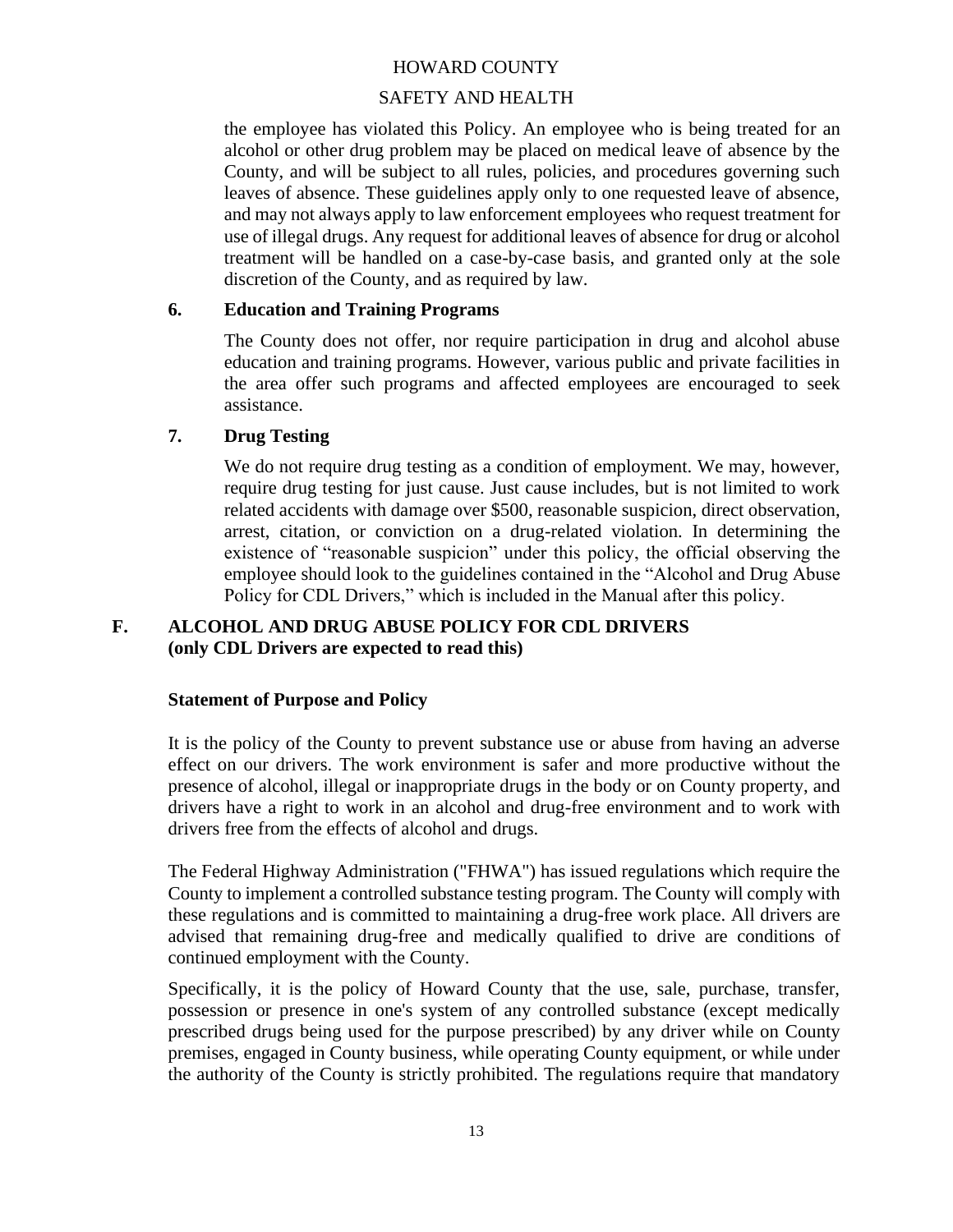the employee has violated this Policy. An employee who is being treated for an alcohol or other drug problem may be placed on medical leave of absence by the County, and will be subject to all rules, policies, and procedures governing such leaves of absence. These guidelines apply only to one requested leave of absence, and may not always apply to law enforcement employees who request treatment for use of illegal drugs. Any request for additional leaves of absence for drug or alcohol treatment will be handled on a case-by-case basis, and granted only at the sole discretion of the County, and as required by law.

### 6. Education and Training Programs

The County does not offer, nor require participation in drug and alcohol abuse education and training programs. However, various public and private facilities in the area offer such programs and affected employees are encouraged to seek assistance.

### 7. Drug Testing

We do not require drug testing as a condition of employment. We may, however, require drug testing for just cause. Just cause includes, but is not limited to work related accidents with damage over $500, reasonable suspicion, direct observation, arrest, citation, or conviction on a drug-related violation. In determining the existence of "reasonable suspicion" under this policy, the official observing the employee should look to the guidelines contained in the "Alcohol and Drug Abuse Policy for CDL Drivers," which is included in the Manual after this policy.

## F. ALCOHOL AND DRUG ABUSE POLICY FOR CDL DRIVERS (only CDL Drivers are expected to read this)

### Statement of Purpose and Policy

It is the policy of the County to prevent substance use or abuse from having an adverse effect on our drivers. The work environment is safer and more productive without the presence of alcohol, illegal or inappropriate drugs in the body or on County property, and drivers have a right to work in an alcohol and drug-free environment and to work with drivers free from the effects of alcohol and drugs.

The Federal Highway Administration ("FHWA") has issued regulations which require the County to implement a controlled substance testing program. The County will comply with these regulations and is committed to maintaining a drug-free work place. All drivers are advised that remaining drug-free and medically qualified to drive are conditions of continued employment with the County.

Specifically, it is the policy of Howard County that the use, sale, purchase, transfer, possession or presence in one's system of any controlled substance (except medically prescribed drugs being used for the purpose prescribed) by any driver while on County premises, engaged in County business, while operating County equipment, or while under the authority of the County is strictly prohibited. The regulations require that mandatory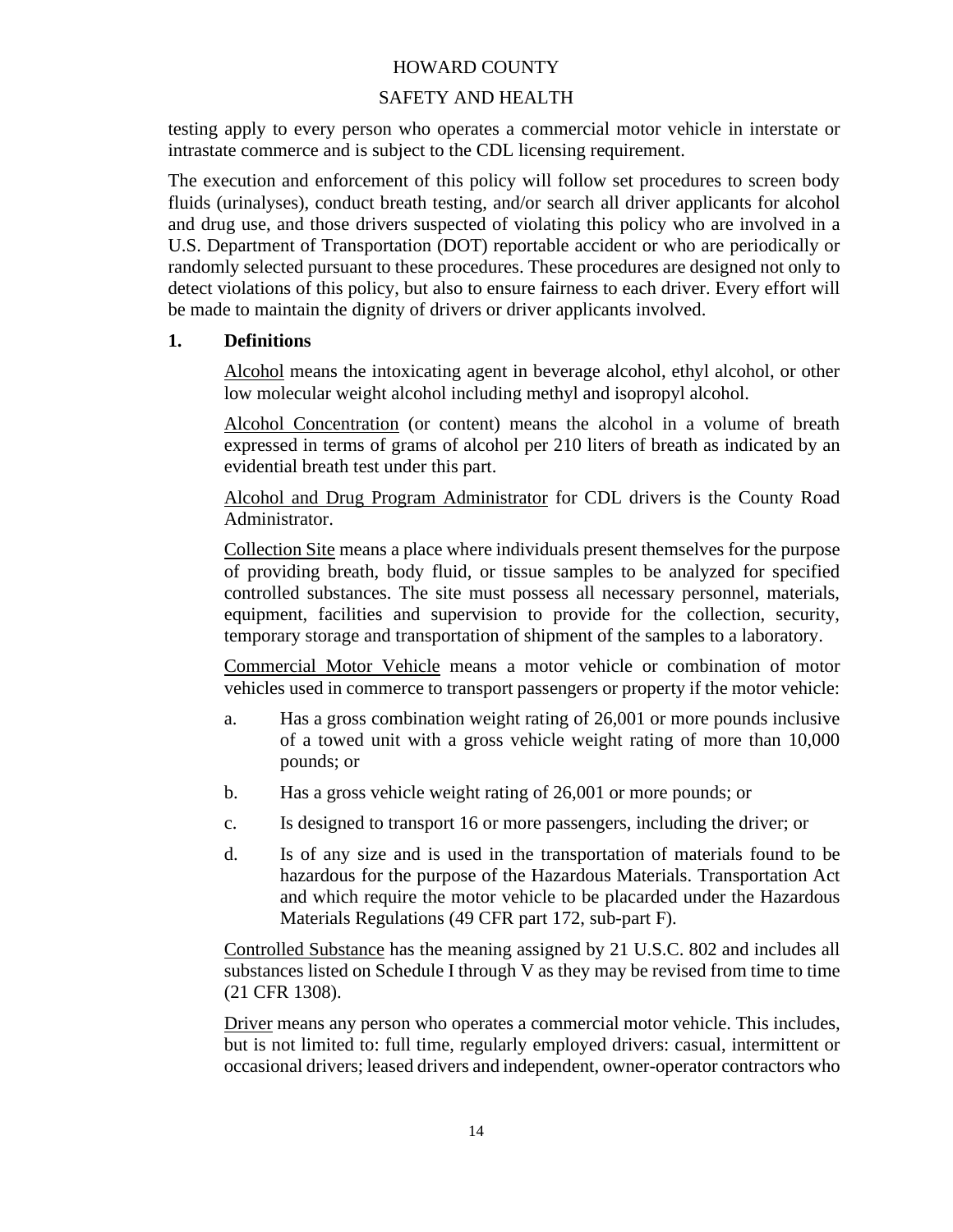testing apply to every person who operates a commercial motor vehicle in interstate or intrastate commerce and is subject to the CDL licensing requirement.

The execution and enforcement of this policy will follow set procedures to screen body fluids (urinalyses), conduct breath testing, and/or search all driver applicants for alcohol and drug use, and those drivers suspected of violating this policy who are involved in a U.S. Department of Transportation (DOT) reportable accident or who are periodically or randomly selected pursuant to these procedures. These procedures are designed not only to detect violations of this policy, but also to ensure fairness to each driver. Every effort will be made to maintain the dignity of drivers or driver applicants involved.

**1. Definitions**

Alcohol means the intoxicating agent in beverage alcohol, ethyl alcohol, or other low molecular weight alcohol including methyl and isopropyl alcohol.

Alcohol Concentration (or content) means the alcohol in a volume of breath expressed in terms of grams of alcohol per 210 liters of breath as indicated by an evidential breath test under this part.

Alcohol and Drug Program Administrator for CDL drivers is the County Road Administrator.

Collection Site means a place where individuals present themselves for the purpose of providing breath, body fluid, or tissue samples to be analyzed for specified controlled substances. The site must possess all necessary personnel, materials, equipment, facilities and supervision to provide for the collection, security, temporary storage and transportation of shipment of the samples to a laboratory.

Commercial Motor Vehicle means a motor vehicle or combination of motor vehicles used in commerce to transport passengers or property if the motor vehicle:

a. Has a gross combination weight rating of 26,001 or more pounds inclusive of a towed unit with a gross vehicle weight rating of more than 10,000 pounds; or

b. Has a gross vehicle weight rating of 26,001 or more pounds; or

c. Is designed to transport 16 or more passengers, including the driver; or

d. Is of any size and is used in the transportation of materials found to be hazardous for the purpose of the Hazardous Materials. Transportation Act and which require the motor vehicle to be placarded under the Hazardous Materials Regulations (49 CFR part 172, sub-part F).

Controlled Substance has the meaning assigned by 21 U.S.C. 802 and includes all substances listed on Schedule I through V as they may be revised from time to time (21 CFR 1308).

Driver means any person who operates a commercial motor vehicle. This includes, but is not limited to: full time, regularly employed drivers: casual, intermittent or occasional drivers; leased drivers and independent, owner-operator contractors who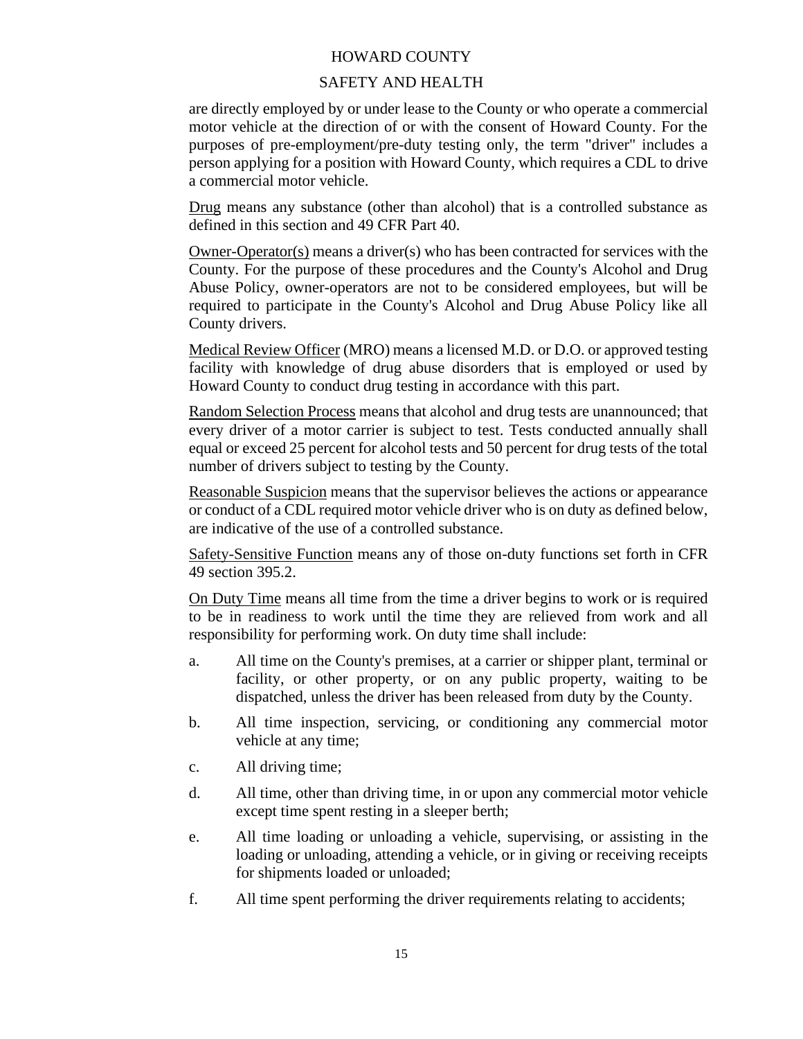are directly employed by or under lease to the County or who operate a commercial motor vehicle at the direction of or with the consent of Howard County. For the purposes of pre-employment/pre-duty testing only, the term "driver" includes a person applying for a position with Howard County, which requires a CDL to drive a commercial motor vehicle.

<u>Drug</u> means any substance (other than alcohol) that is a controlled substance as defined in this section and 49 CFR Part 40.

<u>Owner-Operator(s)</u> means a driver(s) who has been contracted for services with the County. For the purpose of these procedures and the County's Alcohol and Drug Abuse Policy, owner-operators are not to be considered employees, but will be required to participate in the County's Alcohol and Drug Abuse Policy like all County drivers.

<u>Medical Review Officer</u> (MRO) means a licensed M.D. or D.O. or approved testing facility with knowledge of drug abuse disorders that is employed or used by Howard County to conduct drug testing in accordance with this part.

<u>Random Selection Process</u> means that alcohol and drug tests are unannounced; that every driver of a motor carrier is subject to test. Tests conducted annually shall equal or exceed 25 percent for alcohol tests and 50 percent for drug tests of the total number of drivers subject to testing by the County.

<u>Reasonable Suspicion</u> means that the supervisor believes the actions or appearance or conduct of a CDL required motor vehicle driver who is on duty as defined below, are indicative of the use of a controlled substance.

<u>Safety-Sensitive Function</u> means any of those on-duty functions set forth in CFR 49 section 395.2.

<u>On Duty Time</u> means all time from the time a driver begins to work or is required to be in readiness to work until the time they are relieved from work and all responsibility for performing work. On duty time shall include:

a. All time on the County's premises, at a carrier or shipper plant, terminal or facility, or other property, or on any public property, waiting to be dispatched, unless the driver has been released from duty by the County.

b. All time inspection, servicing, or conditioning any commercial motor vehicle at any time;

c. All driving time;

d. All time, other than driving time, in or upon any commercial motor vehicle except time spent resting in a sleeper berth;

e. All time loading or unloading a vehicle, supervising, or assisting in the loading or unloading, attending a vehicle, or in giving or receiving receipts for shipments loaded or unloaded;

f. All time spent performing the driver requirements relating to accidents;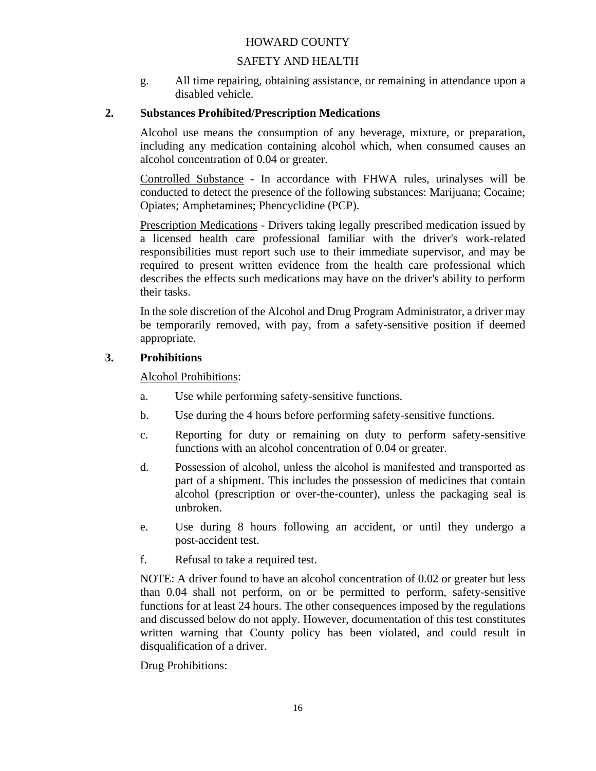g. All time repairing, obtaining assistance, or remaining in attendance upon a disabled vehicle.

**2. Substances Prohibited/Prescription Medications**

Alcohol use means the consumption of any beverage, mixture, or preparation, including any medication containing alcohol which, when consumed causes an alcohol concentration of 0.04 or greater.

Controlled Substance - In accordance with FHWA rules, urinalyses will be conducted to detect the presence of the following substances: Marijuana; Cocaine; Opiates; Amphetamines; Phencyclidine (PCP).

Prescription Medications - Drivers taking legally prescribed medication issued by a licensed health care professional familiar with the driver's work-related responsibilities must report such use to their immediate supervisor, and may be required to present written evidence from the health care professional which describes the effects such medications may have on the driver's ability to perform their tasks.

In the sole discretion of the Alcohol and Drug Program Administrator, a driver may be temporarily removed, with pay, from a safety-sensitive position if deemed appropriate.

**3. Prohibitions**

Alcohol Prohibitions:

a. Use while performing safety-sensitive functions.

b. Use during the 4 hours before performing safety-sensitive functions.

c. Reporting for duty or remaining on duty to perform safety-sensitive functions with an alcohol concentration of 0.04 or greater.

d. Possession of alcohol, unless the alcohol is manifested and transported as part of a shipment. This includes the possession of medicines that contain alcohol (prescription or over-the-counter), unless the packaging seal is unbroken.

e. Use during 8 hours following an accident, or until they undergo a post-accident test.

f. Refusal to take a required test.

NOTE: A driver found to have an alcohol concentration of 0.02 or greater but less than 0.04 shall not perform, on or be permitted to perform, safety-sensitive functions for at least 24 hours. The other consequences imposed by the regulations and discussed below do not apply. However, documentation of this test constitutes written warning that County policy has been violated, and could result in disqualification of a driver.

Drug Prohibitions: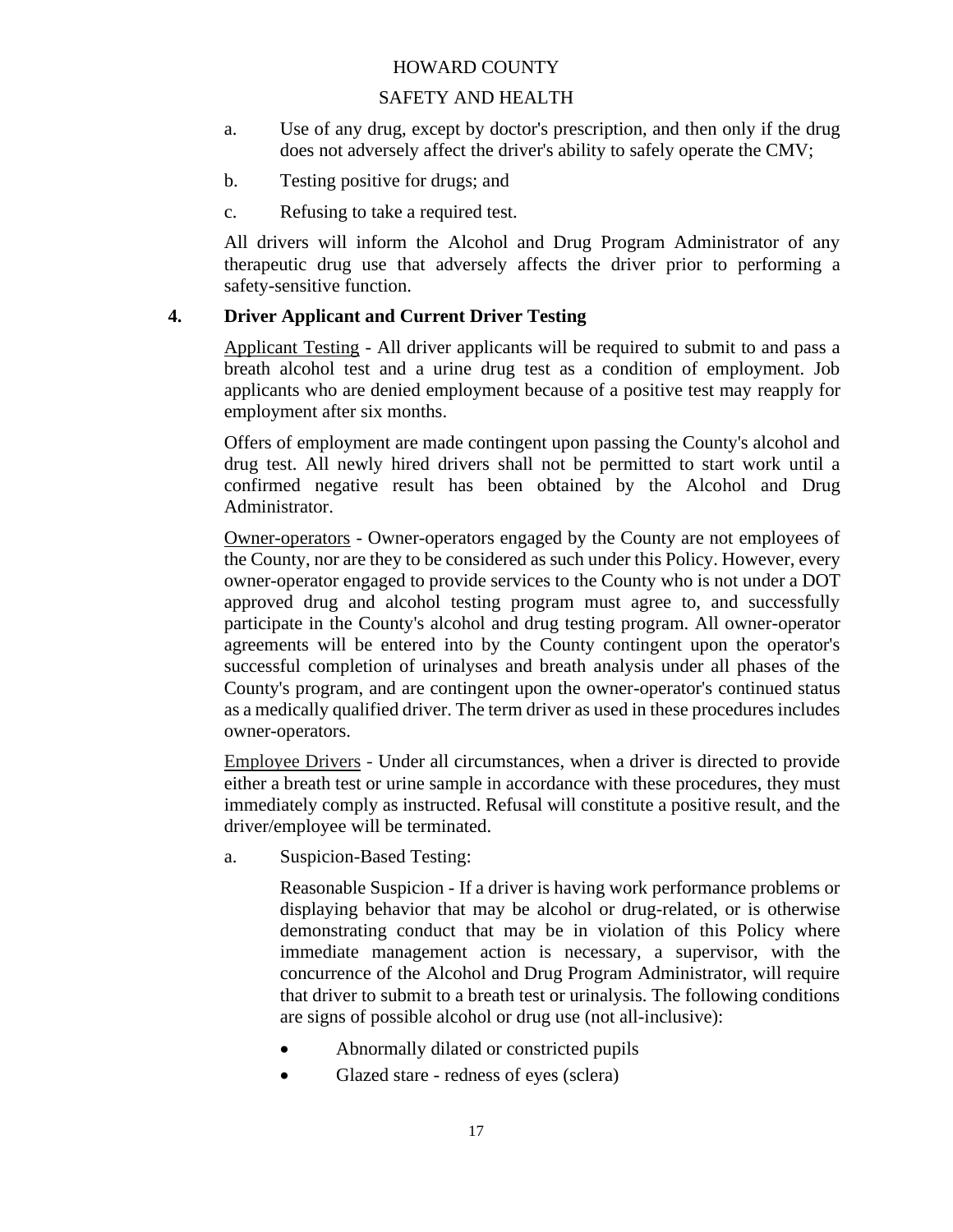a. Use of any drug, except by doctor's prescription, and then only if the drug does not adversely affect the driver's ability to safely operate the CMV;

b. Testing positive for drugs; and

c. Refusing to take a required test.

All drivers will inform the Alcohol and Drug Program Administrator of any therapeutic drug use that adversely affects the driver prior to performing a safety-sensitive function.

## 4. Driver Applicant and Current Driver Testing

Applicant Testing - All driver applicants will be required to submit to and pass a breath alcohol test and a urine drug test as a condition of employment. Job applicants who are denied employment because of a positive test may reapply for employment after six months.

Offers of employment are made contingent upon passing the County's alcohol and drug test. All newly hired drivers shall not be permitted to start work until a confirmed negative result has been obtained by the Alcohol and Drug Administrator.

Owner-operators - Owner-operators engaged by the County are not employees of the County, nor are they to be considered as such under this Policy. However, every owner-operator engaged to provide services to the County who is not under a DOT approved drug and alcohol testing program must agree to, and successfully participate in the County's alcohol and drug testing program. All owner-operator agreements will be entered into by the County contingent upon the operator's successful completion of urinalyses and breath analysis under all phases of the County's program, and are contingent upon the owner-operator's continued status as a medically qualified driver. The term driver as used in these procedures includes owner-operators.

Employee Drivers - Under all circumstances, when a driver is directed to provide either a breath test or urine sample in accordance with these procedures, they must immediately comply as instructed. Refusal will constitute a positive result, and the driver/employee will be terminated.

a. Suspicion-Based Testing:

Reasonable Suspicion - If a driver is having work performance problems or displaying behavior that may be alcohol or drug-related, or is otherwise demonstrating conduct that may be in violation of this Policy where immediate management action is necessary, a supervisor, with the concurrence of the Alcohol and Drug Program Administrator, will require that driver to submit to a breath test or urinalysis. The following conditions are signs of possible alcohol or drug use (not all-inclusive):

- Abnormally dilated or constricted pupils
- Glazed stare - redness of eyes (sclera)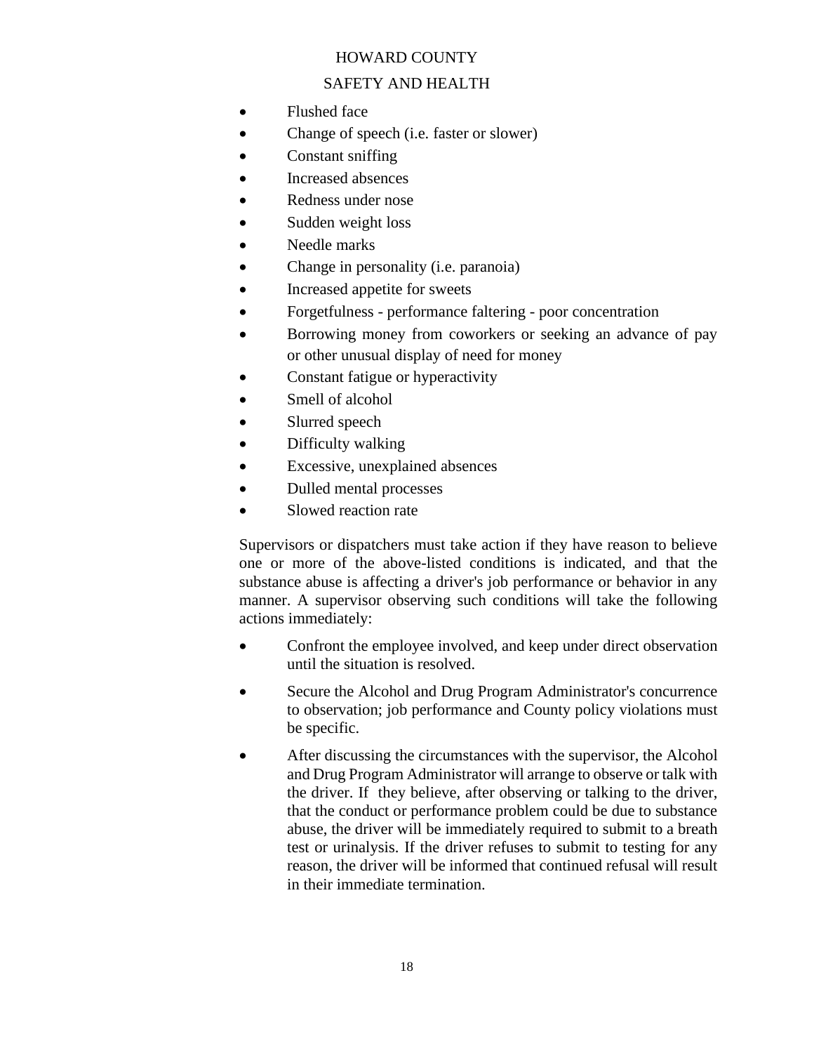- Flushed face
- Change of speech (i.e. faster or slower)
- Constant sniffing
- Increased absences
- Redness under nose
- Sudden weight loss
- Needle marks
- Change in personality (i.e. paranoia)
- Increased appetite for sweets
- Forgetfulness - performance faltering - poor concentration
- Borrowing money from coworkers or seeking an advance of pay or other unusual display of need for money
- Constant fatigue or hyperactivity
- Smell of alcohol
- Slurred speech
- Difficulty walking
- Excessive, unexplained absences
- Dulled mental processes
- Slowed reaction rate

Supervisors or dispatchers must take action if they have reason to believe one or more of the above-listed conditions is indicated, and that the substance abuse is affecting a driver's job performance or behavior in any manner. A supervisor observing such conditions will take the following actions immediately:

- Confront the employee involved, and keep under direct observation until the situation is resolved.
- Secure the Alcohol and Drug Program Administrator's concurrence to observation; job performance and County policy violations must be specific.
- After discussing the circumstances with the supervisor, the Alcohol and Drug Program Administrator will arrange to observe or talk with the driver. If they believe, after observing or talking to the driver, that the conduct or performance problem could be due to substance abuse, the driver will be immediately required to submit to a breath test or urinalysis. If the driver refuses to submit to testing for any reason, the driver will be informed that continued refusal will result in their immediate termination.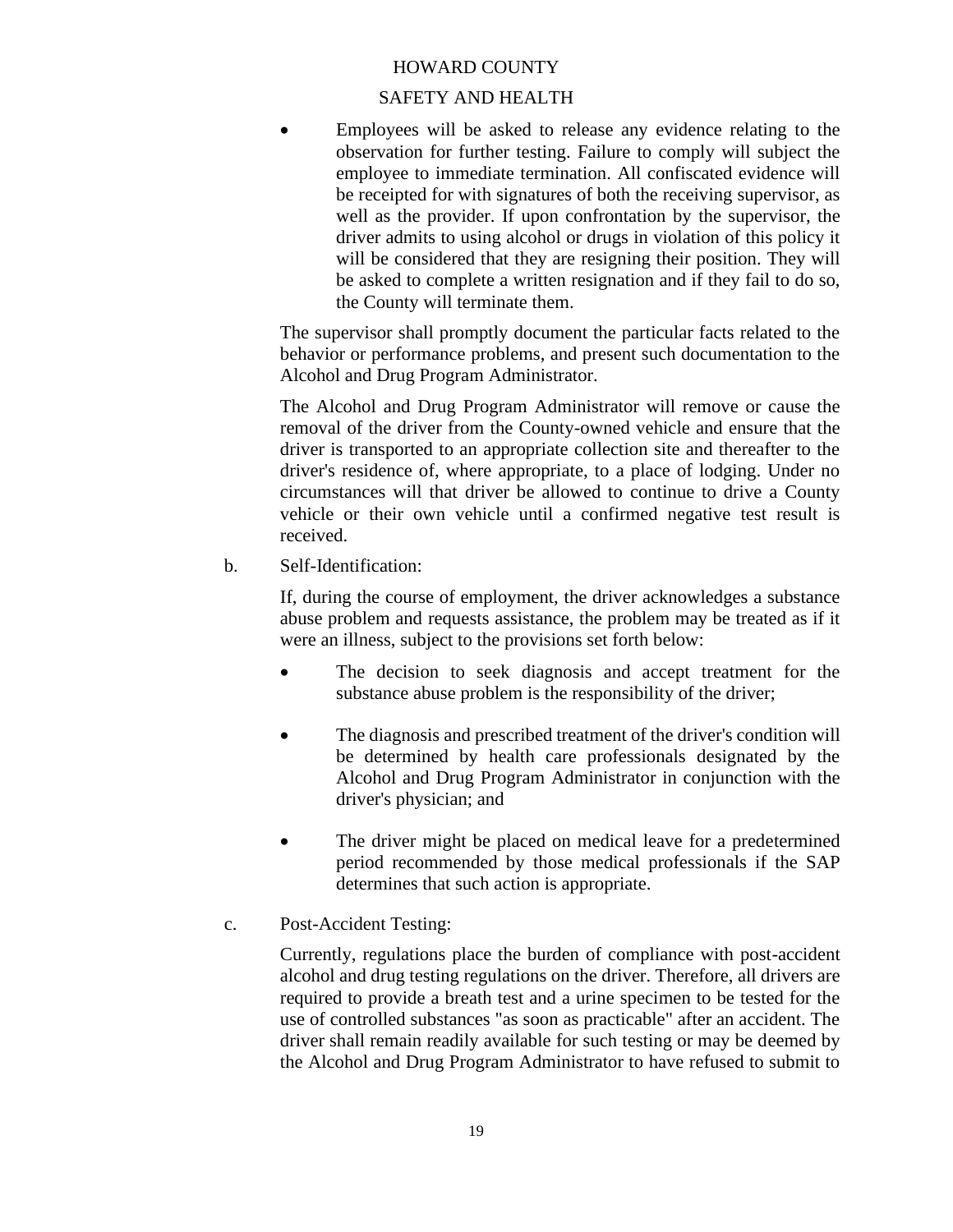- Employees will be asked to release any evidence relating to the observation for further testing. Failure to comply will subject the employee to immediate termination. All confiscated evidence will be receipted for with signatures of both the receiving supervisor, as well as the provider. If upon confrontation by the supervisor, the driver admits to using alcohol or drugs in violation of this policy it will be considered that they are resigning their position. They will be asked to complete a written resignation and if they fail to do so, the County will terminate them.

The supervisor shall promptly document the particular facts related to the behavior or performance problems, and present such documentation to the Alcohol and Drug Program Administrator.

The Alcohol and Drug Program Administrator will remove or cause the removal of the driver from the County-owned vehicle and ensure that the driver is transported to an appropriate collection site and thereafter to the driver's residence of, where appropriate, to a place of lodging. Under no circumstances will that driver be allowed to continue to drive a County vehicle or their own vehicle until a confirmed negative test result is received.

b. Self-Identification:

If, during the course of employment, the driver acknowledges a substance abuse problem and requests assistance, the problem may be treated as if it were an illness, subject to the provisions set forth below:

- The decision to seek diagnosis and accept treatment for the substance abuse problem is the responsibility of the driver;
- The diagnosis and prescribed treatment of the driver's condition will be determined by health care professionals designated by the Alcohol and Drug Program Administrator in conjunction with the driver's physician; and
- The driver might be placed on medical leave for a predetermined period recommended by those medical professionals if the SAP determines that such action is appropriate.

c. Post-Accident Testing:

Currently, regulations place the burden of compliance with post-accident alcohol and drug testing regulations on the driver. Therefore, all drivers are required to provide a breath test and a urine specimen to be tested for the use of controlled substances "as soon as practicable" after an accident. The driver shall remain readily available for such testing or may be deemed by the Alcohol and Drug Program Administrator to have refused to submit to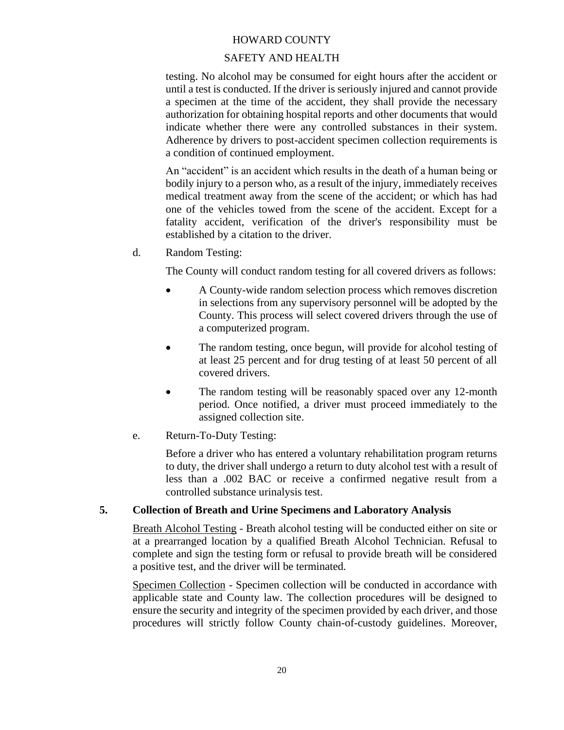testing. No alcohol may be consumed for eight hours after the accident or until a test is conducted. If the driver is seriously injured and cannot provide a specimen at the time of the accident, they shall provide the necessary authorization for obtaining hospital reports and other documents that would indicate whether there were any controlled substances in their system. Adherence by drivers to post-accident specimen collection requirements is a condition of continued employment.

An "accident" is an accident which results in the death of a human being or bodily injury to a person who, as a result of the injury, immediately receives medical treatment away from the scene of the accident; or which has had one of the vehicles towed from the scene of the accident. Except for a fatality accident, verification of the driver's responsibility must be established by a citation to the driver.

d. Random Testing:

The County will conduct random testing for all covered drivers as follows:

- A County-wide random selection process which removes discretion in selections from any supervisory personnel will be adopted by the County. This process will select covered drivers through the use of a computerized program.
- The random testing, once begun, will provide for alcohol testing of at least 25 percent and for drug testing of at least 50 percent of all covered drivers.
- The random testing will be reasonably spaced over any 12-month period. Once notified, a driver must proceed immediately to the assigned collection site.

e. Return-To-Duty Testing:

Before a driver who has entered a voluntary rehabilitation program returns to duty, the driver shall undergo a return to duty alcohol test with a result of less than a .002 BAC or receive a confirmed negative result from a controlled substance urinalysis test.

## 5. Collection of Breath and Urine Specimens and Laboratory Analysis

Breath Alcohol Testing - Breath alcohol testing will be conducted either on site or at a prearranged location by a qualified Breath Alcohol Technician. Refusal to complete and sign the testing form or refusal to provide breath will be considered a positive test, and the driver will be terminated.

Specimen Collection - Specimen collection will be conducted in accordance with applicable state and County law. The collection procedures will be designed to ensure the security and integrity of the specimen provided by each driver, and those procedures will strictly follow County chain-of-custody guidelines. Moreover,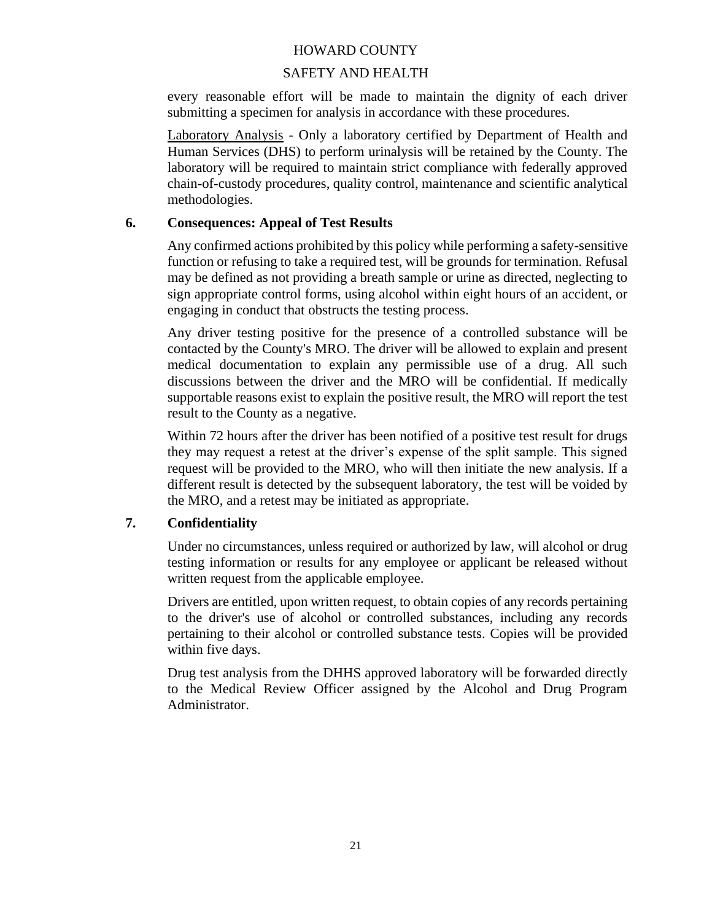every reasonable effort will be made to maintain the dignity of each driver submitting a specimen for analysis in accordance with these procedures.

Laboratory Analysis - Only a laboratory certified by Department of Health and Human Services (DHS) to perform urinalysis will be retained by the County. The laboratory will be required to maintain strict compliance with federally approved chain-of-custody procedures, quality control, maintenance and scientific analytical methodologies.

### 6. Consequences: Appeal of Test Results

Any confirmed actions prohibited by this policy while performing a safety-sensitive function or refusing to take a required test, will be grounds for termination. Refusal may be defined as not providing a breath sample or urine as directed, neglecting to sign appropriate control forms, using alcohol within eight hours of an accident, or engaging in conduct that obstructs the testing process.

Any driver testing positive for the presence of a controlled substance will be contacted by the County's MRO. The driver will be allowed to explain and present medical documentation to explain any permissible use of a drug. All such discussions between the driver and the MRO will be confidential. If medically supportable reasons exist to explain the positive result, the MRO will report the test result to the County as a negative.

Within 72 hours after the driver has been notified of a positive test result for drugs they may request a retest at the driver's expense of the split sample. This signed request will be provided to the MRO, who will then initiate the new analysis. If a different result is detected by the subsequent laboratory, the test will be voided by the MRO, and a retest may be initiated as appropriate.

### 7. Confidentiality

Under no circumstances, unless required or authorized by law, will alcohol or drug testing information or results for any employee or applicant be released without written request from the applicable employee.

Drivers are entitled, upon written request, to obtain copies of any records pertaining to the driver's use of alcohol or controlled substances, including any records pertaining to their alcohol or controlled substance tests. Copies will be provided within five days.

Drug test analysis from the DHHS approved laboratory will be forwarded directly to the Medical Review Officer assigned by the Alcohol and Drug Program Administrator.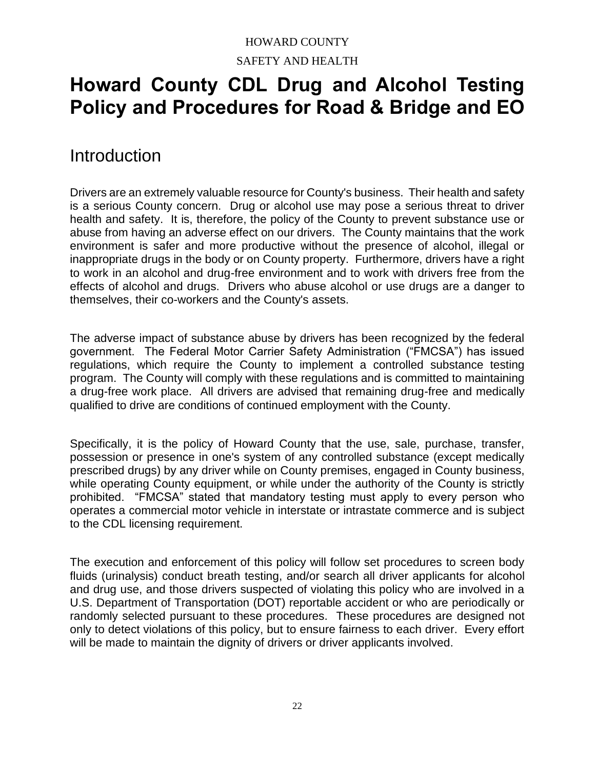HOWARD COUNTY

SAFETY AND HEALTH

# Howard County CDL Drug and Alcohol Testing Policy and Procedures for Road & Bridge and EO

## Introduction

Drivers are an extremely valuable resource for County's business. Their health and safety is a serious County concern. Drug or alcohol use may pose a serious threat to driver health and safety. It is, therefore, the policy of the County to prevent substance use or abuse from having an adverse effect on our drivers. The County maintains that the work environment is safer and more productive without the presence of alcohol, illegal or inappropriate drugs in the body or on County property. Furthermore, drivers have a right to work in an alcohol and drug-free environment and to work with drivers free from the effects of alcohol and drugs. Drivers who abuse alcohol or use drugs are a danger to themselves, their co-workers and the County's assets.

The adverse impact of substance abuse by drivers has been recognized by the federal government. The Federal Motor Carrier Safety Administration ("FMCSA") has issued regulations, which require the County to implement a controlled substance testing program. The County will comply with these regulations and is committed to maintaining a drug-free work place. All drivers are advised that remaining drug-free and medically qualified to drive are conditions of continued employment with the County.

Specifically, it is the policy of Howard County that the use, sale, purchase, transfer, possession or presence in one's system of any controlled substance (except medically prescribed drugs) by any driver while on County premises, engaged in County business, while operating County equipment, or while under the authority of the County is strictly prohibited. "FMCSA" stated that mandatory testing must apply to every person who operates a commercial motor vehicle in interstate or intrastate commerce and is subject to the CDL licensing requirement.

The execution and enforcement of this policy will follow set procedures to screen body fluids (urinalysis) conduct breath testing, and/or search all driver applicants for alcohol and drug use, and those drivers suspected of violating this policy who are involved in a U.S. Department of Transportation (DOT) reportable accident or who are periodically or randomly selected pursuant to these procedures. These procedures are designed not only to detect violations of this policy, but to ensure fairness to each driver. Every effort will be made to maintain the dignity of drivers or driver applicants involved.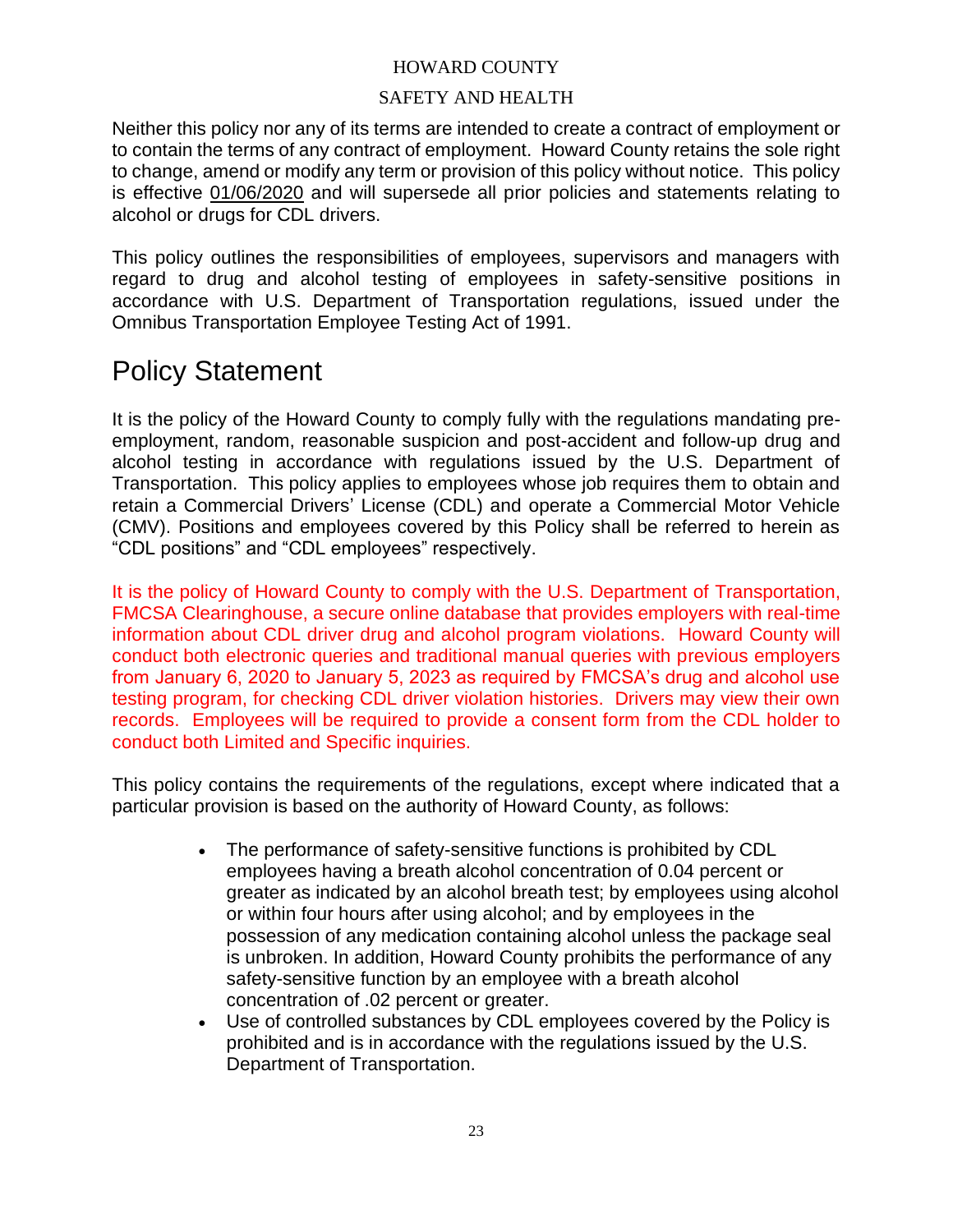Neither this policy nor any of its terms are intended to create a contract of employment or to contain the terms of any contract of employment. Howard County retains the sole right to change, amend or modify any term or provision of this policy without notice. This policy is effective 01/06/2020 and will supersede all prior policies and statements relating to alcohol or drugs for CDL drivers.

This policy outlines the responsibilities of employees, supervisors and managers with regard to drug and alcohol testing of employees in safety-sensitive positions in accordance with U.S. Department of Transportation regulations, issued under the Omnibus Transportation Employee Testing Act of 1991.

# Policy Statement

It is the policy of the Howard County to comply fully with the regulations mandating pre-employment, random, reasonable suspicion and post-accident and follow-up drug and alcohol testing in accordance with regulations issued by the U.S. Department of Transportation. This policy applies to employees whose job requires them to obtain and retain a Commercial Drivers' License (CDL) and operate a Commercial Motor Vehicle (CMV). Positions and employees covered by this Policy shall be referred to herein as "CDL positions" and "CDL employees" respectively.

It is the policy of Howard County to comply with the U.S. Department of Transportation, FMCSA Clearinghouse, a secure online database that provides employers with real-time information about CDL driver drug and alcohol program violations. Howard County will conduct both electronic queries and traditional manual queries with previous employers from January 6, 2020 to January 5, 2023 as required by FMCSA's drug and alcohol use testing program, for checking CDL driver violation histories. Drivers may view their own records. Employees will be required to provide a consent form from the CDL holder to conduct both Limited and Specific inquiries.

This policy contains the requirements of the regulations, except where indicated that a particular provision is based on the authority of Howard County, as follows:

- The performance of safety-sensitive functions is prohibited by CDL employees having a breath alcohol concentration of 0.04 percent or greater as indicated by an alcohol breath test; by employees using alcohol or within four hours after using alcohol; and by employees in the possession of any medication containing alcohol unless the package seal is unbroken. In addition, Howard County prohibits the performance of any safety-sensitive function by an employee with a breath alcohol concentration of .02 percent or greater.
- Use of controlled substances by CDL employees covered by the Policy is prohibited and is in accordance with the regulations issued by the U.S. Department of Transportation.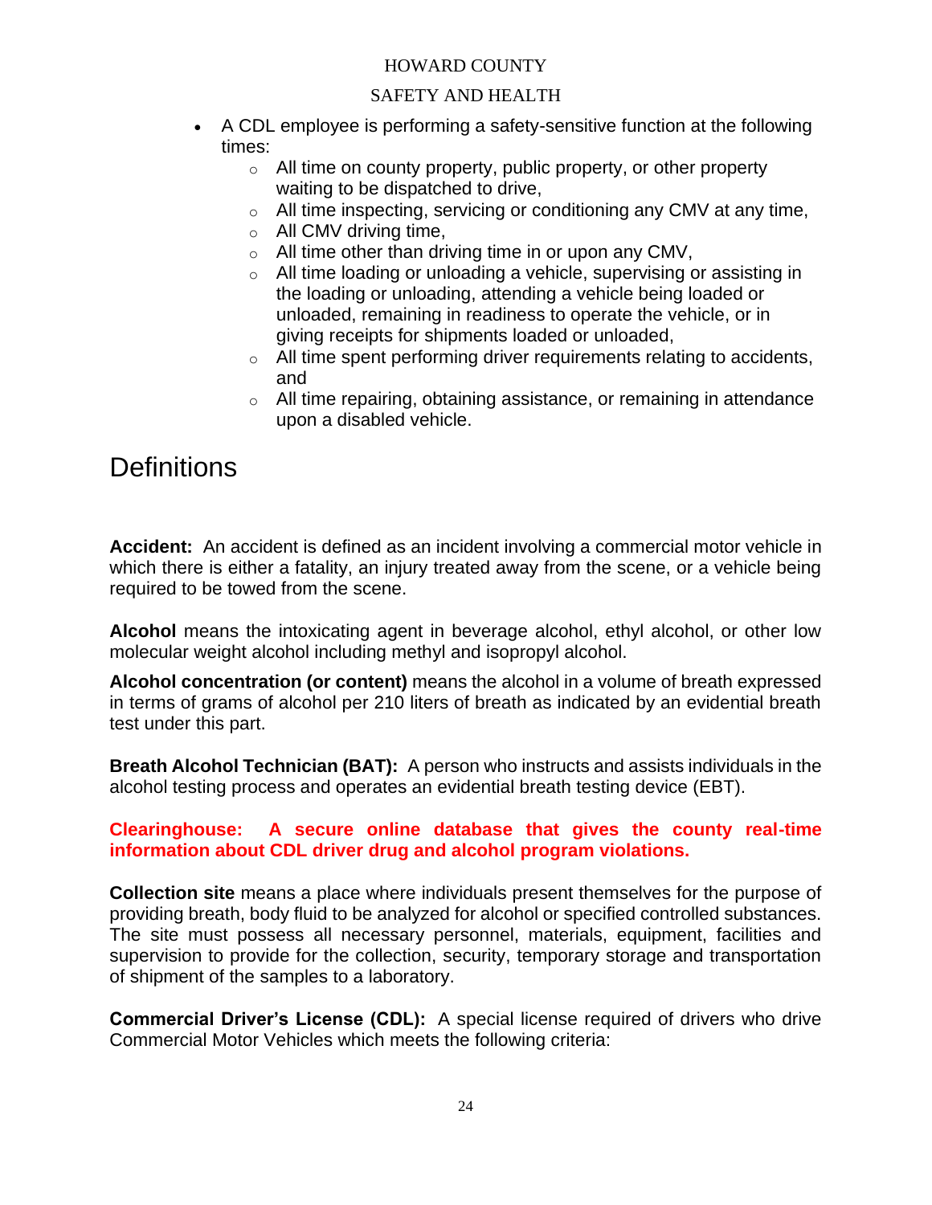- A CDL employee is performing a safety-sensitive function at the following times:
  - All time on county property, public property, or other property waiting to be dispatched to drive,
  - All time inspecting, servicing or conditioning any CMV at any time,
  - All CMV driving time,
  - All time other than driving time in or upon any CMV,
  - All time loading or unloading a vehicle, supervising or assisting in the loading or unloading, attending a vehicle being loaded or unloaded, remaining in readiness to operate the vehicle, or in giving receipts for shipments loaded or unloaded,
  - All time spent performing driver requirements relating to accidents, and
  - All time repairing, obtaining assistance, or remaining in attendance upon a disabled vehicle.

# Definitions

**Accident:** An accident is defined as an incident involving a commercial motor vehicle in which there is either a fatality, an injury treated away from the scene, or a vehicle being required to be towed from the scene.

**Alcohol** means the intoxicating agent in beverage alcohol, ethyl alcohol, or other low molecular weight alcohol including methyl and isopropyl alcohol.

**Alcohol concentration (or content)** means the alcohol in a volume of breath expressed in terms of grams of alcohol per 210 liters of breath as indicated by an evidential breath test under this part.

**Breath Alcohol Technician (BAT):** A person who instructs and assists individuals in the alcohol testing process and operates an evidential breath testing device (EBT).

**Clearinghouse: A secure online database that gives the county real-time information about CDL driver drug and alcohol program violations.**

**Collection site** means a place where individuals present themselves for the purpose of providing breath, body fluid to be analyzed for alcohol or specified controlled substances. The site must possess all necessary personnel, materials, equipment, facilities and supervision to provide for the collection, security, temporary storage and transportation of shipment of the samples to a laboratory.

**Commercial Driver's License (CDL):** A special license required of drivers who drive Commercial Motor Vehicles which meets the following criteria: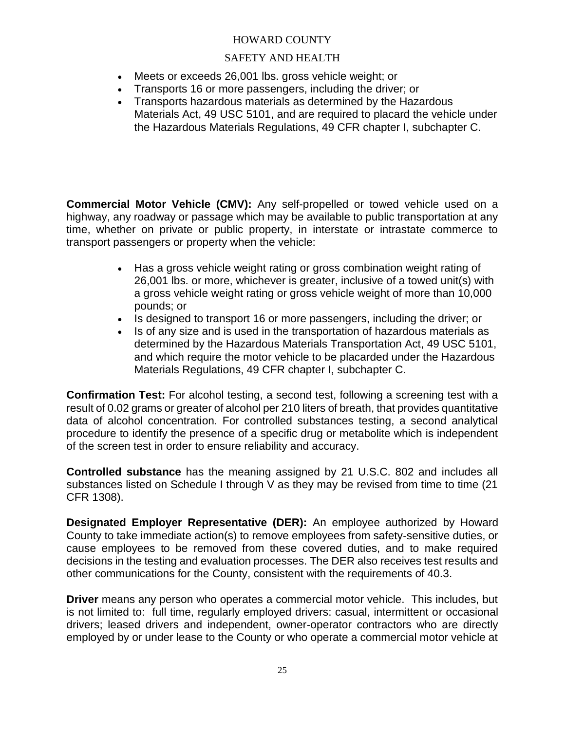- Meets or exceeds 26,001 lbs. gross vehicle weight; or
- Transports 16 or more passengers, including the driver; or
- Transports hazardous materials as determined by the Hazardous Materials Act, 49 USC 5101, and are required to placard the vehicle under the Hazardous Materials Regulations, 49 CFR chapter I, subchapter C.

**Commercial Motor Vehicle (CMV):** Any self-propelled or towed vehicle used on a highway, any roadway or passage which may be available to public transportation at any time, whether on private or public property, in interstate or intrastate commerce to transport passengers or property when the vehicle:

- Has a gross vehicle weight rating or gross combination weight rating of 26,001 lbs. or more, whichever is greater, inclusive of a towed unit(s) with a gross vehicle weight rating or gross vehicle weight of more than 10,000 pounds; or
- Is designed to transport 16 or more passengers, including the driver; or
- Is of any size and is used in the transportation of hazardous materials as determined by the Hazardous Materials Transportation Act, 49 USC 5101, and which require the motor vehicle to be placarded under the Hazardous Materials Regulations, 49 CFR chapter I, subchapter C.

**Confirmation Test:** For alcohol testing, a second test, following a screening test with a result of 0.02 grams or greater of alcohol per 210 liters of breath, that provides quantitative data of alcohol concentration. For controlled substances testing, a second analytical procedure to identify the presence of a specific drug or metabolite which is independent of the screen test in order to ensure reliability and accuracy.

**Controlled substance** has the meaning assigned by 21 U.S.C. 802 and includes all substances listed on Schedule I through V as they may be revised from time to time (21 CFR 1308).

**Designated Employer Representative (DER):** An employee authorized by Howard County to take immediate action(s) to remove employees from safety-sensitive duties, or cause employees to be removed from these covered duties, and to make required decisions in the testing and evaluation processes. The DER also receives test results and other communications for the County, consistent with the requirements of 40.3.

**Driver** means any person who operates a commercial motor vehicle. This includes, but is not limited to: full time, regularly employed drivers: casual, intermittent or occasional drivers; leased drivers and independent, owner-operator contractors who are directly employed by or under lease to the County or who operate a commercial motor vehicle at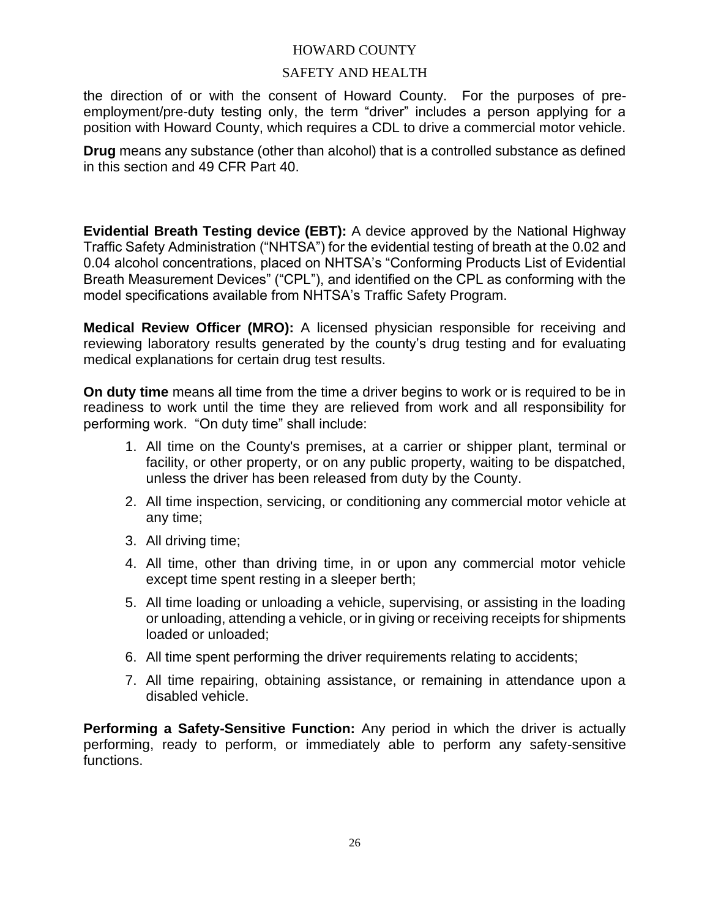the direction of or with the consent of Howard County. For the purposes of pre-employment/pre-duty testing only, the term "driver" includes a person applying for a position with Howard County, which requires a CDL to drive a commercial motor vehicle.

**Drug** means any substance (other than alcohol) that is a controlled substance as defined in this section and 49 CFR Part 40.

**Evidential Breath Testing device (EBT):** A device approved by the National Highway Traffic Safety Administration ("NHTSA") for the evidential testing of breath at the 0.02 and 0.04 alcohol concentrations, placed on NHTSA's "Conforming Products List of Evidential Breath Measurement Devices" ("CPL"), and identified on the CPL as conforming with the model specifications available from NHTSA's Traffic Safety Program.

**Medical Review Officer (MRO):** A licensed physician responsible for receiving and reviewing laboratory results generated by the county's drug testing and for evaluating medical explanations for certain drug test results.

**On duty time** means all time from the time a driver begins to work or is required to be in readiness to work until the time they are relieved from work and all responsibility for performing work. "On duty time" shall include:

1. All time on the County's premises, at a carrier or shipper plant, terminal or facility, or other property, or on any public property, waiting to be dispatched, unless the driver has been released from duty by the County.
2. All time inspection, servicing, or conditioning any commercial motor vehicle at any time;
3. All driving time;
4. All time, other than driving time, in or upon any commercial motor vehicle except time spent resting in a sleeper berth;
5. All time loading or unloading a vehicle, supervising, or assisting in the loading or unloading, attending a vehicle, or in giving or receiving receipts for shipments loaded or unloaded;
6. All time spent performing the driver requirements relating to accidents;
7. All time repairing, obtaining assistance, or remaining in attendance upon a disabled vehicle.

**Performing a Safety-Sensitive Function:** Any period in which the driver is actually performing, ready to perform, or immediately able to perform any safety-sensitive functions.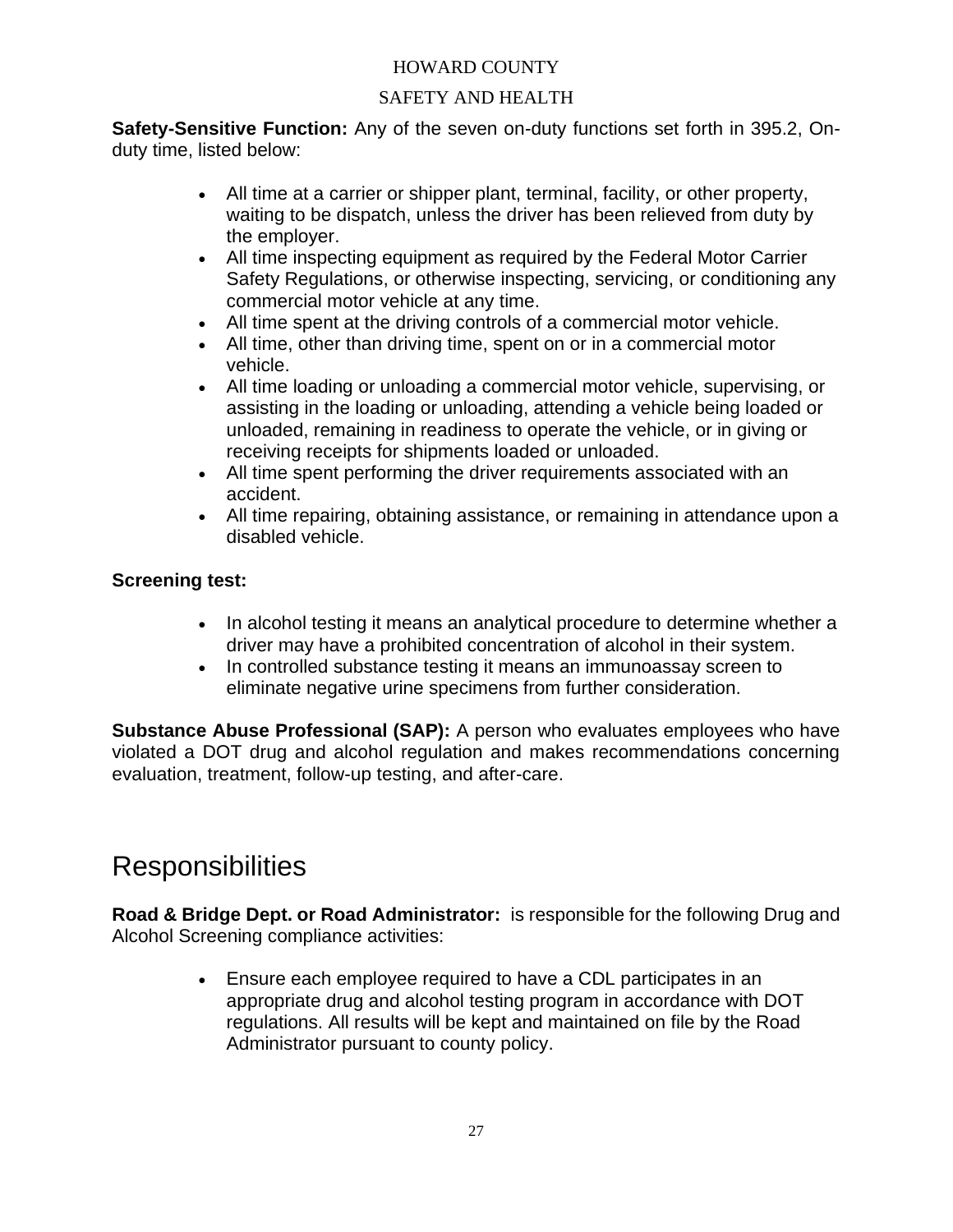**Safety-Sensitive Function:** Any of the seven on-duty functions set forth in 395.2, On-duty time, listed below:

- All time at a carrier or shipper plant, terminal, facility, or other property, waiting to be dispatch, unless the driver has been relieved from duty by the employer.
- All time inspecting equipment as required by the Federal Motor Carrier Safety Regulations, or otherwise inspecting, servicing, or conditioning any commercial motor vehicle at any time.
- All time spent at the driving controls of a commercial motor vehicle.
- All time, other than driving time, spent on or in a commercial motor vehicle.
- All time loading or unloading a commercial motor vehicle, supervising, or assisting in the loading or unloading, attending a vehicle being loaded or unloaded, remaining in readiness to operate the vehicle, or in giving or receiving receipts for shipments loaded or unloaded.
- All time spent performing the driver requirements associated with an accident.
- All time repairing, obtaining assistance, or remaining in attendance upon a disabled vehicle.

**Screening test:**

- In alcohol testing it means an analytical procedure to determine whether a driver may have a prohibited concentration of alcohol in their system.
- In controlled substance testing it means an immunoassay screen to eliminate negative urine specimens from further consideration.

**Substance Abuse Professional (SAP):** A person who evaluates employees who have violated a DOT drug and alcohol regulation and makes recommendations concerning evaluation, treatment, follow-up testing, and after-care.

# Responsibilities

**Road & Bridge Dept. or Road Administrator:** is responsible for the following Drug and Alcohol Screening compliance activities:

- Ensure each employee required to have a CDL participates in an appropriate drug and alcohol testing program in accordance with DOT regulations. All results will be kept and maintained on file by the Road Administrator pursuant to county policy.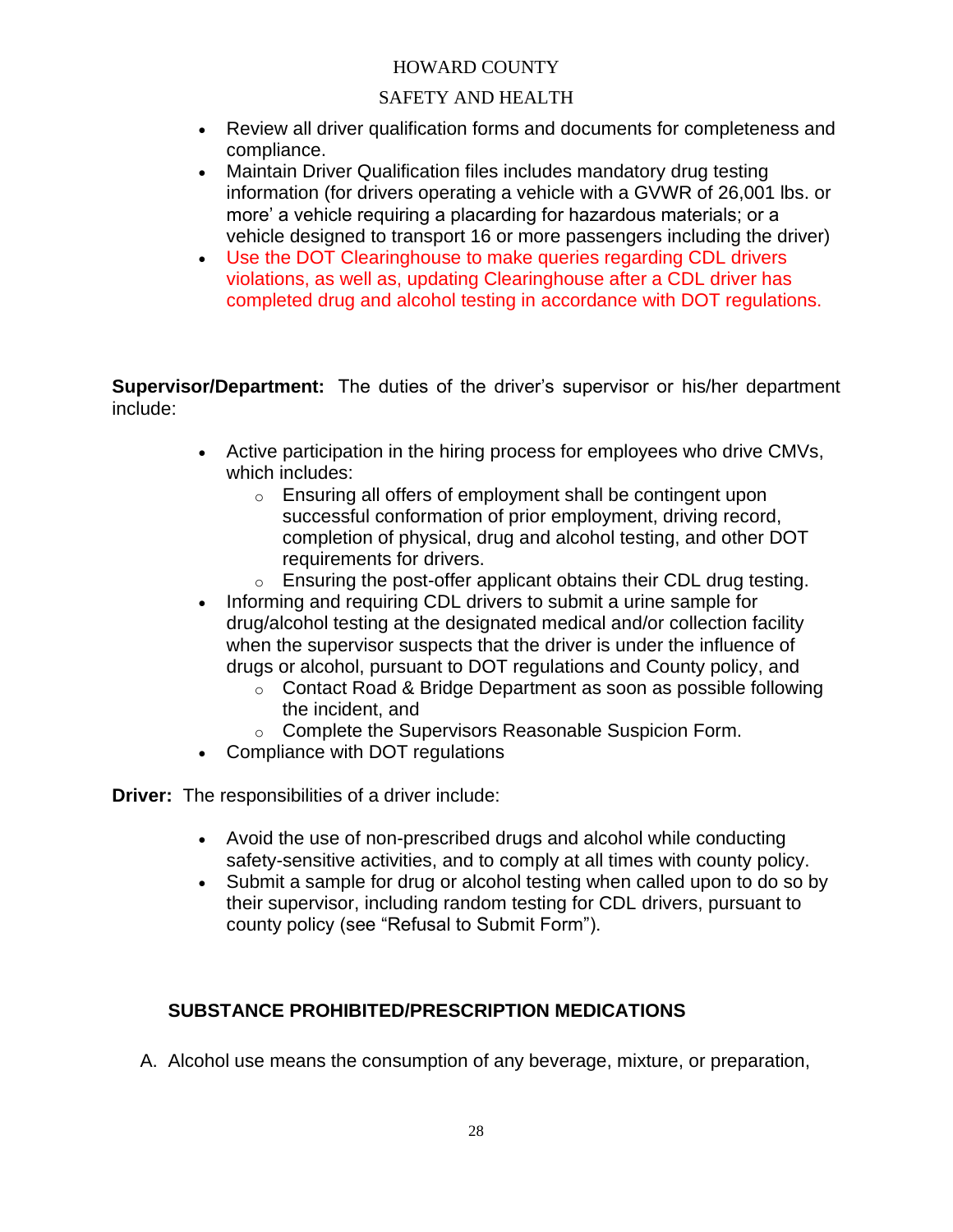- Review all driver qualification forms and documents for completeness and compliance.
- Maintain Driver Qualification files includes mandatory drug testing information (for drivers operating a vehicle with a GVWR of 26,001 lbs. or more' a vehicle requiring a placarding for hazardous materials; or a vehicle designed to transport 16 or more passengers including the driver)
- Use the DOT Clearinghouse to make queries regarding CDL drivers violations, as well as, updating Clearinghouse after a CDL driver has completed drug and alcohol testing in accordance with DOT regulations.

**Supervisor/Department:** The duties of the driver's supervisor or his/her department include:

- Active participation in the hiring process for employees who drive CMVs, which includes:
  - Ensuring all offers of employment shall be contingent upon successful conformation of prior employment, driving record, completion of physical, drug and alcohol testing, and other DOT requirements for drivers.
  - Ensuring the post-offer applicant obtains their CDL drug testing.
- Informing and requiring CDL drivers to submit a urine sample for drug/alcohol testing at the designated medical and/or collection facility when the supervisor suspects that the driver is under the influence of drugs or alcohol, pursuant to DOT regulations and County policy, and
  - Contact Road & Bridge Department as soon as possible following the incident, and
  - Complete the Supervisors Reasonable Suspicion Form.
- Compliance with DOT regulations

**Driver:** The responsibilities of a driver include:

- Avoid the use of non-prescribed drugs and alcohol while conducting safety-sensitive activities, and to comply at all times with county policy.
- Submit a sample for drug or alcohol testing when called upon to do so by their supervisor, including random testing for CDL drivers, pursuant to county policy (see "Refusal to Submit Form").

## SUBSTANCE PROHIBITED/PRESCRIPTION MEDICATIONS

A. Alcohol use means the consumption of any beverage, mixture, or preparation,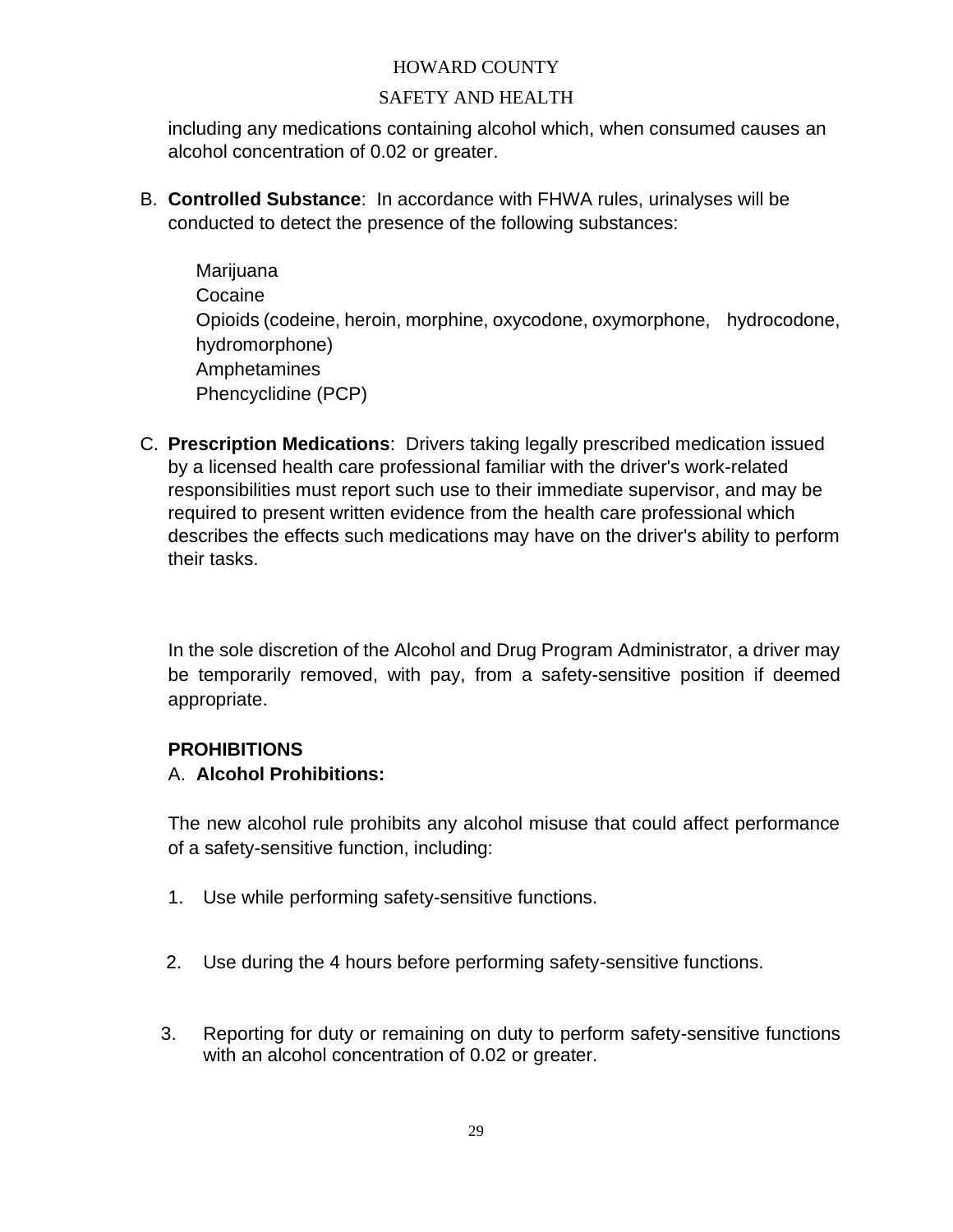including any medications containing alcohol which, when consumed causes an alcohol concentration of 0.02 or greater.

B. **Controlled Substance**: In accordance with FHWA rules, urinalyses will be conducted to detect the presence of the following substances:

Marijuana
Cocaine
Opioids (codeine, heroin, morphine, oxycodone, oxymorphone, hydrocodone, hydromorphone)
Amphetamines
Phencyclidine (PCP)

C. **Prescription Medications**: Drivers taking legally prescribed medication issued by a licensed health care professional familiar with the driver's work-related responsibilities must report such use to their immediate supervisor, and may be required to present written evidence from the health care professional which describes the effects such medications may have on the driver's ability to perform their tasks.

In the sole discretion of the Alcohol and Drug Program Administrator, a driver may be temporarily removed, with pay, from a safety-sensitive position if deemed appropriate.

**PROHIBITIONS**

A. **Alcohol Prohibitions:**

The new alcohol rule prohibits any alcohol misuse that could affect performance of a safety-sensitive function, including:

1. Use while performing safety-sensitive functions.

2. Use during the 4 hours before performing safety-sensitive functions.

3. Reporting for duty or remaining on duty to perform safety-sensitive functions with an alcohol concentration of 0.02 or greater.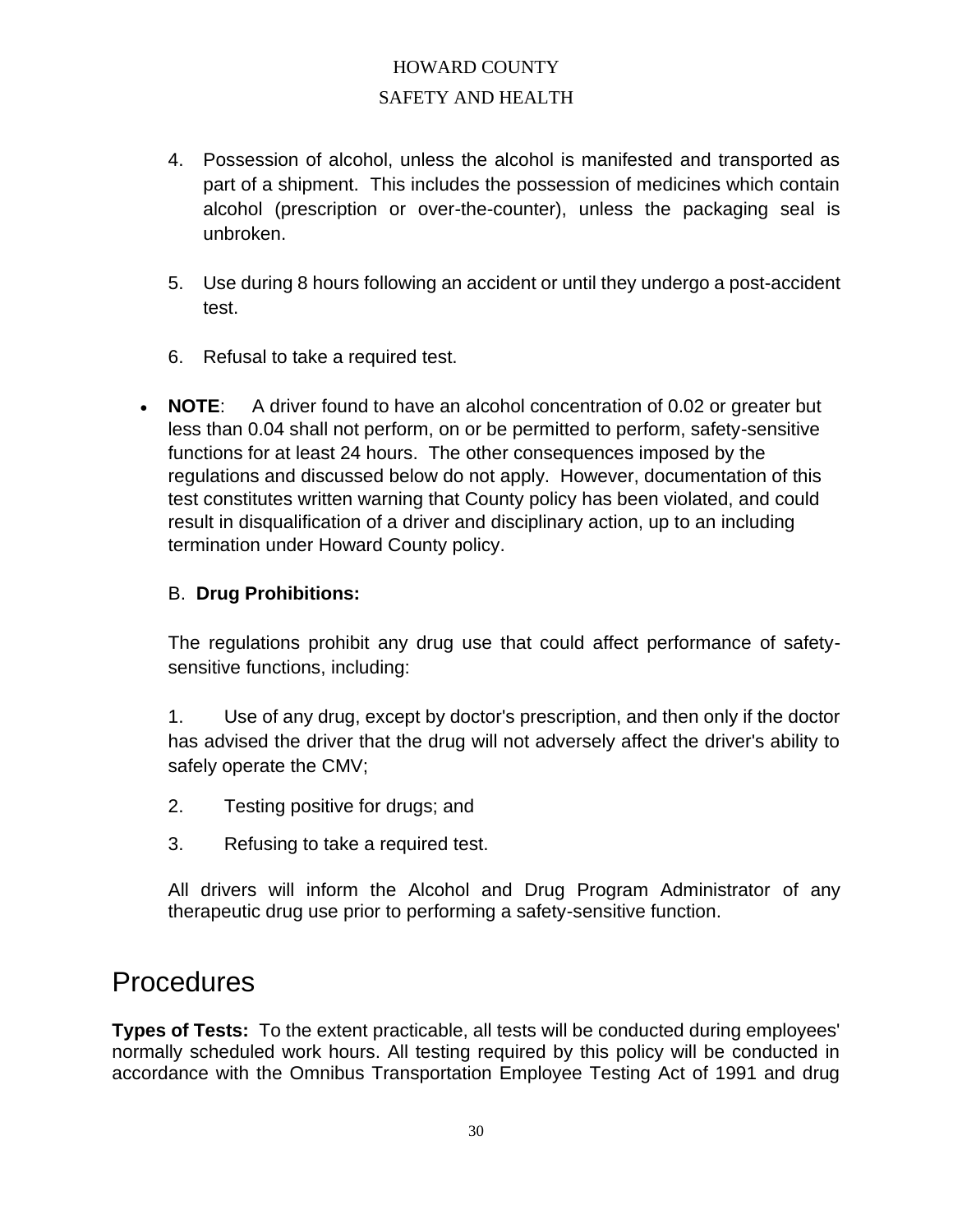4. Possession of alcohol, unless the alcohol is manifested and transported as part of a shipment. This includes the possession of medicines which contain alcohol (prescription or over-the-counter), unless the packaging seal is unbroken.

5. Use during 8 hours following an accident or until they undergo a post-accident test.

6. Refusal to take a required test.

- **NOTE**: A driver found to have an alcohol concentration of 0.02 or greater but less than 0.04 shall not perform, on or be permitted to perform, safety-sensitive functions for at least 24 hours. The other consequences imposed by the regulations and discussed below do not apply. However, documentation of this test constitutes written warning that County policy has been violated, and could result in disqualification of a driver and disciplinary action, up to an including termination under Howard County policy.

B. **Drug Prohibitions:**

The regulations prohibit any drug use that could affect performance of safety-sensitive functions, including:

1. Use of any drug, except by doctor's prescription, and then only if the doctor has advised the driver that the drug will not adversely affect the driver's ability to safely operate the CMV;

2. Testing positive for drugs; and

3. Refusing to take a required test.

All drivers will inform the Alcohol and Drug Program Administrator of any therapeutic drug use prior to performing a safety-sensitive function.

# Procedures

**Types of Tests:** To the extent practicable, all tests will be conducted during employees' normally scheduled work hours. All testing required by this policy will be conducted in accordance with the Omnibus Transportation Employee Testing Act of 1991 and drug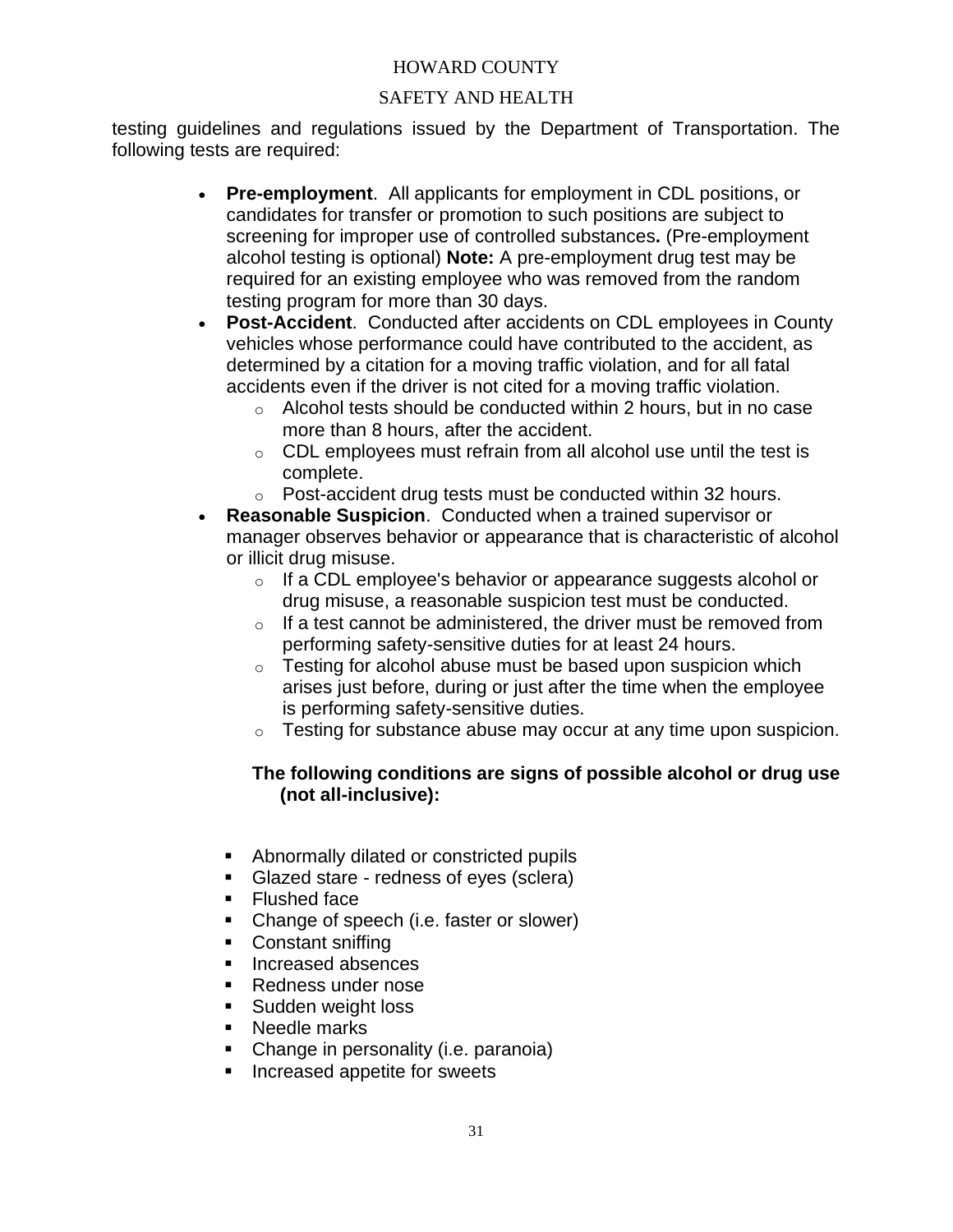testing guidelines and regulations issued by the Department of Transportation. The following tests are required:

- **Pre-employment**. All applicants for employment in CDL positions, or candidates for transfer or promotion to such positions are subject to screening for improper use of controlled substances**.** (Pre-employment alcohol testing is optional) **Note:** A pre-employment drug test may be required for an existing employee who was removed from the random testing program for more than 30 days.
- **Post-Accident**. Conducted after accidents on CDL employees in County vehicles whose performance could have contributed to the accident, as determined by a citation for a moving traffic violation, and for all fatal accidents even if the driver is not cited for a moving traffic violation.
  - Alcohol tests should be conducted within 2 hours, but in no case more than 8 hours, after the accident.
  - CDL employees must refrain from all alcohol use until the test is complete.
  - Post-accident drug tests must be conducted within 32 hours.
- **Reasonable Suspicion**. Conducted when a trained supervisor or manager observes behavior or appearance that is characteristic of alcohol or illicit drug misuse.
  - If a CDL employee's behavior or appearance suggests alcohol or drug misuse, a reasonable suspicion test must be conducted.
  - If a test cannot be administered, the driver must be removed from performing safety-sensitive duties for at least 24 hours.
  - Testing for alcohol abuse must be based upon suspicion which arises just before, during or just after the time when the employee is performing safety-sensitive duties.
  - Testing for substance abuse may occur at any time upon suspicion.

  **The following conditions are signs of possible alcohol or drug use (not all-inclusive):**

  - Abnormally dilated or constricted pupils
  - Glazed stare - redness of eyes (sclera)
  - Flushed face
  - Change of speech (i.e. faster or slower)
  - Constant sniffing
  - Increased absences
  - Redness under nose
  - Sudden weight loss
  - Needle marks
  - Change in personality (i.e. paranoia)
  - Increased appetite for sweets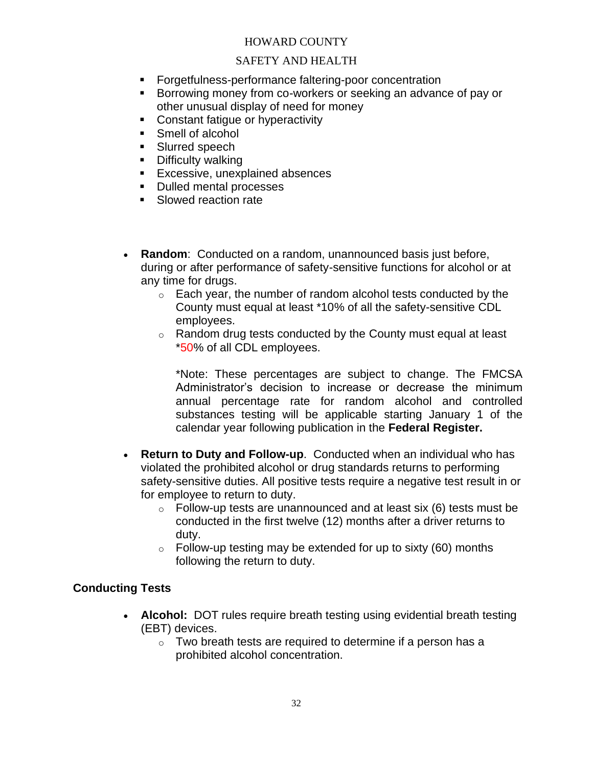- Forgetfulness-performance faltering-poor concentration
- Borrowing money from co-workers or seeking an advance of pay or other unusual display of need for money
- Constant fatigue or hyperactivity
- Smell of alcohol
- Slurred speech
- Difficulty walking
- Excessive, unexplained absences
- Dulled mental processes
- Slowed reaction rate

- **Random**: Conducted on a random, unannounced basis just before, during or after performance of safety-sensitive functions for alcohol or at any time for drugs.
  - Each year, the number of random alcohol tests conducted by the County must equal at least *10% of all the safety-sensitive CDL employees.
  - Random drug tests conducted by the County must equal at least *50% of all CDL employees.

    *Note: These percentages are subject to change. The FMCSA Administrator's decision to increase or decrease the minimum annual percentage rate for random alcohol and controlled substances testing will be applicable starting January 1 of the calendar year following publication in the **Federal Register.**

- **Return to Duty and Follow-up**. Conducted when an individual who has violated the prohibited alcohol or drug standards returns to performing safety-sensitive duties. All positive tests require a negative test result in or for employee to return to duty.
  - Follow-up tests are unannounced and at least six (6) tests must be conducted in the first twelve (12) months after a driver returns to duty.
  - Follow-up testing may be extended for up to sixty (60) months following the return to duty.

## Conducting Tests

- **Alcohol:** DOT rules require breath testing using evidential breath testing (EBT) devices.
  - Two breath tests are required to determine if a person has a prohibited alcohol concentration.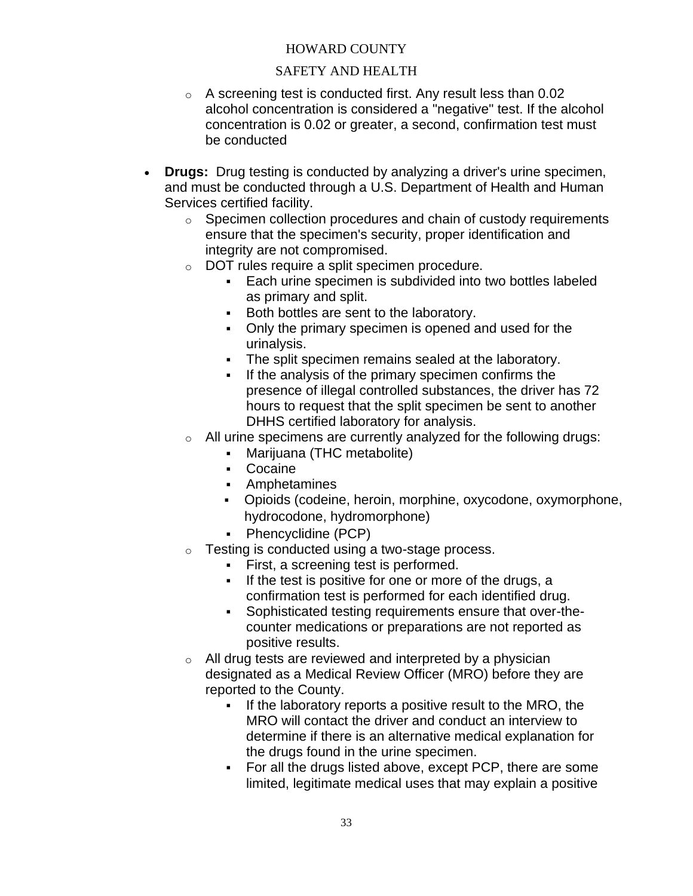- A screening test is conducted first. Any result less than 0.02 alcohol concentration is considered a "negative" test. If the alcohol concentration is 0.02 or greater, a second, confirmation test must be conducted

- **Drugs:** Drug testing is conducted by analyzing a driver's urine specimen, and must be conducted through a U.S. Department of Health and Human Services certified facility.
  - Specimen collection procedures and chain of custody requirements ensure that the specimen's security, proper identification and integrity are not compromised.
  - DOT rules require a split specimen procedure.
    - Each urine specimen is subdivided into two bottles labeled as primary and split.
    - Both bottles are sent to the laboratory.
    - Only the primary specimen is opened and used for the urinalysis.
    - The split specimen remains sealed at the laboratory.
    - If the analysis of the primary specimen confirms the presence of illegal controlled substances, the driver has 72 hours to request that the split specimen be sent to another DHHS certified laboratory for analysis.
  - All urine specimens are currently analyzed for the following drugs:
    - Marijuana (THC metabolite)
    - Cocaine
    - Amphetamines
    - Opioids (codeine, heroin, morphine, oxycodone, oxymorphone, hydrocodone, hydromorphone)
    - Phencyclidine (PCP)
  - Testing is conducted using a two-stage process.
    - First, a screening test is performed.
    - If the test is positive for one or more of the drugs, a confirmation test is performed for each identified drug.
    - Sophisticated testing requirements ensure that over-the-counter medications or preparations are not reported as positive results.
  - All drug tests are reviewed and interpreted by a physician designated as a Medical Review Officer (MRO) before they are reported to the County.
    - If the laboratory reports a positive result to the MRO, the MRO will contact the driver and conduct an interview to determine if there is an alternative medical explanation for the drugs found in the urine specimen.
    - For all the drugs listed above, except PCP, there are some limited, legitimate medical uses that may explain a positive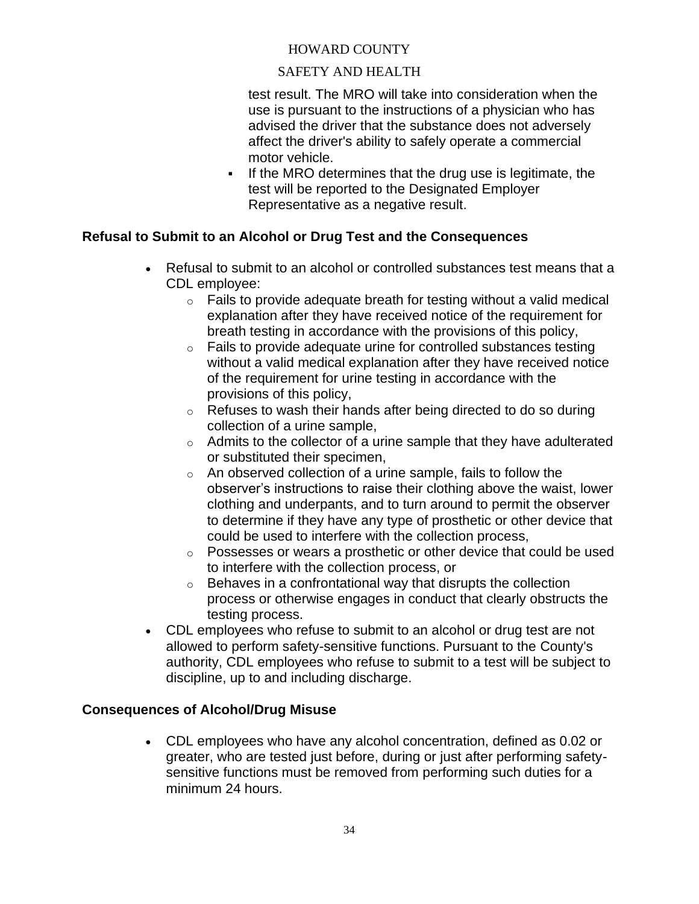test result. The MRO will take into consideration when the use is pursuant to the instructions of a physician who has advised the driver that the substance does not adversely affect the driver's ability to safely operate a commercial motor vehicle.

- If the MRO determines that the drug use is legitimate, the test will be reported to the Designated Employer Representative as a negative result.

## Refusal to Submit to an Alcohol or Drug Test and the Consequences

- Refusal to submit to an alcohol or controlled substances test means that a CDL employee:
  - Fails to provide adequate breath for testing without a valid medical explanation after they have received notice of the requirement for breath testing in accordance with the provisions of this policy,
  - Fails to provide adequate urine for controlled substances testing without a valid medical explanation after they have received notice of the requirement for urine testing in accordance with the provisions of this policy,
  - Refuses to wash their hands after being directed to do so during collection of a urine sample,
  - Admits to the collector of a urine sample that they have adulterated or substituted their specimen,
  - An observed collection of a urine sample, fails to follow the observer's instructions to raise their clothing above the waist, lower clothing and underpants, and to turn around to permit the observer to determine if they have any type of prosthetic or other device that could be used to interfere with the collection process,
  - Possesses or wears a prosthetic or other device that could be used to interfere with the collection process, or
  - Behaves in a confrontational way that disrupts the collection process or otherwise engages in conduct that clearly obstructs the testing process.
- CDL employees who refuse to submit to an alcohol or drug test are not allowed to perform safety-sensitive functions. Pursuant to the County's authority, CDL employees who refuse to submit to a test will be subject to discipline, up to and including discharge.

## Consequences of Alcohol/Drug Misuse

- CDL employees who have any alcohol concentration, defined as 0.02 or greater, who are tested just before, during or just after performing safety-sensitive functions must be removed from performing such duties for a minimum 24 hours.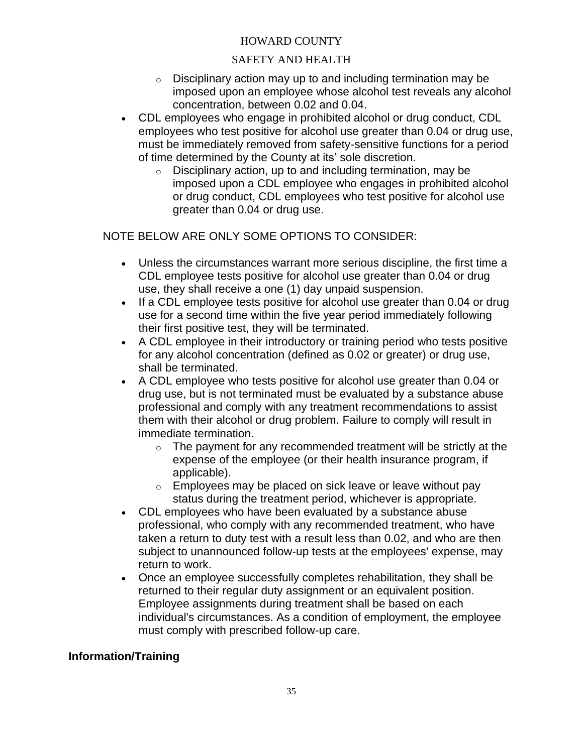- Disciplinary action may up to and including termination may be imposed upon an employee whose alcohol test reveals any alcohol concentration, between 0.02 and 0.04.
- CDL employees who engage in prohibited alcohol or drug conduct, CDL employees who test positive for alcohol use greater than 0.04 or drug use, must be immediately removed from safety-sensitive functions for a period of time determined by the County at its' sole discretion.
  - Disciplinary action, up to and including termination, may be imposed upon a CDL employee who engages in prohibited alcohol or drug conduct, CDL employees who test positive for alcohol use greater than 0.04 or drug use.

NOTE BELOW ARE ONLY SOME OPTIONS TO CONSIDER:

- Unless the circumstances warrant more serious discipline, the first time a CDL employee tests positive for alcohol use greater than 0.04 or drug use, they shall receive a one (1) day unpaid suspension.
- If a CDL employee tests positive for alcohol use greater than 0.04 or drug use for a second time within the five year period immediately following their first positive test, they will be terminated.
- A CDL employee in their introductory or training period who tests positive for any alcohol concentration (defined as 0.02 or greater) or drug use, shall be terminated.
- A CDL employee who tests positive for alcohol use greater than 0.04 or drug use, but is not terminated must be evaluated by a substance abuse professional and comply with any treatment recommendations to assist them with their alcohol or drug problem. Failure to comply will result in immediate termination.
  - The payment for any recommended treatment will be strictly at the expense of the employee (or their health insurance program, if applicable).
  - Employees may be placed on sick leave or leave without pay status during the treatment period, whichever is appropriate.
- CDL employees who have been evaluated by a substance abuse professional, who comply with any recommended treatment, who have taken a return to duty test with a result less than 0.02, and who are then subject to unannounced follow-up tests at the employees' expense, may return to work.
- Once an employee successfully completes rehabilitation, they shall be returned to their regular duty assignment or an equivalent position. Employee assignments during treatment shall be based on each individual's circumstances. As a condition of employment, the employee must comply with prescribed follow-up care.

**Information/Training**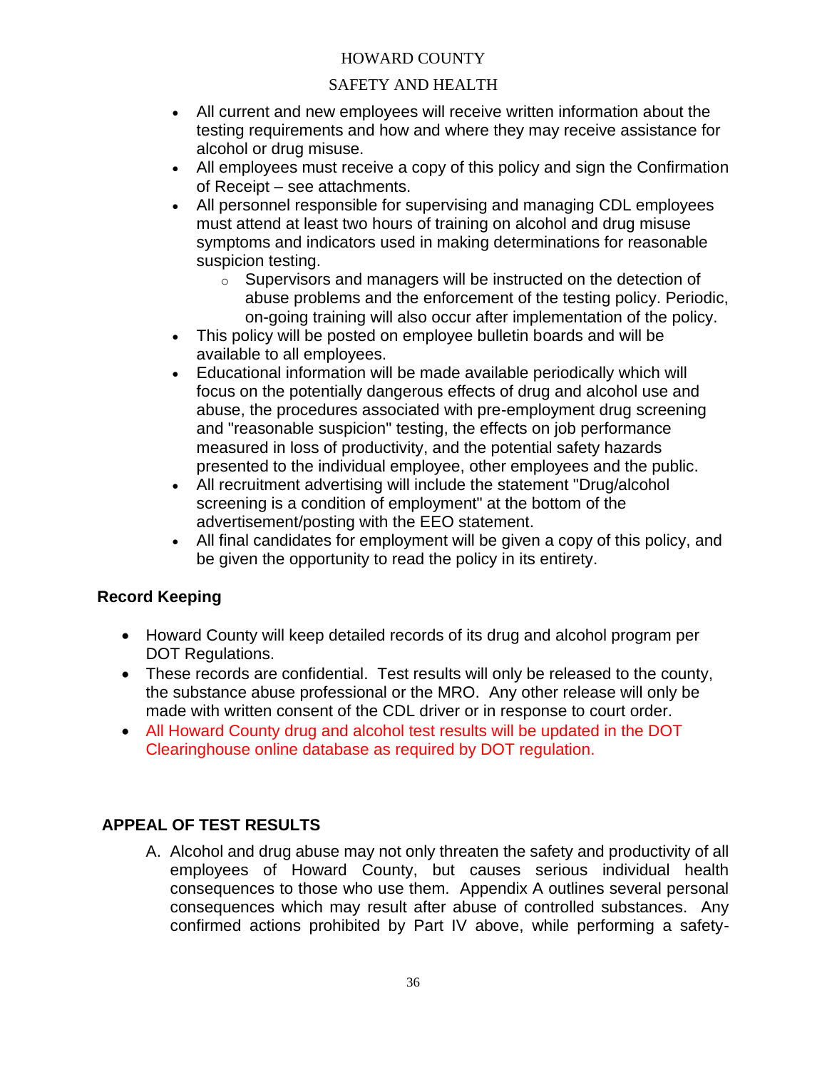- All current and new employees will receive written information about the testing requirements and how and where they may receive assistance for alcohol or drug misuse.
- All employees must receive a copy of this policy and sign the Confirmation of Receipt – see attachments.
- All personnel responsible for supervising and managing CDL employees must attend at least two hours of training on alcohol and drug misuse symptoms and indicators used in making determinations for reasonable suspicion testing.
    - Supervisors and managers will be instructed on the detection of abuse problems and the enforcement of the testing policy. Periodic, on-going training will also occur after implementation of the policy.
- This policy will be posted on employee bulletin boards and will be available to all employees.
- Educational information will be made available periodically which will focus on the potentially dangerous effects of drug and alcohol use and abuse, the procedures associated with pre-employment drug screening and "reasonable suspicion" testing, the effects on job performance measured in loss of productivity, and the potential safety hazards presented to the individual employee, other employees and the public.
- All recruitment advertising will include the statement "Drug/alcohol screening is a condition of employment" at the bottom of the advertisement/posting with the EEO statement.
- All final candidates for employment will be given a copy of this policy, and be given the opportunity to read the policy in its entirety.

**Record Keeping**

- Howard County will keep detailed records of its drug and alcohol program per DOT Regulations.
- These records are confidential. Test results will only be released to the county, the substance abuse professional or the MRO. Any other release will only be made with written consent of the CDL driver or in response to court order.
- All Howard County drug and alcohol test results will be updated in the DOT Clearinghouse online database as required by DOT regulation.

**APPEAL OF TEST RESULTS**

A. Alcohol and drug abuse may not only threaten the safety and productivity of all employees of Howard County, but causes serious individual health consequences to those who use them. Appendix A outlines several personal consequences which may result after abuse of controlled substances. Any confirmed actions prohibited by Part IV above, while performing a safety-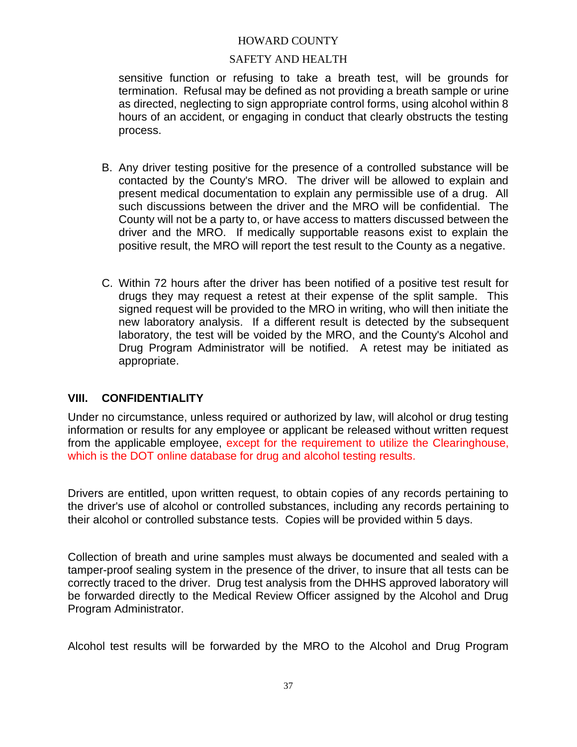sensitive function or refusing to take a breath test, will be grounds for termination. Refusal may be defined as not providing a breath sample or urine as directed, neglecting to sign appropriate control forms, using alcohol within 8 hours of an accident, or engaging in conduct that clearly obstructs the testing process.

B. Any driver testing positive for the presence of a controlled substance will be contacted by the County's MRO. The driver will be allowed to explain and present medical documentation to explain any permissible use of a drug. All such discussions between the driver and the MRO will be confidential. The County will not be a party to, or have access to matters discussed between the driver and the MRO. If medically supportable reasons exist to explain the positive result, the MRO will report the test result to the County as a negative.

C. Within 72 hours after the driver has been notified of a positive test result for drugs they may request a retest at their expense of the split sample. This signed request will be provided to the MRO in writing, who will then initiate the new laboratory analysis. If a different result is detected by the subsequent laboratory, the test will be voided by the MRO, and the County's Alcohol and Drug Program Administrator will be notified. A retest may be initiated as appropriate.

## VIII. CONFIDENTIALITY

Under no circumstance, unless required or authorized by law, will alcohol or drug testing information or results for any employee or applicant be released without written request from the applicable employee, except for the requirement to utilize the Clearinghouse, which is the DOT online database for drug and alcohol testing results.

Drivers are entitled, upon written request, to obtain copies of any records pertaining to the driver's use of alcohol or controlled substances, including any records pertaining to their alcohol or controlled substance tests. Copies will be provided within 5 days.

Collection of breath and urine samples must always be documented and sealed with a tamper-proof sealing system in the presence of the driver, to insure that all tests can be correctly traced to the driver. Drug test analysis from the DHHS approved laboratory will be forwarded directly to the Medical Review Officer assigned by the Alcohol and Drug Program Administrator.

Alcohol test results will be forwarded by the MRO to the Alcohol and Drug Program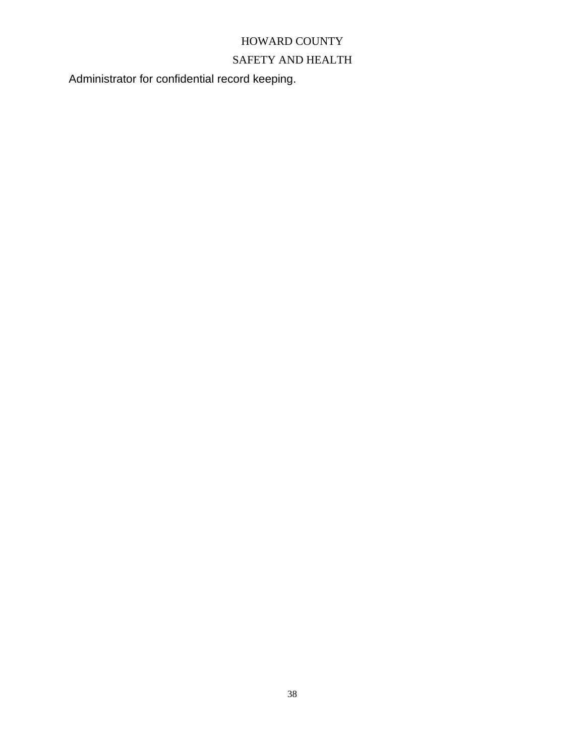Administrator for confidential record keeping.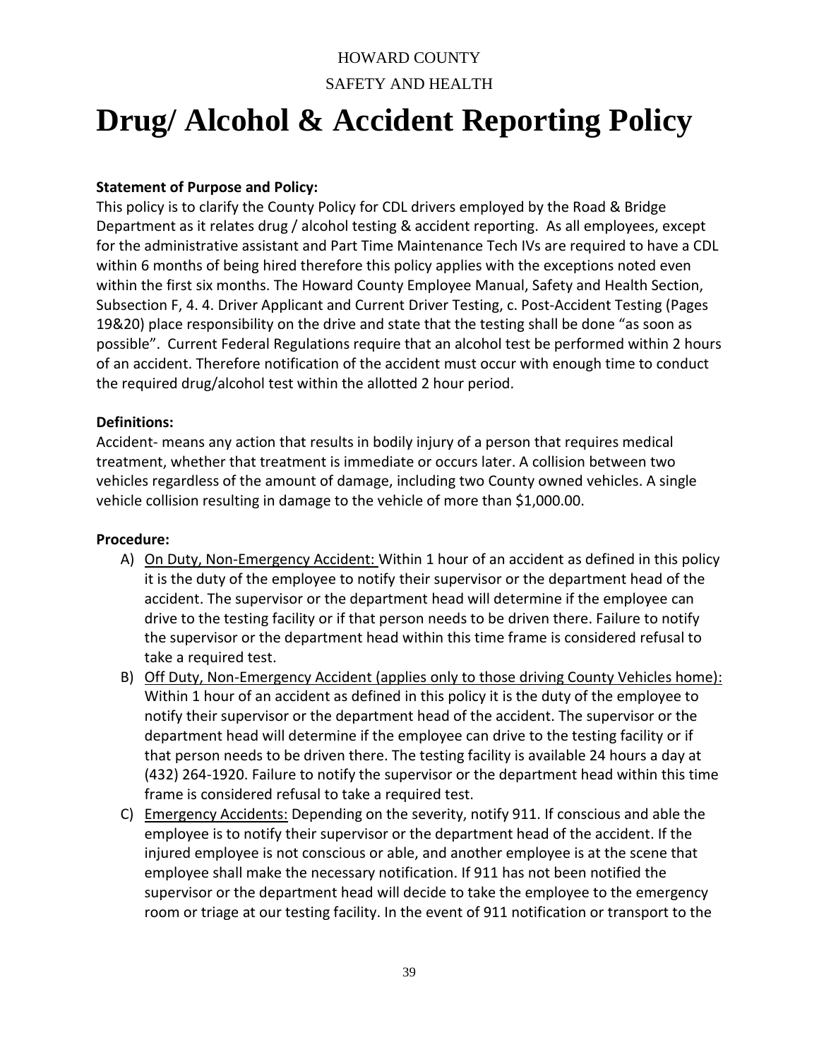HOWARD COUNTY

SAFETY AND HEALTH

# Drug/ Alcohol & Accident Reporting Policy

**Statement of Purpose and Policy:**

This policy is to clarify the County Policy for CDL drivers employed by the Road & Bridge Department as it relates drug / alcohol testing & accident reporting. As all employees, except for the administrative assistant and Part Time Maintenance Tech IVs are required to have a CDL within 6 months of being hired therefore this policy applies with the exceptions noted even within the first six months. The Howard County Employee Manual, Safety and Health Section, Subsection F, 4. 4. Driver Applicant and Current Driver Testing, c. Post-Accident Testing (Pages 19&20) place responsibility on the drive and state that the testing shall be done "as soon as possible". Current Federal Regulations require that an alcohol test be performed within 2 hours of an accident. Therefore notification of the accident must occur with enough time to conduct the required drug/alcohol test within the allotted 2 hour period.

**Definitions:**

Accident- means any action that results in bodily injury of a person that requires medical treatment, whether that treatment is immediate or occurs later. A collision between two vehicles regardless of the amount of damage, including two County owned vehicles. A single vehicle collision resulting in damage to the vehicle of more than $1,000.00.

**Procedure:**

A) <u>On Duty, Non-Emergency Accident:</u> Within 1 hour of an accident as defined in this policy it is the duty of the employee to notify their supervisor or the department head of the accident. The supervisor or the department head will determine if the employee can drive to the testing facility or if that person needs to be driven there. Failure to notify the supervisor or the department head within this time frame is considered refusal to take a required test.

B) <u>Off Duty, Non-Emergency Accident (applies only to those driving County Vehicles home):</u> Within 1 hour of an accident as defined in this policy it is the duty of the employee to notify their supervisor or the department head of the accident. The supervisor or the department head will determine if the employee can drive to the testing facility or if that person needs to be driven there. The testing facility is available 24 hours a day at (432) 264-1920. Failure to notify the supervisor or the department head within this time frame is considered refusal to take a required test.

C) <u>Emergency Accidents:</u> Depending on the severity, notify 911. If conscious and able the employee is to notify their supervisor or the department head of the accident. If the injured employee is not conscious or able, and another employee is at the scene that employee shall make the necessary notification. If 911 has not been notified the supervisor or the department head will decide to take the employee to the emergency room or triage at our testing facility. In the event of 911 notification or transport to the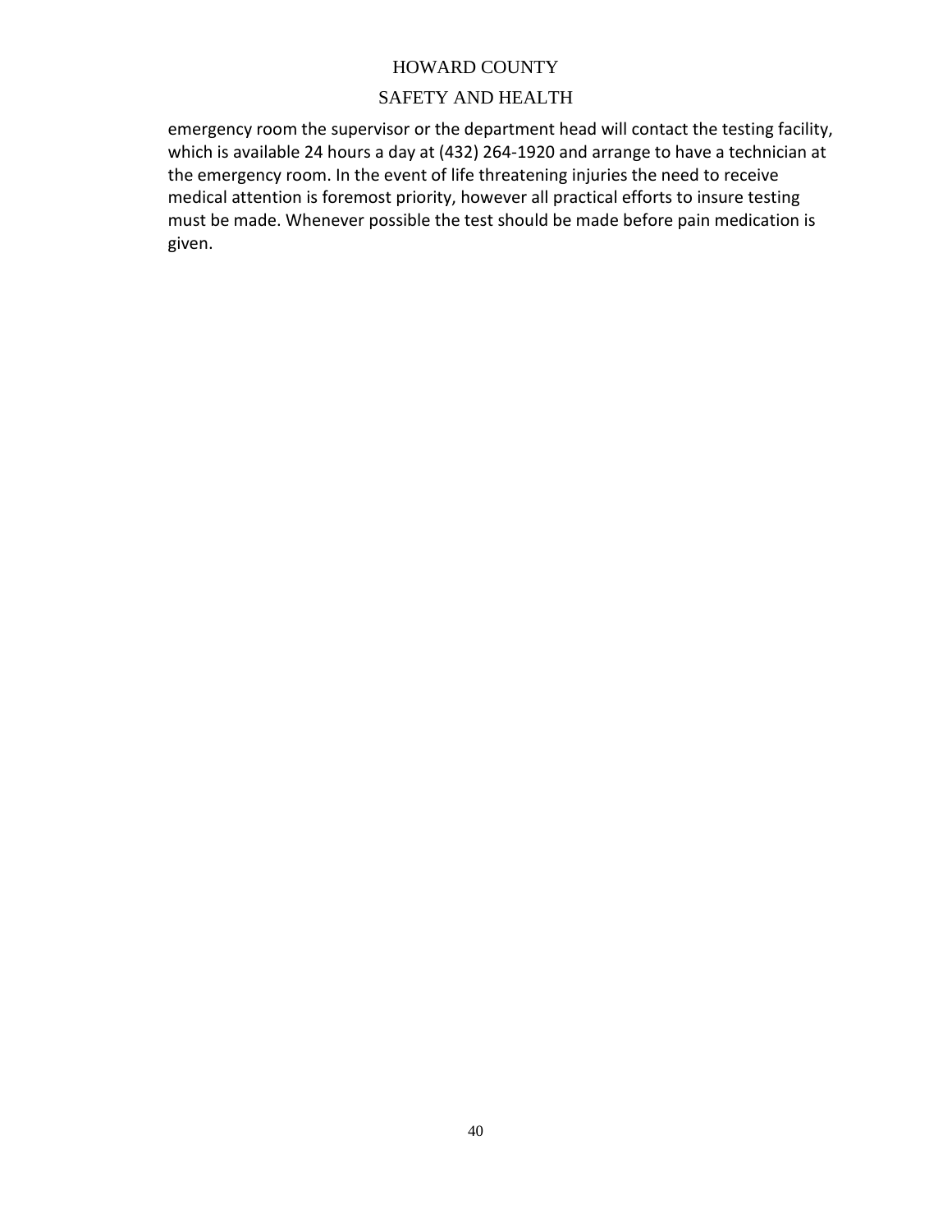emergency room the supervisor or the department head will contact the testing facility, which is available 24 hours a day at (432) 264-1920 and arrange to have a technician at the emergency room. In the event of life threatening injuries the need to receive medical attention is foremost priority, however all practical efforts to insure testing must be made. Whenever possible the test should be made before pain medication is given.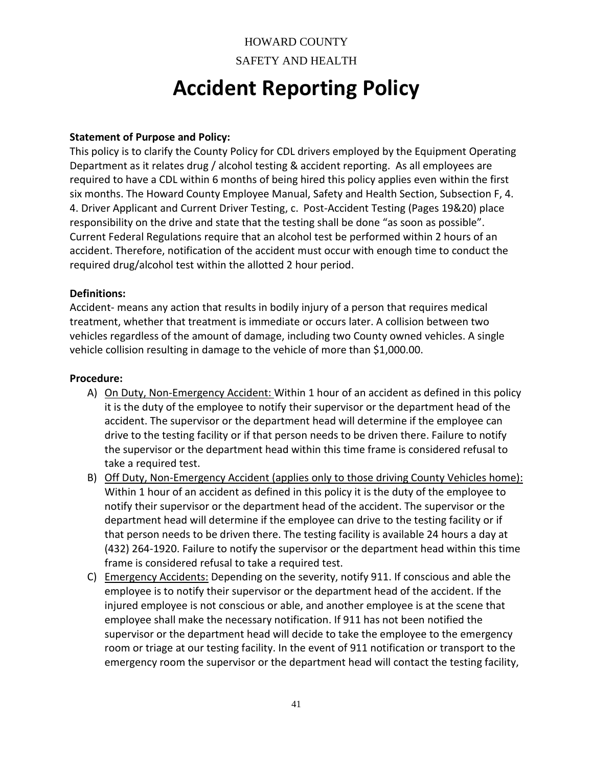HOWARD COUNTY

SAFETY AND HEALTH

# Accident Reporting Policy

**Statement of Purpose and Policy:**

This policy is to clarify the County Policy for CDL drivers employed by the Equipment Operating Department as it relates drug / alcohol testing & accident reporting. As all employees are required to have a CDL within 6 months of being hired this policy applies even within the first six months. The Howard County Employee Manual, Safety and Health Section, Subsection F, 4. 4. Driver Applicant and Current Driver Testing, c. Post-Accident Testing (Pages 19&20) place responsibility on the drive and state that the testing shall be done "as soon as possible". Current Federal Regulations require that an alcohol test be performed within 2 hours of an accident. Therefore, notification of the accident must occur with enough time to conduct the required drug/alcohol test within the allotted 2 hour period.

**Definitions:**

Accident- means any action that results in bodily injury of a person that requires medical treatment, whether that treatment is immediate or occurs later. A collision between two vehicles regardless of the amount of damage, including two County owned vehicles. A single vehicle collision resulting in damage to the vehicle of more than $1,000.00.

**Procedure:**

A) <u>On Duty, Non-Emergency Accident:</u> Within 1 hour of an accident as defined in this policy it is the duty of the employee to notify their supervisor or the department head of the accident. The supervisor or the department head will determine if the employee can drive to the testing facility or if that person needs to be driven there. Failure to notify the supervisor or the department head within this time frame is considered refusal to take a required test.

B) <u>Off Duty, Non-Emergency Accident (applies only to those driving County Vehicles home):</u> Within 1 hour of an accident as defined in this policy it is the duty of the employee to notify their supervisor or the department head of the accident. The supervisor or the department head will determine if the employee can drive to the testing facility or if that person needs to be driven there. The testing facility is available 24 hours a day at (432) 264-1920. Failure to notify the supervisor or the department head within this time frame is considered refusal to take a required test.

C) <u>Emergency Accidents:</u> Depending on the severity, notify 911. If conscious and able the employee is to notify their supervisor or the department head of the accident. If the injured employee is not conscious or able, and another employee is at the scene that employee shall make the necessary notification. If 911 has not been notified the supervisor or the department head will decide to take the employee to the emergency room or triage at our testing facility. In the event of 911 notification or transport to the emergency room the supervisor or the department head will contact the testing facility,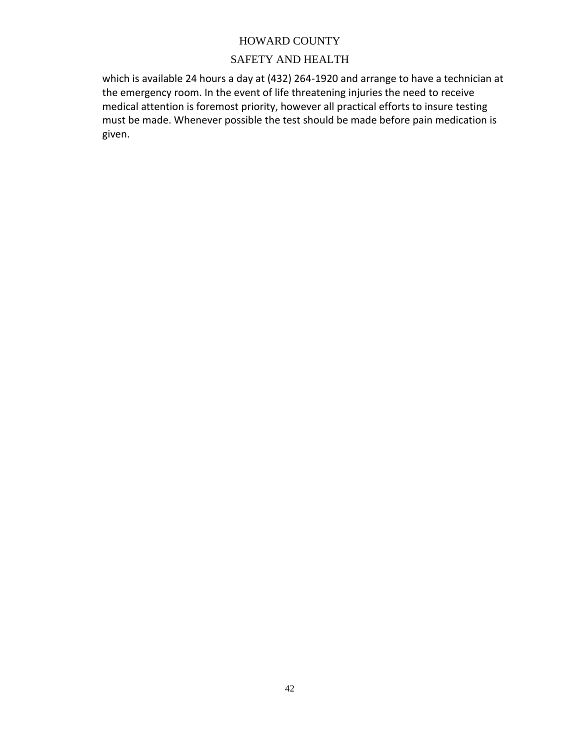which is available 24 hours a day at (432) 264-1920 and arrange to have a technician at the emergency room. In the event of life threatening injuries the need to receive medical attention is foremost priority, however all practical efforts to insure testing must be made. Whenever possible the test should be made before pain medication is given.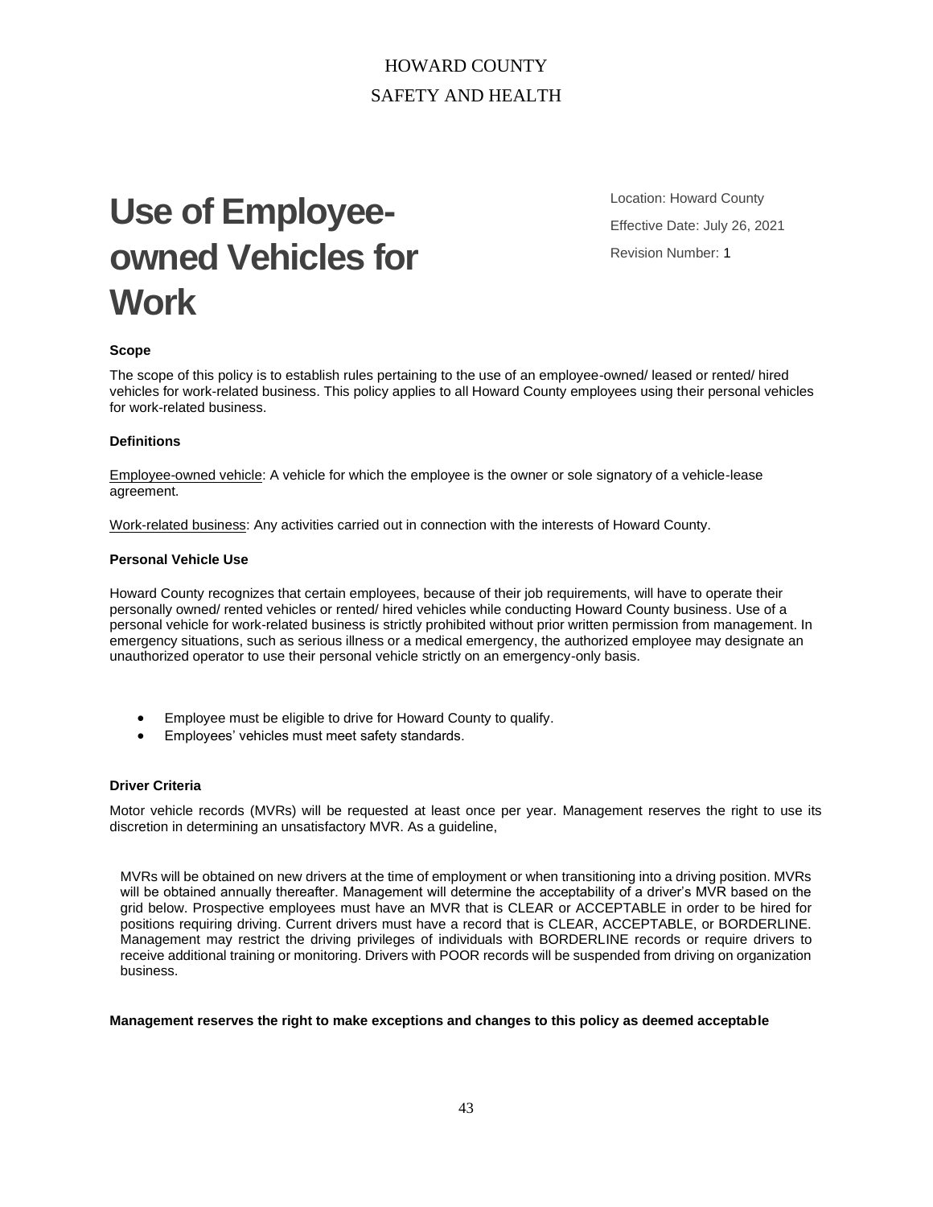HOWARD COUNTY

SAFETY AND HEALTH

# Use of Employee-owned Vehicles for Work

Location: Howard County

Effective Date: July 26, 2021

Revision Number: 1

**Scope**

The scope of this policy is to establish rules pertaining to the use of an employee-owned/ leased or rented/ hired vehicles for work-related business. This policy applies to all Howard County employees using their personal vehicles for work-related business.

**Definitions**

Employee-owned vehicle: A vehicle for which the employee is the owner or sole signatory of a vehicle-lease agreement.

Work-related business: Any activities carried out in connection with the interests of Howard County.

**Personal Vehicle Use**

Howard County recognizes that certain employees, because of their job requirements, will have to operate their personally owned/ rented vehicles or rented/ hired vehicles while conducting Howard County business. Use of a personal vehicle for work-related business is strictly prohibited without prior written permission from management. In emergency situations, such as serious illness or a medical emergency, the authorized employee may designate an unauthorized operator to use their personal vehicle strictly on an emergency-only basis.

- Employee must be eligible to drive for Howard County to qualify.
- Employees' vehicles must meet safety standards.

**Driver Criteria**

Motor vehicle records (MVRs) will be requested at least once per year. Management reserves the right to use its discretion in determining an unsatisfactory MVR. As a guideline,

MVRs will be obtained on new drivers at the time of employment or when transitioning into a driving position. MVRs will be obtained annually thereafter. Management will determine the acceptability of a driver's MVR based on the grid below. Prospective employees must have an MVR that is CLEAR or ACCEPTABLE in order to be hired for positions requiring driving. Current drivers must have a record that is CLEAR, ACCEPTABLE, or BORDERLINE. Management may restrict the driving privileges of individuals with BORDERLINE records or require drivers to receive additional training or monitoring. Drivers with POOR records will be suspended from driving on organization business.

**Management reserves the right to make exceptions and changes to this policy as deemed acceptable**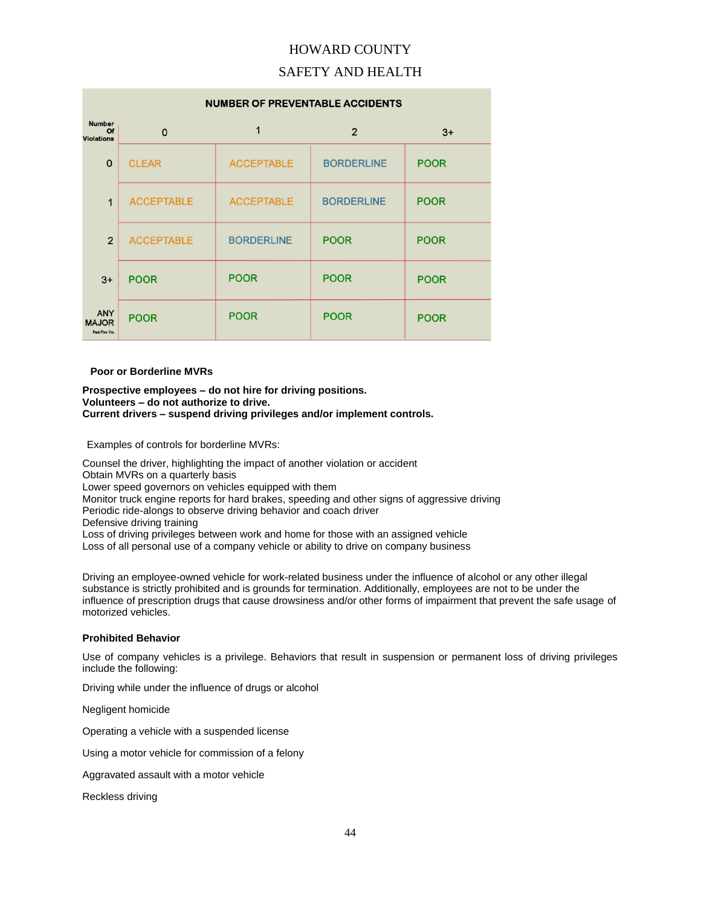HOWARD COUNTY

SAFETY AND HEALTH

| Number Of Violations | NUMBER OF PREVENTABLE ACCIDENTS 0 | 1 | 2 | 3+ |
|---|---|---|---|---|
| 0 | CLEAR | ACCEPTABLE | BORDERLINE | POOR |
| 1 | ACCEPTABLE | ACCEPTABLE | BORDERLINE | POOR |
| 2 | ACCEPTABLE | BORDERLINE | POOR | POOR |
| 3+ | POOR | POOR | POOR | POOR |
| ANY MAJOR Past Five Yrs. | POOR | POOR | POOR | POOR |

**Poor or Borderline MVRs**

**Prospective employees – do not hire for driving positions.**
**Volunteers – do not authorize to drive.**
**Current drivers – suspend driving privileges and/or implement controls.**

Examples of controls for borderline MVRs:

Counsel the driver, highlighting the impact of another violation or accident
Obtain MVRs on a quarterly basis
Lower speed governors on vehicles equipped with them
Monitor truck engine reports for hard brakes, speeding and other signs of aggressive driving
Periodic ride-alongs to observe driving behavior and coach driver
Defensive driving training
Loss of driving privileges between work and home for those with an assigned vehicle
Loss of all personal use of a company vehicle or ability to drive on company business

Driving an employee-owned vehicle for work-related business under the influence of alcohol or any other illegal substance is strictly prohibited and is grounds for termination. Additionally, employees are not to be under the influence of prescription drugs that cause drowsiness and/or other forms of impairment that prevent the safe usage of motorized vehicles.

**Prohibited Behavior**

Use of company vehicles is a privilege. Behaviors that result in suspension or permanent loss of driving privileges include the following:

Driving while under the influence of drugs or alcohol

Negligent homicide

Operating a vehicle with a suspended license

Using a motor vehicle for commission of a felony

Aggravated assault with a motor vehicle

Reckless driving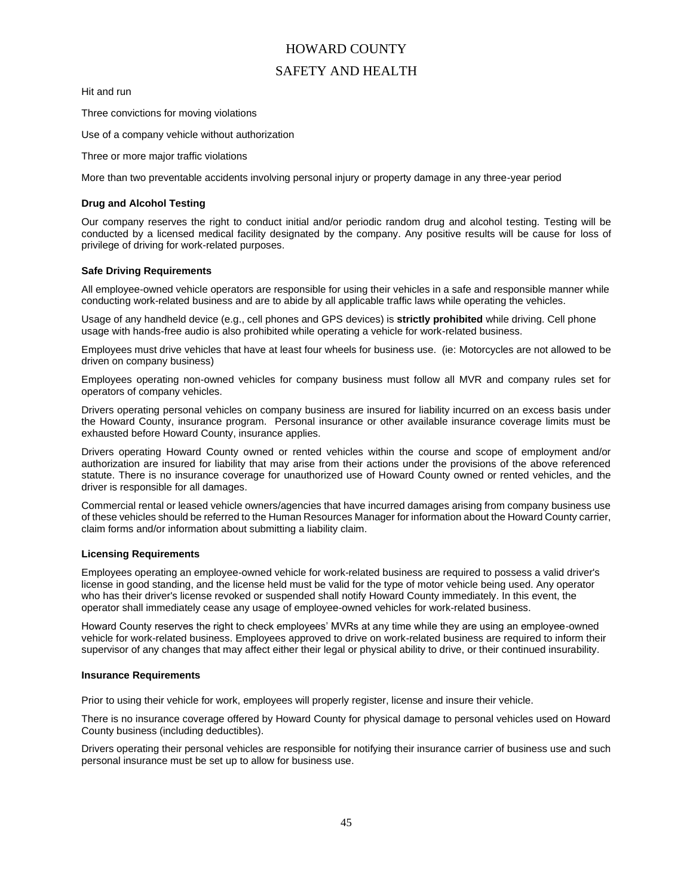Hit and run

Three convictions for moving violations

Use of a company vehicle without authorization

Three or more major traffic violations

More than two preventable accidents involving personal injury or property damage in any three-year period

**Drug and Alcohol Testing**

Our company reserves the right to conduct initial and/or periodic random drug and alcohol testing. Testing will be conducted by a licensed medical facility designated by the company. Any positive results will be cause for loss of privilege of driving for work-related purposes.

**Safe Driving Requirements**

All employee-owned vehicle operators are responsible for using their vehicles in a safe and responsible manner while conducting work-related business and are to abide by all applicable traffic laws while operating the vehicles.

Usage of any handheld device (e.g., cell phones and GPS devices) is **strictly prohibited** while driving. Cell phone usage with hands-free audio is also prohibited while operating a vehicle for work-related business.

Employees must drive vehicles that have at least four wheels for business use. (ie: Motorcycles are not allowed to be driven on company business)

Employees operating non-owned vehicles for company business must follow all MVR and company rules set for operators of company vehicles.

Drivers operating personal vehicles on company business are insured for liability incurred on an excess basis under the Howard County, insurance program. Personal insurance or other available insurance coverage limits must be exhausted before Howard County, insurance applies.

Drivers operating Howard County owned or rented vehicles within the course and scope of employment and/or authorization are insured for liability that may arise from their actions under the provisions of the above referenced statute. There is no insurance coverage for unauthorized use of Howard County owned or rented vehicles, and the driver is responsible for all damages.

Commercial rental or leased vehicle owners/agencies that have incurred damages arising from company business use of these vehicles should be referred to the Human Resources Manager for information about the Howard County carrier, claim forms and/or information about submitting a liability claim.

**Licensing Requirements**

Employees operating an employee-owned vehicle for work-related business are required to possess a valid driver's license in good standing, and the license held must be valid for the type of motor vehicle being used. Any operator who has their driver's license revoked or suspended shall notify Howard County immediately. In this event, the operator shall immediately cease any usage of employee-owned vehicles for work-related business.

Howard County reserves the right to check employees' MVRs at any time while they are using an employee-owned vehicle for work-related business. Employees approved to drive on work-related business are required to inform their supervisor of any changes that may affect either their legal or physical ability to drive, or their continued insurability.

**Insurance Requirements**

Prior to using their vehicle for work, employees will properly register, license and insure their vehicle.

There is no insurance coverage offered by Howard County for physical damage to personal vehicles used on Howard County business (including deductibles).

Drivers operating their personal vehicles are responsible for notifying their insurance carrier of business use and such personal insurance must be set up to allow for business use.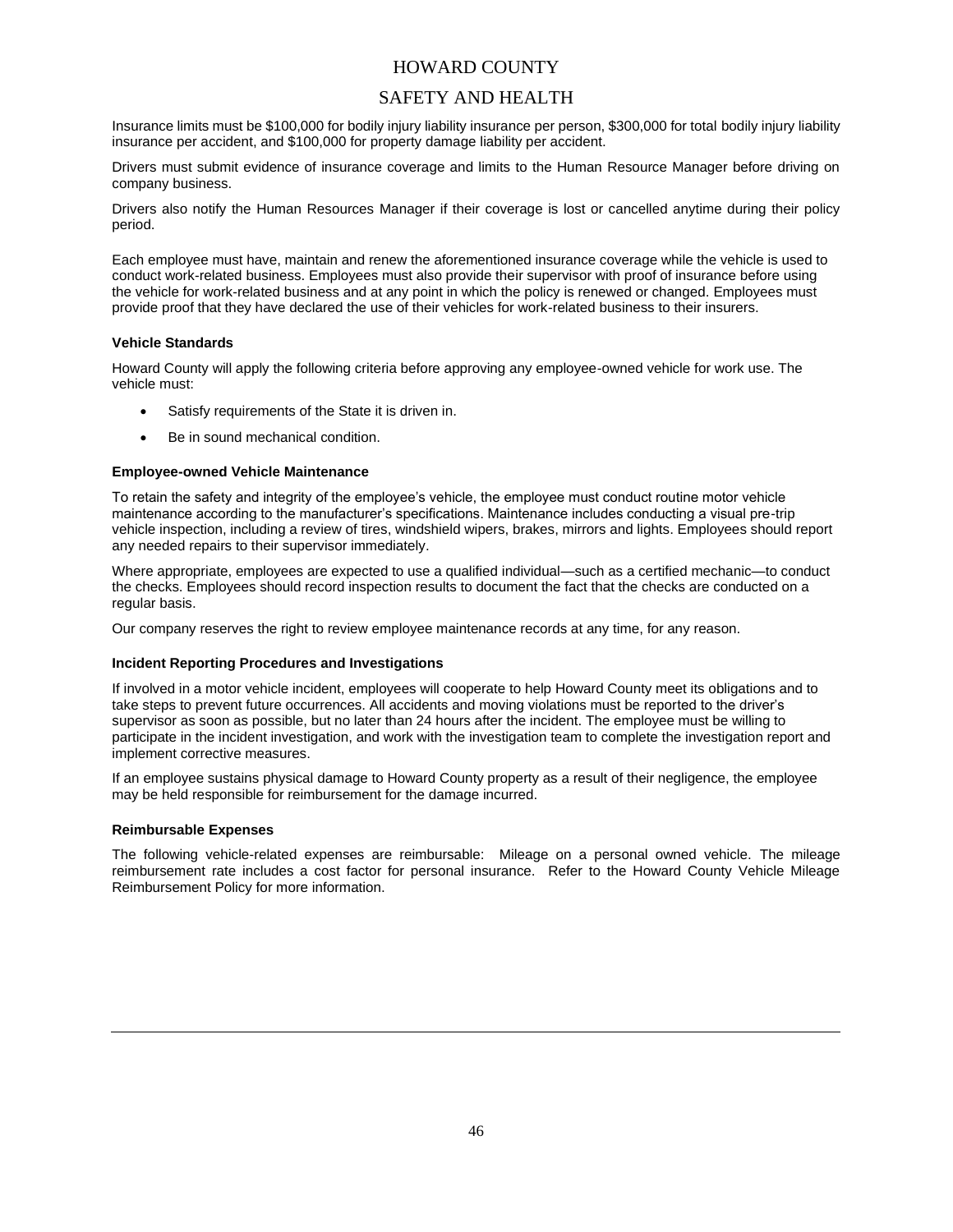Insurance limits must be $100,000 for bodily injury liability insurance per person, $300,000 for total bodily injury liability insurance per accident, and $100,000 for property damage liability per accident.

Drivers must submit evidence of insurance coverage and limits to the Human Resource Manager before driving on company business.

Drivers also notify the Human Resources Manager if their coverage is lost or cancelled anytime during their policy period.

Each employee must have, maintain and renew the aforementioned insurance coverage while the vehicle is used to conduct work-related business. Employees must also provide their supervisor with proof of insurance before using the vehicle for work-related business and at any point in which the policy is renewed or changed. Employees must provide proof that they have declared the use of their vehicles for work-related business to their insurers.

**Vehicle Standards**

Howard County will apply the following criteria before approving any employee-owned vehicle for work use. The vehicle must:

- Satisfy requirements of the State it is driven in.
- Be in sound mechanical condition.

**Employee-owned Vehicle Maintenance**

To retain the safety and integrity of the employee's vehicle, the employee must conduct routine motor vehicle maintenance according to the manufacturer's specifications. Maintenance includes conducting a visual pre-trip vehicle inspection, including a review of tires, windshield wipers, brakes, mirrors and lights. Employees should report any needed repairs to their supervisor immediately.

Where appropriate, employees are expected to use a qualified individual—such as a certified mechanic—to conduct the checks. Employees should record inspection results to document the fact that the checks are conducted on a regular basis.

Our company reserves the right to review employee maintenance records at any time, for any reason.

**Incident Reporting Procedures and Investigations**

If involved in a motor vehicle incident, employees will cooperate to help Howard County meet its obligations and to take steps to prevent future occurrences. All accidents and moving violations must be reported to the driver's supervisor as soon as possible, but no later than 24 hours after the incident. The employee must be willing to participate in the incident investigation, and work with the investigation team to complete the investigation report and implement corrective measures.

If an employee sustains physical damage to Howard County property as a result of their negligence, the employee may be held responsible for reimbursement for the damage incurred.

**Reimbursable Expenses**

The following vehicle-related expenses are reimbursable: Mileage on a personal owned vehicle. The mileage reimbursement rate includes a cost factor for personal insurance. Refer to the Howard County Vehicle Mileage Reimbursement Policy for more information.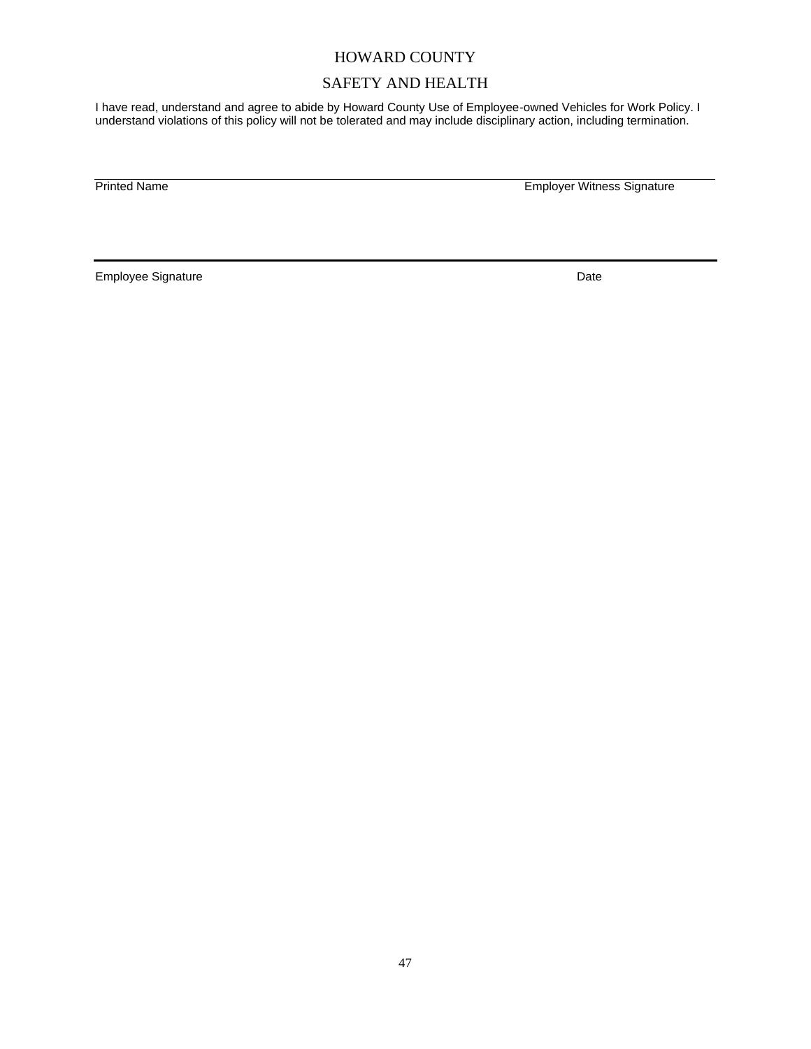# HOWARD COUNTY

## SAFETY AND HEALTH

I have read, understand and agree to abide by Howard County Use of Employee-owned Vehicles for Work Policy. I understand violations of this policy will not be tolerated and may include disciplinary action, including termination.

Printed Name                                        Employer Witness Signature

Employee Signature                                  Date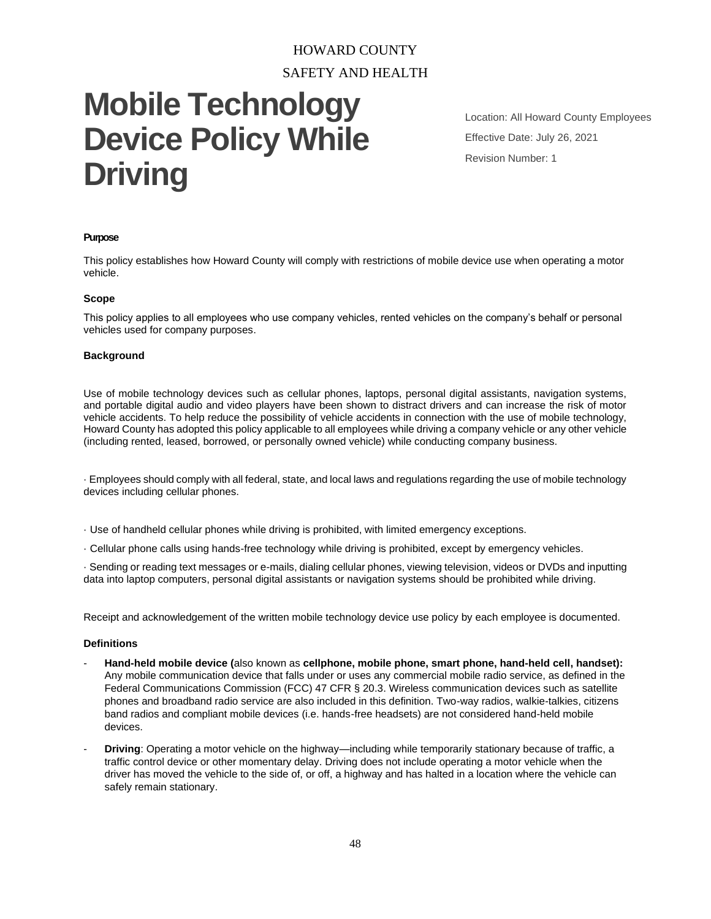HOWARD COUNTY

SAFETY AND HEALTH

# Mobile Technology Device Policy While Driving

Location: All Howard County Employees

Effective Date: July 26, 2021

Revision Number: 1

**Purpose**

This policy establishes how Howard County will comply with restrictions of mobile device use when operating a motor vehicle.

**Scope**

This policy applies to all employees who use company vehicles, rented vehicles on the company's behalf or personal vehicles used for company purposes.

**Background**

Use of mobile technology devices such as cellular phones, laptops, personal digital assistants, navigation systems, and portable digital audio and video players have been shown to distract drivers and can increase the risk of motor vehicle accidents. To help reduce the possibility of vehicle accidents in connection with the use of mobile technology, Howard County has adopted this policy applicable to all employees while driving a company vehicle or any other vehicle (including rented, leased, borrowed, or personally owned vehicle) while conducting company business.

· Employees should comply with all federal, state, and local laws and regulations regarding the use of mobile technology devices including cellular phones.

· Use of handheld cellular phones while driving is prohibited, with limited emergency exceptions.

· Cellular phone calls using hands-free technology while driving is prohibited, except by emergency vehicles.

· Sending or reading text messages or e-mails, dialing cellular phones, viewing television, videos or DVDs and inputting data into laptop computers, personal digital assistants or navigation systems should be prohibited while driving.

Receipt and acknowledgement of the written mobile technology device use policy by each employee is documented.

**Definitions**

- **Hand-held mobile device (**also known as **cellphone, mobile phone, smart phone, hand-held cell, handset):** Any mobile communication device that falls under or uses any commercial mobile radio service, as defined in the Federal Communications Commission (FCC) 47 CFR § 20.3. Wireless communication devices such as satellite phones and broadband radio service are also included in this definition. Two-way radios, walkie-talkies, citizens band radios and compliant mobile devices (i.e. hands-free headsets) are not considered hand-held mobile devices.
- **Driving**: Operating a motor vehicle on the highway—including while temporarily stationary because of traffic, a traffic control device or other momentary delay. Driving does not include operating a motor vehicle when the driver has moved the vehicle to the side of, or off, a highway and has halted in a location where the vehicle can safely remain stationary.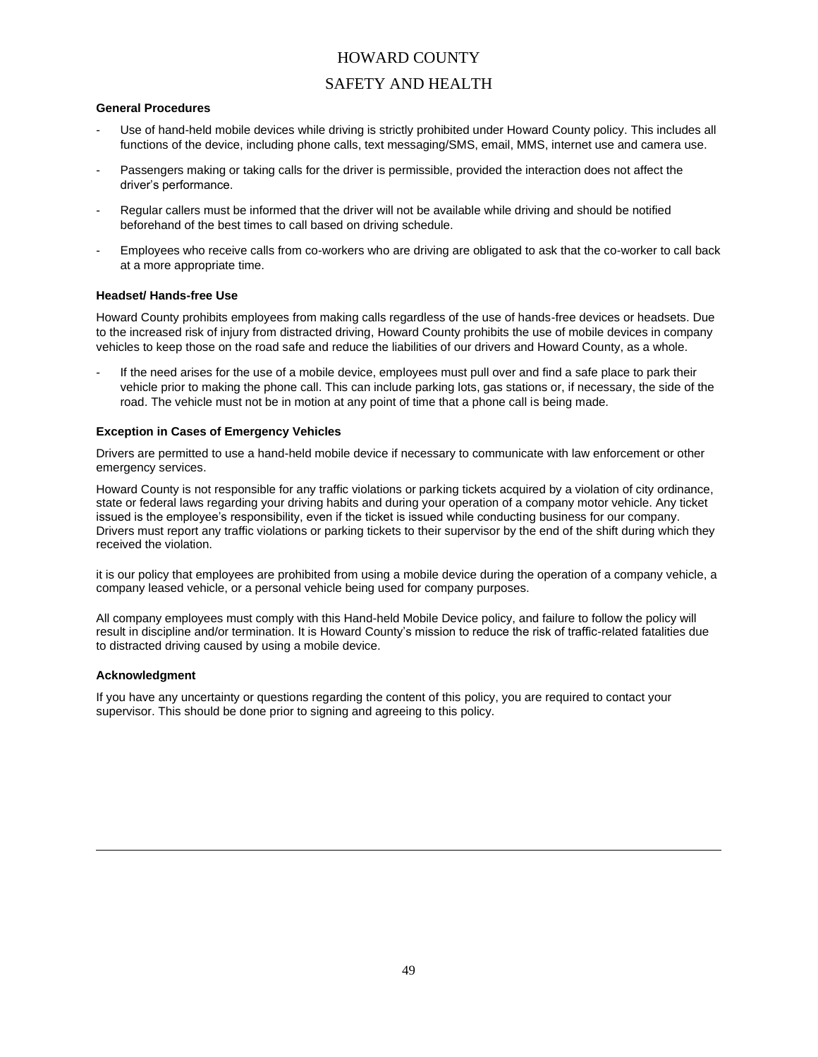# HOWARD COUNTY

## SAFETY AND HEALTH

**General Procedures**

- Use of hand-held mobile devices while driving is strictly prohibited under Howard County policy. This includes all functions of the device, including phone calls, text messaging/SMS, email, MMS, internet use and camera use.
- Passengers making or taking calls for the driver is permissible, provided the interaction does not affect the driver's performance.
- Regular callers must be informed that the driver will not be available while driving and should be notified beforehand of the best times to call based on driving schedule.
- Employees who receive calls from co-workers who are driving are obligated to ask that the co-worker to call back at a more appropriate time.

**Headset/ Hands-free Use**

Howard County prohibits employees from making calls regardless of the use of hands-free devices or headsets. Due to the increased risk of injury from distracted driving, Howard County prohibits the use of mobile devices in company vehicles to keep those on the road safe and reduce the liabilities of our drivers and Howard County, as a whole.

- If the need arises for the use of a mobile device, employees must pull over and find a safe place to park their vehicle prior to making the phone call. This can include parking lots, gas stations or, if necessary, the side of the road. The vehicle must not be in motion at any point of time that a phone call is being made.

**Exception in Cases of Emergency Vehicles**

Drivers are permitted to use a hand-held mobile device if necessary to communicate with law enforcement or other emergency services.

Howard County is not responsible for any traffic violations or parking tickets acquired by a violation of city ordinance, state or federal laws regarding your driving habits and during your operation of a company motor vehicle. Any ticket issued is the employee's responsibility, even if the ticket is issued while conducting business for our company. Drivers must report any traffic violations or parking tickets to their supervisor by the end of the shift during which they received the violation.

it is our policy that employees are prohibited from using a mobile device during the operation of a company vehicle, a company leased vehicle, or a personal vehicle being used for company purposes.

All company employees must comply with this Hand-held Mobile Device policy, and failure to follow the policy will result in discipline and/or termination. It is Howard County's mission to reduce the risk of traffic-related fatalities due to distracted driving caused by using a mobile device.

**Acknowledgment**

If you have any uncertainty or questions regarding the content of this policy, you are required to contact your supervisor. This should be done prior to signing and agreeing to this policy.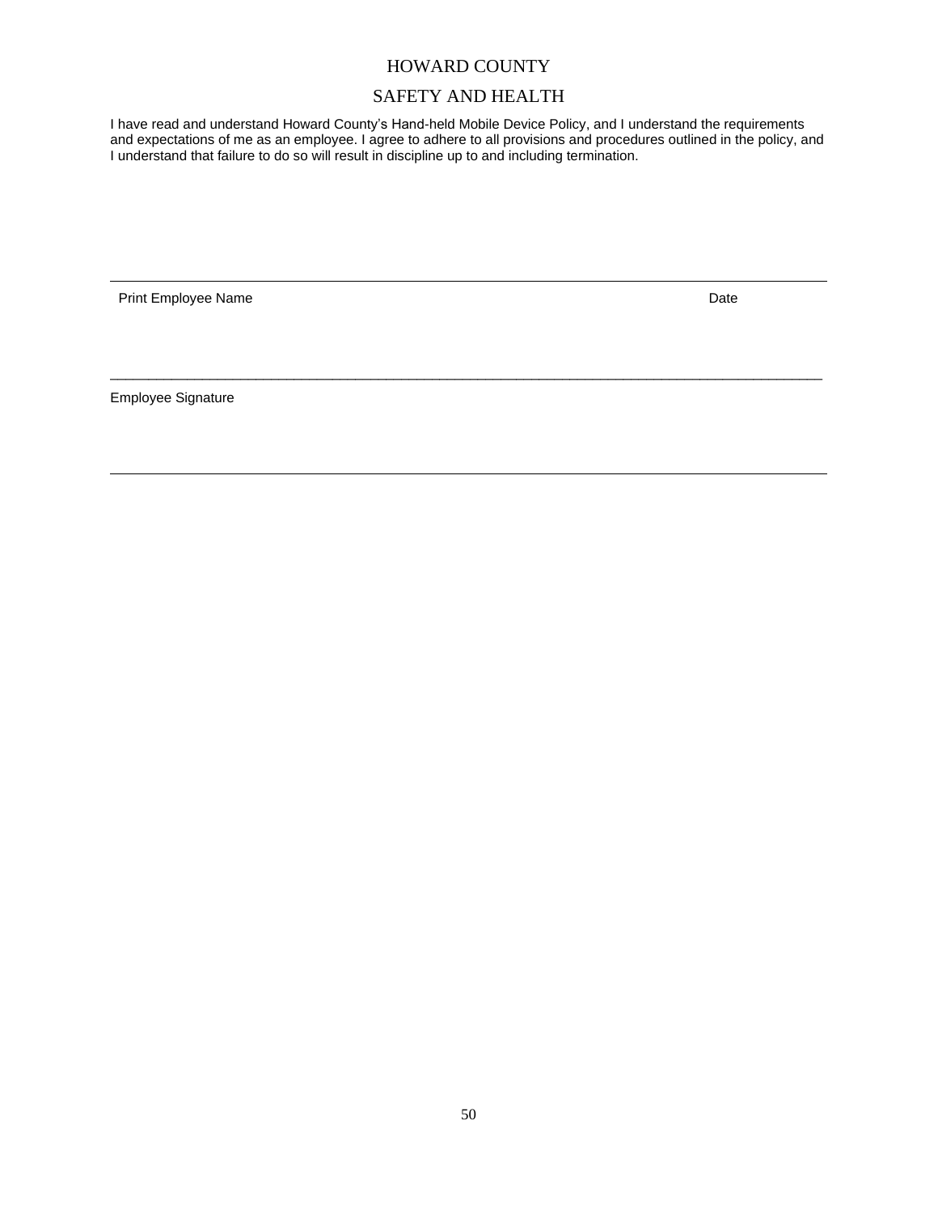HOWARD COUNTY

SAFETY AND HEALTH

I have read and understand Howard County's Hand-held Mobile Device Policy, and I understand the requirements and expectations of me as an employee. I agree to adhere to all provisions and procedures outlined in the policy, and I understand that failure to do so will result in discipline up to and including termination.

______________________________________________________________________________

Print Employee Name                                                                                                    Date

______________________________________________________________________________

Employee Signature

______________________________________________________________________________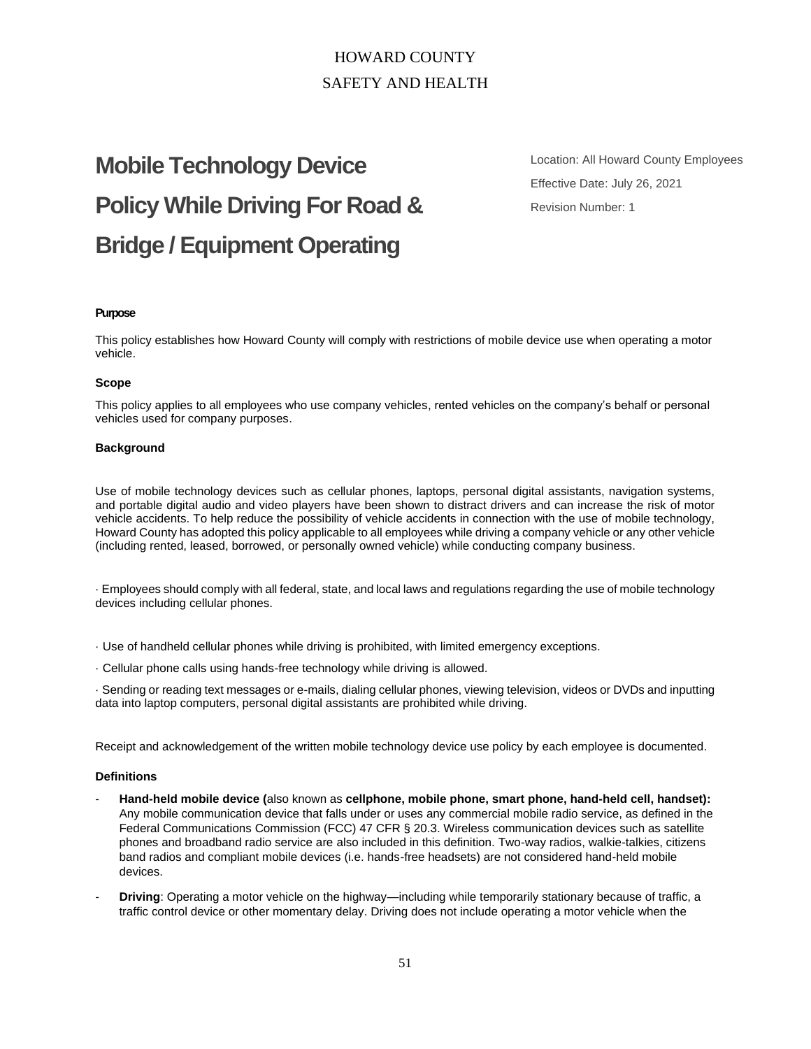HOWARD COUNTY

SAFETY AND HEALTH

# Mobile Technology Device Policy While Driving For Road & Bridge / Equipment Operating

Location: All Howard County Employees

Effective Date: July 26, 2021

Revision Number: 1

**Purpose**

This policy establishes how Howard County will comply with restrictions of mobile device use when operating a motor vehicle.

**Scope**

This policy applies to all employees who use company vehicles, rented vehicles on the company's behalf or personal vehicles used for company purposes.

**Background**

Use of mobile technology devices such as cellular phones, laptops, personal digital assistants, navigation systems, and portable digital audio and video players have been shown to distract drivers and can increase the risk of motor vehicle accidents. To help reduce the possibility of vehicle accidents in connection with the use of mobile technology, Howard County has adopted this policy applicable to all employees while driving a company vehicle or any other vehicle (including rented, leased, borrowed, or personally owned vehicle) while conducting company business.

· Employees should comply with all federal, state, and local laws and regulations regarding the use of mobile technology devices including cellular phones.

· Use of handheld cellular phones while driving is prohibited, with limited emergency exceptions.

· Cellular phone calls using hands-free technology while driving is allowed.

· Sending or reading text messages or e-mails, dialing cellular phones, viewing television, videos or DVDs and inputting data into laptop computers, personal digital assistants are prohibited while driving.

Receipt and acknowledgement of the written mobile technology device use policy by each employee is documented.

**Definitions**

- **Hand-held mobile device (**also known as **cellphone, mobile phone, smart phone, hand-held cell, handset):** Any mobile communication device that falls under or uses any commercial mobile radio service, as defined in the Federal Communications Commission (FCC) 47 CFR § 20.3. Wireless communication devices such as satellite phones and broadband radio service are also included in this definition. Two-way radios, walkie-talkies, citizens band radios and compliant mobile devices (i.e. hands-free headsets) are not considered hand-held mobile devices.
- **Driving**: Operating a motor vehicle on the highway—including while temporarily stationary because of traffic, a traffic control device or other momentary delay. Driving does not include operating a motor vehicle when the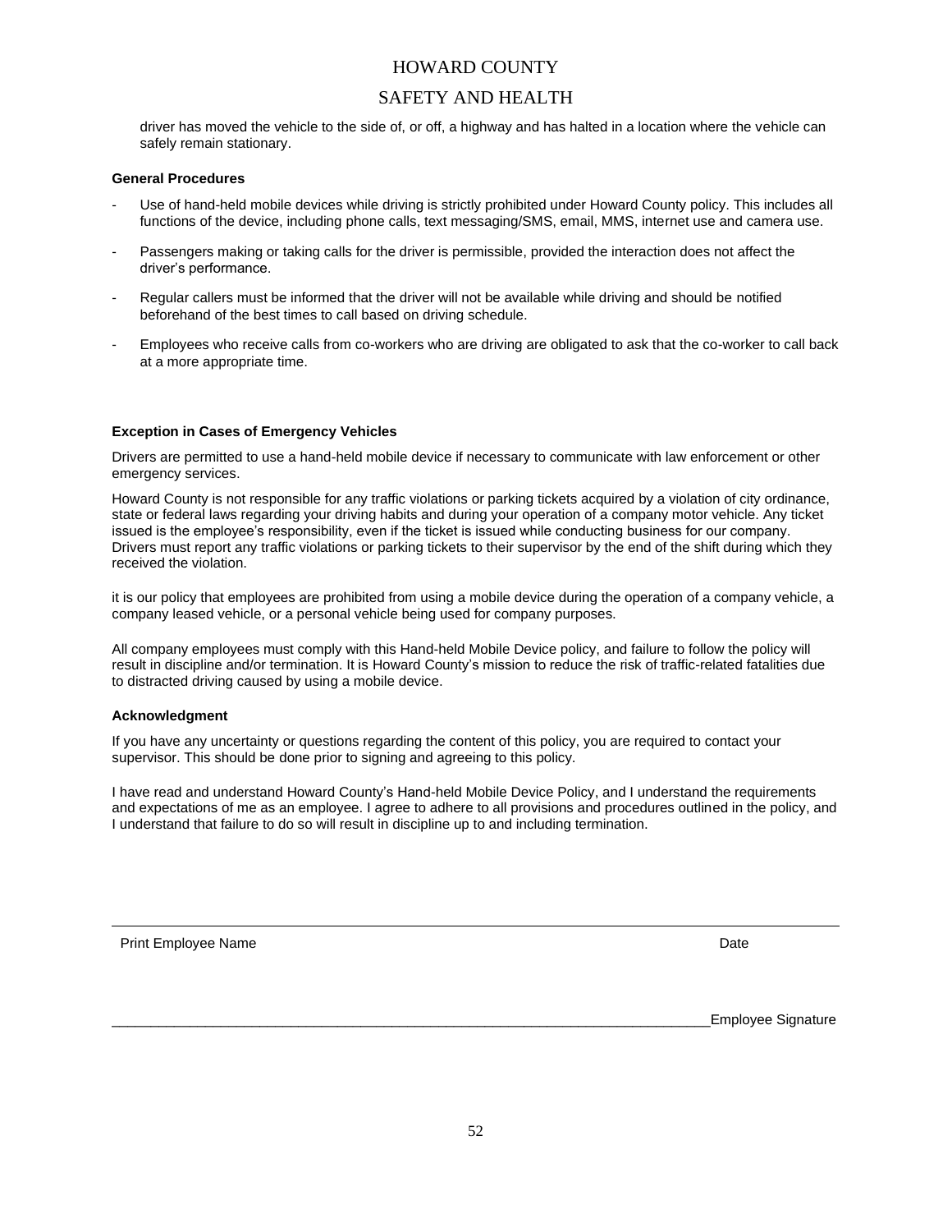driver has moved the vehicle to the side of, or off, a highway and has halted in a location where the vehicle can safely remain stationary.

**General Procedures**

- Use of hand-held mobile devices while driving is strictly prohibited under Howard County policy. This includes all functions of the device, including phone calls, text messaging/SMS, email, MMS, internet use and camera use.
- Passengers making or taking calls for the driver is permissible, provided the interaction does not affect the driver's performance.
- Regular callers must be informed that the driver will not be available while driving and should be notified beforehand of the best times to call based on driving schedule.
- Employees who receive calls from co-workers who are driving are obligated to ask that the co-worker to call back at a more appropriate time.

**Exception in Cases of Emergency Vehicles**

Drivers are permitted to use a hand-held mobile device if necessary to communicate with law enforcement or other emergency services.

Howard County is not responsible for any traffic violations or parking tickets acquired by a violation of city ordinance, state or federal laws regarding your driving habits and during your operation of a company motor vehicle. Any ticket issued is the employee's responsibility, even if the ticket is issued while conducting business for our company. Drivers must report any traffic violations or parking tickets to their supervisor by the end of the shift during which they received the violation.

it is our policy that employees are prohibited from using a mobile device during the operation of a company vehicle, a company leased vehicle, or a personal vehicle being used for company purposes.

All company employees must comply with this Hand-held Mobile Device policy, and failure to follow the policy will result in discipline and/or termination. It is Howard County's mission to reduce the risk of traffic-related fatalities due to distracted driving caused by using a mobile device.

**Acknowledgment**

If you have any uncertainty or questions regarding the content of this policy, you are required to contact your supervisor. This should be done prior to signing and agreeing to this policy.

I have read and understand Howard County's Hand-held Mobile Device Policy, and I understand the requirements and expectations of me as an employee. I agree to adhere to all provisions and procedures outlined in the policy, and I understand that failure to do so will result in discipline up to and including termination.

___________________________________________________________________________________

Print Employee Name                                                                                                                    Date

_______________________________________________________________________________Employee Signature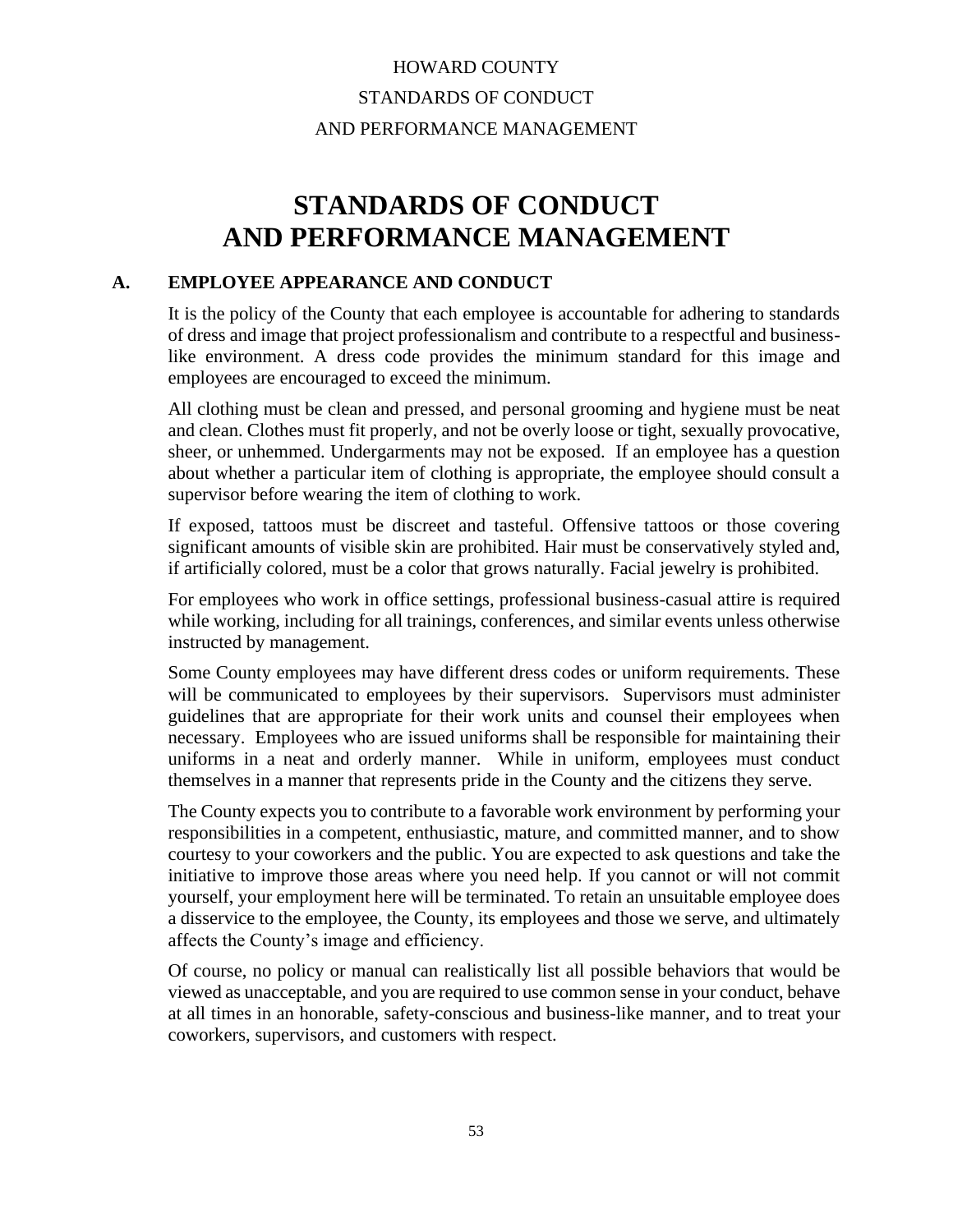# STANDARDS OF CONDUCT AND PERFORMANCE MANAGEMENT

## A. EMPLOYEE APPEARANCE AND CONDUCT

It is the policy of the County that each employee is accountable for adhering to standards of dress and image that project professionalism and contribute to a respectful and business-like environment. A dress code provides the minimum standard for this image and employees are encouraged to exceed the minimum.

All clothing must be clean and pressed, and personal grooming and hygiene must be neat and clean. Clothes must fit properly, and not be overly loose or tight, sexually provocative, sheer, or unhemmed. Undergarments may not be exposed. If an employee has a question about whether a particular item of clothing is appropriate, the employee should consult a supervisor before wearing the item of clothing to work.

If exposed, tattoos must be discreet and tasteful. Offensive tattoos or those covering significant amounts of visible skin are prohibited. Hair must be conservatively styled and, if artificially colored, must be a color that grows naturally. Facial jewelry is prohibited.

For employees who work in office settings, professional business-casual attire is required while working, including for all trainings, conferences, and similar events unless otherwise instructed by management.

Some County employees may have different dress codes or uniform requirements. These will be communicated to employees by their supervisors. Supervisors must administer guidelines that are appropriate for their work units and counsel their employees when necessary. Employees who are issued uniforms shall be responsible for maintaining their uniforms in a neat and orderly manner. While in uniform, employees must conduct themselves in a manner that represents pride in the County and the citizens they serve.

The County expects you to contribute to a favorable work environment by performing your responsibilities in a competent, enthusiastic, mature, and committed manner, and to show courtesy to your coworkers and the public. You are expected to ask questions and take the initiative to improve those areas where you need help. If you cannot or will not commit yourself, your employment here will be terminated. To retain an unsuitable employee does a disservice to the employee, the County, its employees and those we serve, and ultimately affects the County's image and efficiency.

Of course, no policy or manual can realistically list all possible behaviors that would be viewed as unacceptable, and you are required to use common sense in your conduct, behave at all times in an honorable, safety-conscious and business-like manner, and to treat your coworkers, supervisors, and customers with respect.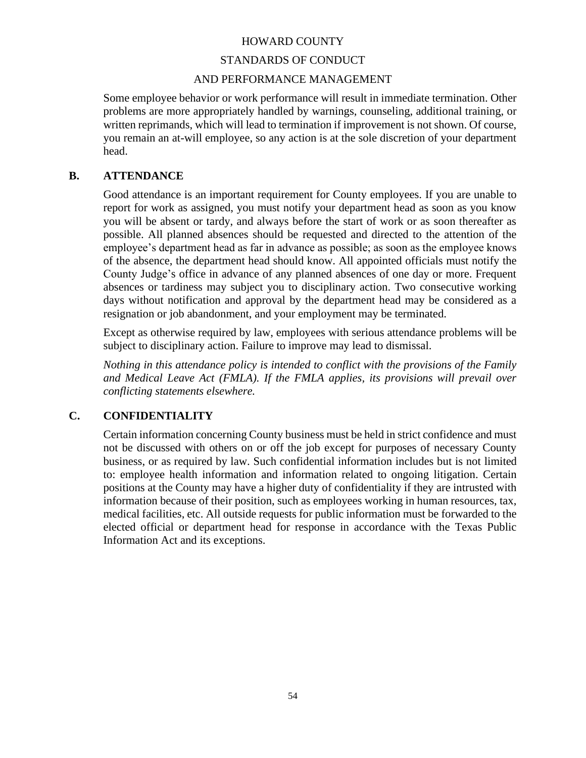Some employee behavior or work performance will result in immediate termination. Other problems are more appropriately handled by warnings, counseling, additional training, or written reprimands, which will lead to termination if improvement is not shown. Of course, you remain an at-will employee, so any action is at the sole discretion of your department head.

## B. ATTENDANCE

Good attendance is an important requirement for County employees. If you are unable to report for work as assigned, you must notify your department head as soon as you know you will be absent or tardy, and always before the start of work or as soon thereafter as possible. All planned absences should be requested and directed to the attention of the employee's department head as far in advance as possible; as soon as the employee knows of the absence, the department head should know. All appointed officials must notify the County Judge's office in advance of any planned absences of one day or more. Frequent absences or tardiness may subject you to disciplinary action. Two consecutive working days without notification and approval by the department head may be considered as a resignation or job abandonment, and your employment may be terminated.

Except as otherwise required by law, employees with serious attendance problems will be subject to disciplinary action. Failure to improve may lead to dismissal.

*Nothing in this attendance policy is intended to conflict with the provisions of the Family and Medical Leave Act (FMLA). If the FMLA applies, its provisions will prevail over conflicting statements elsewhere.*

## C. CONFIDENTIALITY

Certain information concerning County business must be held in strict confidence and must not be discussed with others on or off the job except for purposes of necessary County business, or as required by law. Such confidential information includes but is not limited to: employee health information and information related to ongoing litigation. Certain positions at the County may have a higher duty of confidentiality if they are intrusted with information because of their position, such as employees working in human resources, tax, medical facilities, etc. All outside requests for public information must be forwarded to the elected official or department head for response in accordance with the Texas Public Information Act and its exceptions.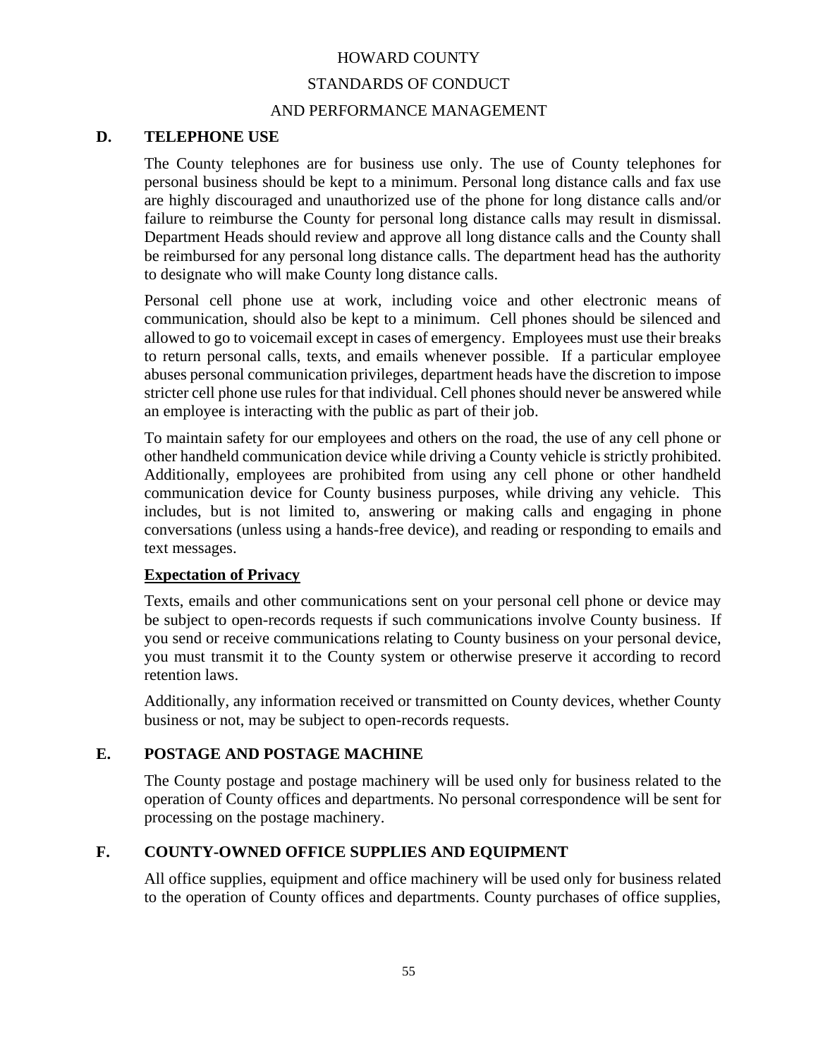## D. TELEPHONE USE

The County telephones are for business use only. The use of County telephones for personal business should be kept to a minimum. Personal long distance calls and fax use are highly discouraged and unauthorized use of the phone for long distance calls and/or failure to reimburse the County for personal long distance calls may result in dismissal. Department Heads should review and approve all long distance calls and the County shall be reimbursed for any personal long distance calls. The department head has the authority to designate who will make County long distance calls.

Personal cell phone use at work, including voice and other electronic means of communication, should also be kept to a minimum. Cell phones should be silenced and allowed to go to voicemail except in cases of emergency. Employees must use their breaks to return personal calls, texts, and emails whenever possible. If a particular employee abuses personal communication privileges, department heads have the discretion to impose stricter cell phone use rules for that individual. Cell phones should never be answered while an employee is interacting with the public as part of their job.

To maintain safety for our employees and others on the road, the use of any cell phone or other handheld communication device while driving a County vehicle is strictly prohibited. Additionally, employees are prohibited from using any cell phone or other handheld communication device for County business purposes, while driving any vehicle. This includes, but is not limited to, answering or making calls and engaging in phone conversations (unless using a hands-free device), and reading or responding to emails and text messages.

**Expectation of Privacy**

Texts, emails and other communications sent on your personal cell phone or device may be subject to open-records requests if such communications involve County business. If you send or receive communications relating to County business on your personal device, you must transmit it to the County system or otherwise preserve it according to record retention laws.

Additionally, any information received or transmitted on County devices, whether County business or not, may be subject to open-records requests.

## E. POSTAGE AND POSTAGE MACHINE

The County postage and postage machinery will be used only for business related to the operation of County offices and departments. No personal correspondence will be sent for processing on the postage machinery.

## F. COUNTY-OWNED OFFICE SUPPLIES AND EQUIPMENT

All office supplies, equipment and office machinery will be used only for business related to the operation of County offices and departments. County purchases of office supplies,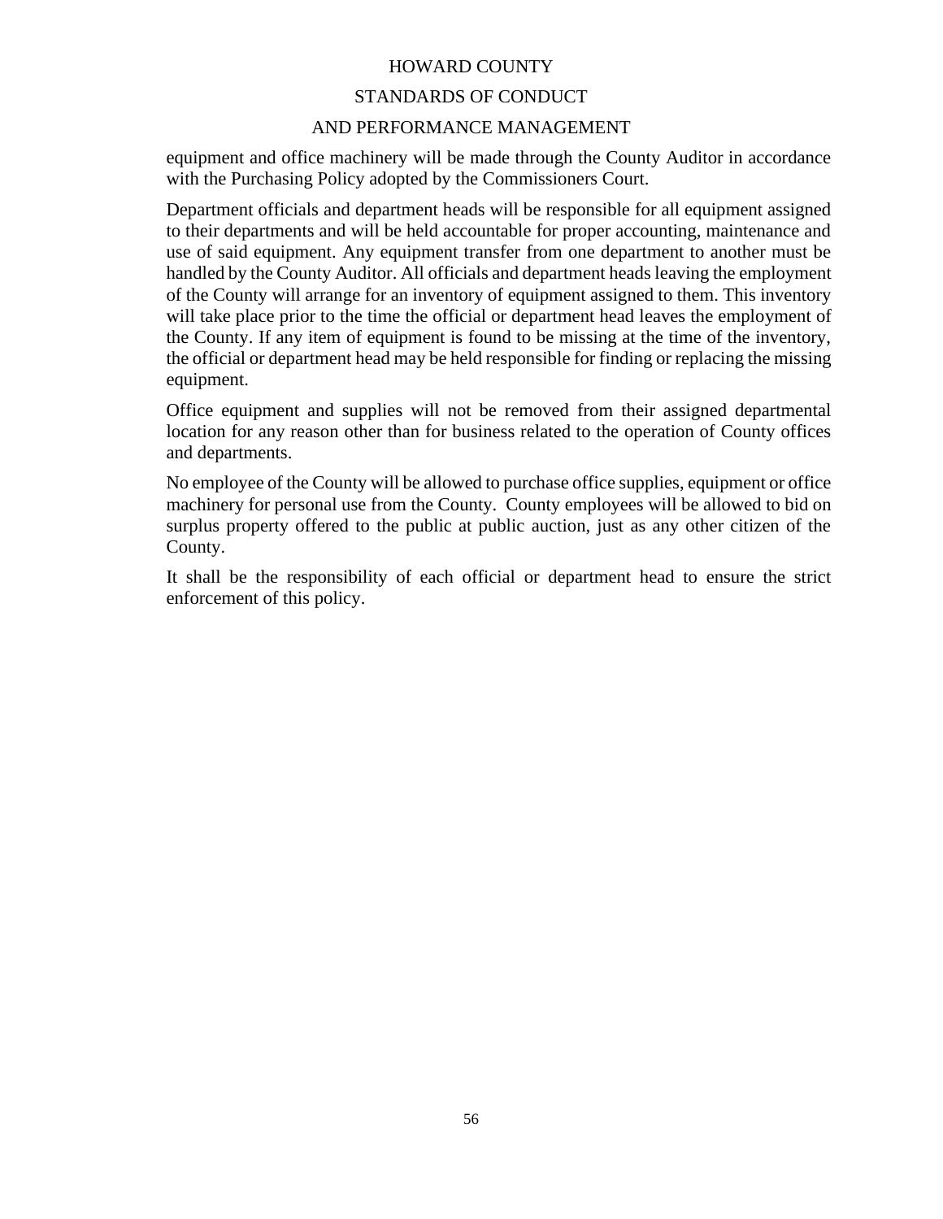equipment and office machinery will be made through the County Auditor in accordance with the Purchasing Policy adopted by the Commissioners Court.

Department officials and department heads will be responsible for all equipment assigned to their departments and will be held accountable for proper accounting, maintenance and use of said equipment. Any equipment transfer from one department to another must be handled by the County Auditor. All officials and department heads leaving the employment of the County will arrange for an inventory of equipment assigned to them. This inventory will take place prior to the time the official or department head leaves the employment of the County. If any item of equipment is found to be missing at the time of the inventory, the official or department head may be held responsible for finding or replacing the missing equipment.

Office equipment and supplies will not be removed from their assigned departmental location for any reason other than for business related to the operation of County offices and departments.

No employee of the County will be allowed to purchase office supplies, equipment or office machinery for personal use from the County. County employees will be allowed to bid on surplus property offered to the public at public auction, just as any other citizen of the County.

It shall be the responsibility of each official or department head to ensure the strict enforcement of this policy.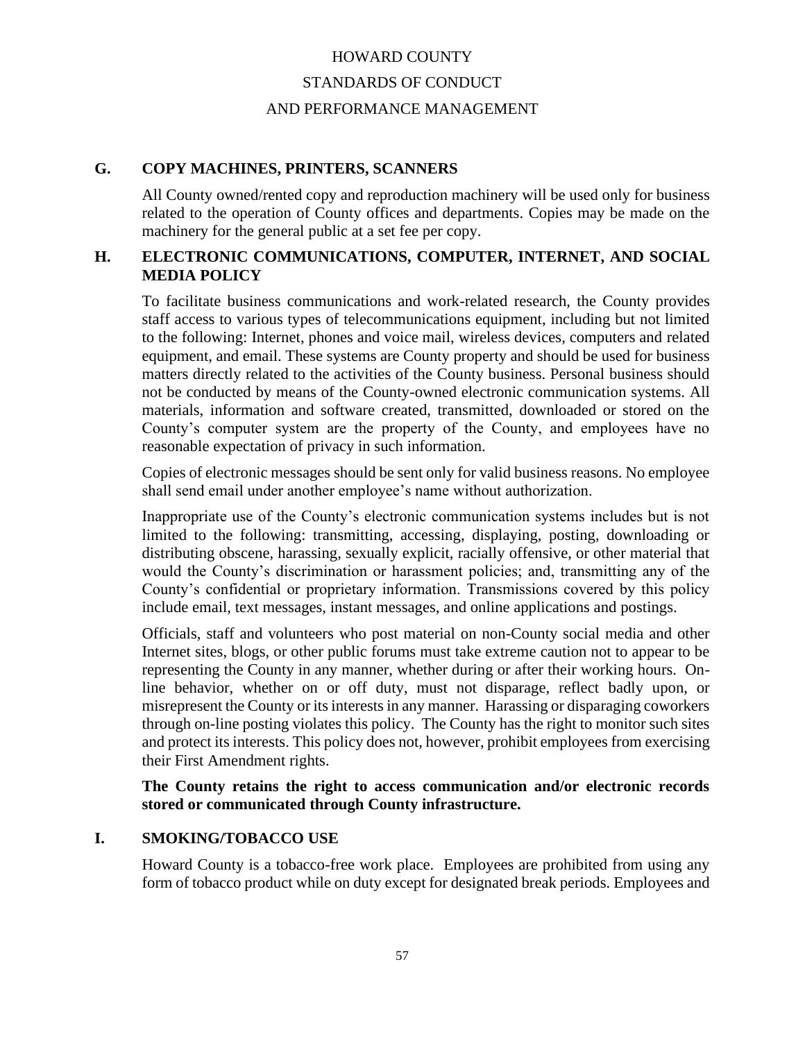## G. COPY MACHINES, PRINTERS, SCANNERS

All County owned/rented copy and reproduction machinery will be used only for business related to the operation of County offices and departments. Copies may be made on the machinery for the general public at a set fee per copy.

## H. ELECTRONIC COMMUNICATIONS, COMPUTER, INTERNET, AND SOCIAL MEDIA POLICY

To facilitate business communications and work-related research, the County provides staff access to various types of telecommunications equipment, including but not limited to the following: Internet, phones and voice mail, wireless devices, computers and related equipment, and email. These systems are County property and should be used for business matters directly related to the activities of the County business. Personal business should not be conducted by means of the County-owned electronic communication systems. All materials, information and software created, transmitted, downloaded or stored on the County's computer system are the property of the County, and employees have no reasonable expectation of privacy in such information.

Copies of electronic messages should be sent only for valid business reasons. No employee shall send email under another employee's name without authorization.

Inappropriate use of the County's electronic communication systems includes but is not limited to the following: transmitting, accessing, displaying, posting, downloading or distributing obscene, harassing, sexually explicit, racially offensive, or other material that would the County's discrimination or harassment policies; and, transmitting any of the County's confidential or proprietary information. Transmissions covered by this policy include email, text messages, instant messages, and online applications and postings.

Officials, staff and volunteers who post material on non-County social media and other Internet sites, blogs, or other public forums must take extreme caution not to appear to be representing the County in any manner, whether during or after their working hours. On-line behavior, whether on or off duty, must not disparage, reflect badly upon, or misrepresent the County or its interests in any manner. Harassing or disparaging coworkers through on-line posting violates this policy. The County has the right to monitor such sites and protect its interests. This policy does not, however, prohibit employees from exercising their First Amendment rights.

**The County retains the right to access communication and/or electronic records stored or communicated through County infrastructure.**

## I. SMOKING/TOBACCO USE

Howard County is a tobacco-free work place. Employees are prohibited from using any form of tobacco product while on duty except for designated break periods. Employees and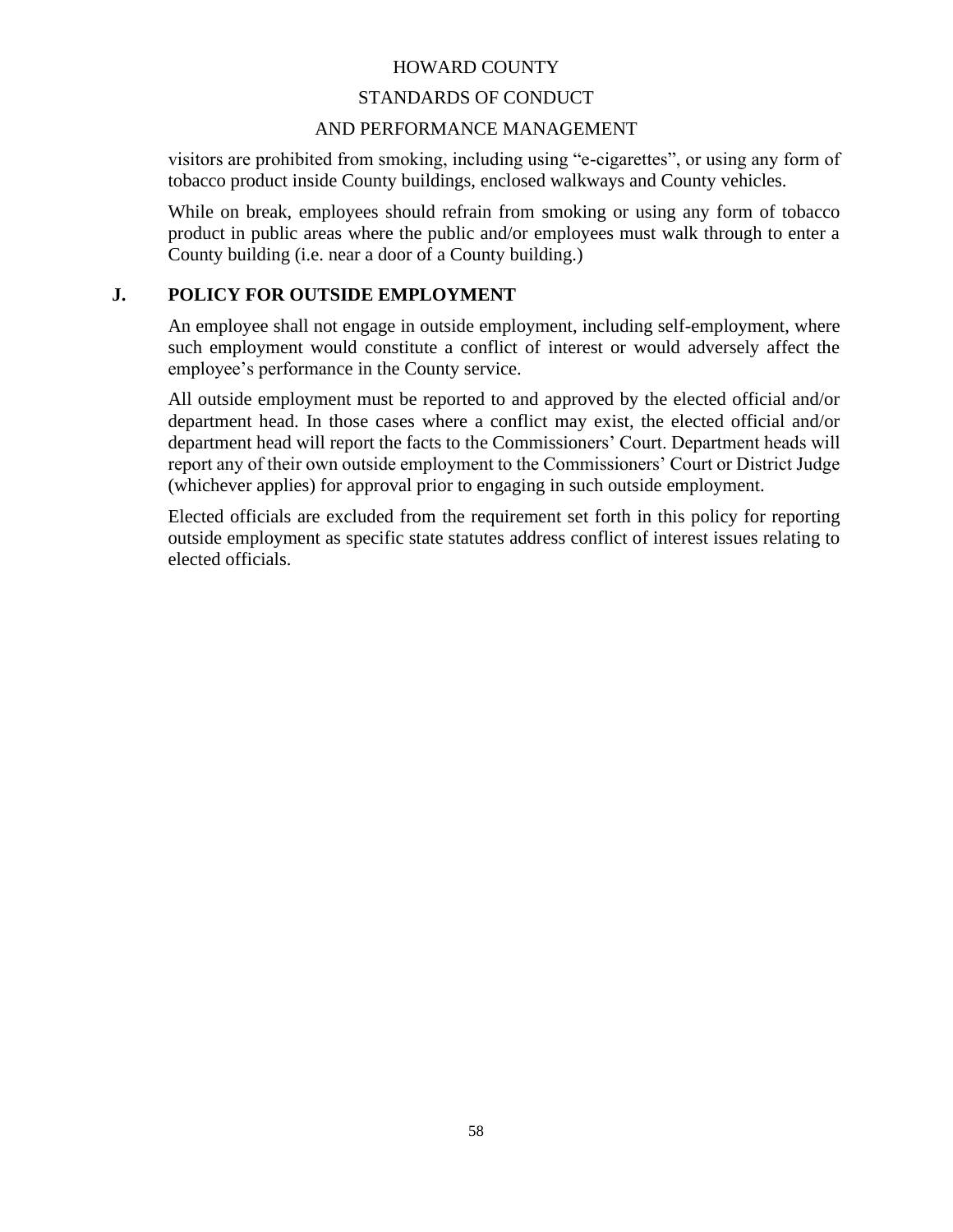visitors are prohibited from smoking, including using "e-cigarettes", or using any form of tobacco product inside County buildings, enclosed walkways and County vehicles.

While on break, employees should refrain from smoking or using any form of tobacco product in public areas where the public and/or employees must walk through to enter a County building (i.e. near a door of a County building.)

## J. POLICY FOR OUTSIDE EMPLOYMENT

An employee shall not engage in outside employment, including self-employment, where such employment would constitute a conflict of interest or would adversely affect the employee's performance in the County service.

All outside employment must be reported to and approved by the elected official and/or department head. In those cases where a conflict may exist, the elected official and/or department head will report the facts to the Commissioners' Court. Department heads will report any of their own outside employment to the Commissioners' Court or District Judge (whichever applies) for approval prior to engaging in such outside employment.

Elected officials are excluded from the requirement set forth in this policy for reporting outside employment as specific state statutes address conflict of interest issues relating to elected officials.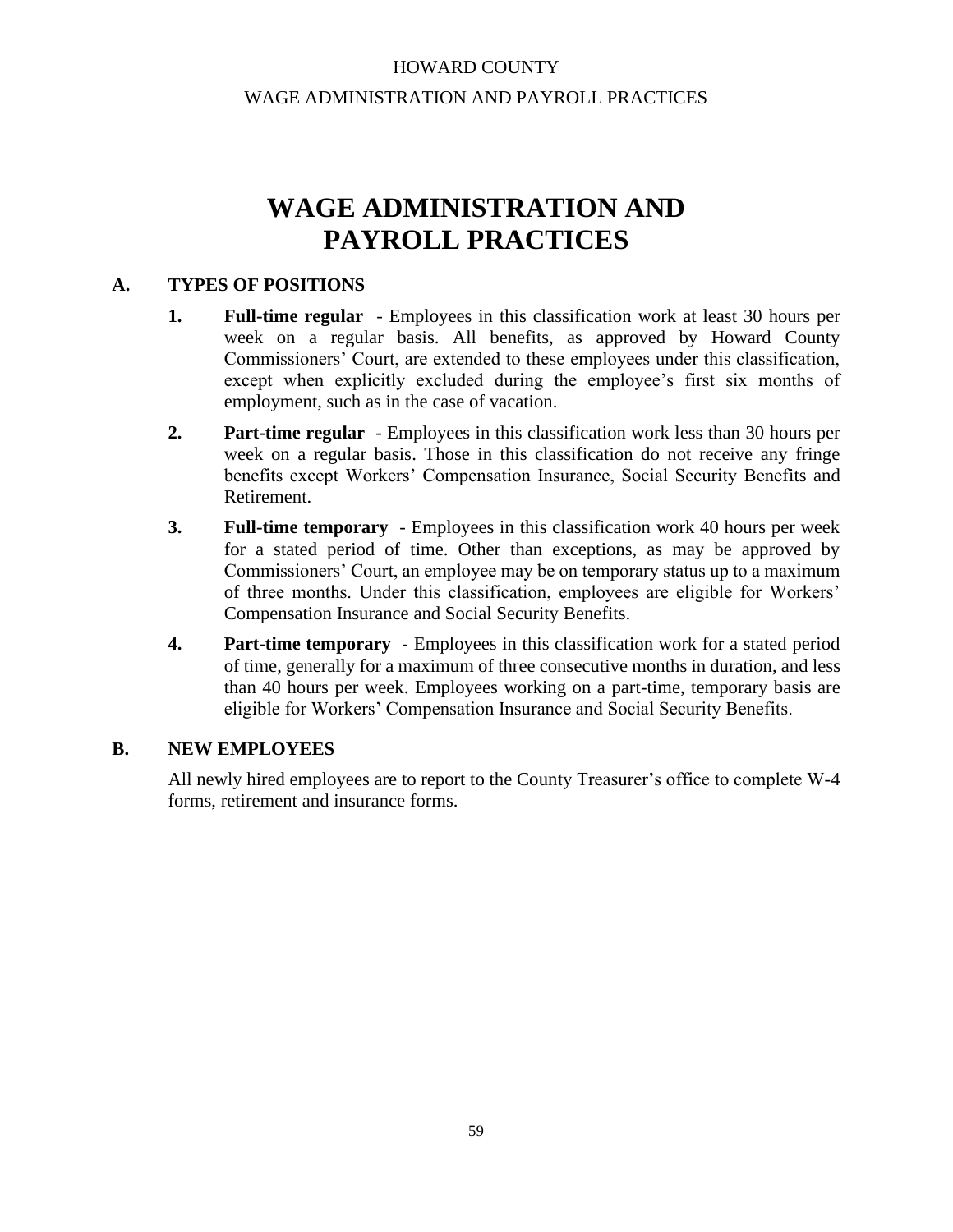# WAGE ADMINISTRATION AND PAYROLL PRACTICES

## A. TYPES OF POSITIONS

1. **Full-time regular** - Employees in this classification work at least 30 hours per week on a regular basis. All benefits, as approved by Howard County Commissioners' Court, are extended to these employees under this classification, except when explicitly excluded during the employee's first six months of employment, such as in the case of vacation.

2. **Part-time regular** - Employees in this classification work less than 30 hours per week on a regular basis. Those in this classification do not receive any fringe benefits except Workers' Compensation Insurance, Social Security Benefits and Retirement.

3. **Full-time temporary** - Employees in this classification work 40 hours per week for a stated period of time. Other than exceptions, as may be approved by Commissioners' Court, an employee may be on temporary status up to a maximum of three months. Under this classification, employees are eligible for Workers' Compensation Insurance and Social Security Benefits.

4. **Part-time temporary** - Employees in this classification work for a stated period of time, generally for a maximum of three consecutive months in duration, and less than 40 hours per week. Employees working on a part-time, temporary basis are eligible for Workers' Compensation Insurance and Social Security Benefits.

## B. NEW EMPLOYEES

All newly hired employees are to report to the County Treasurer's office to complete W-4 forms, retirement and insurance forms.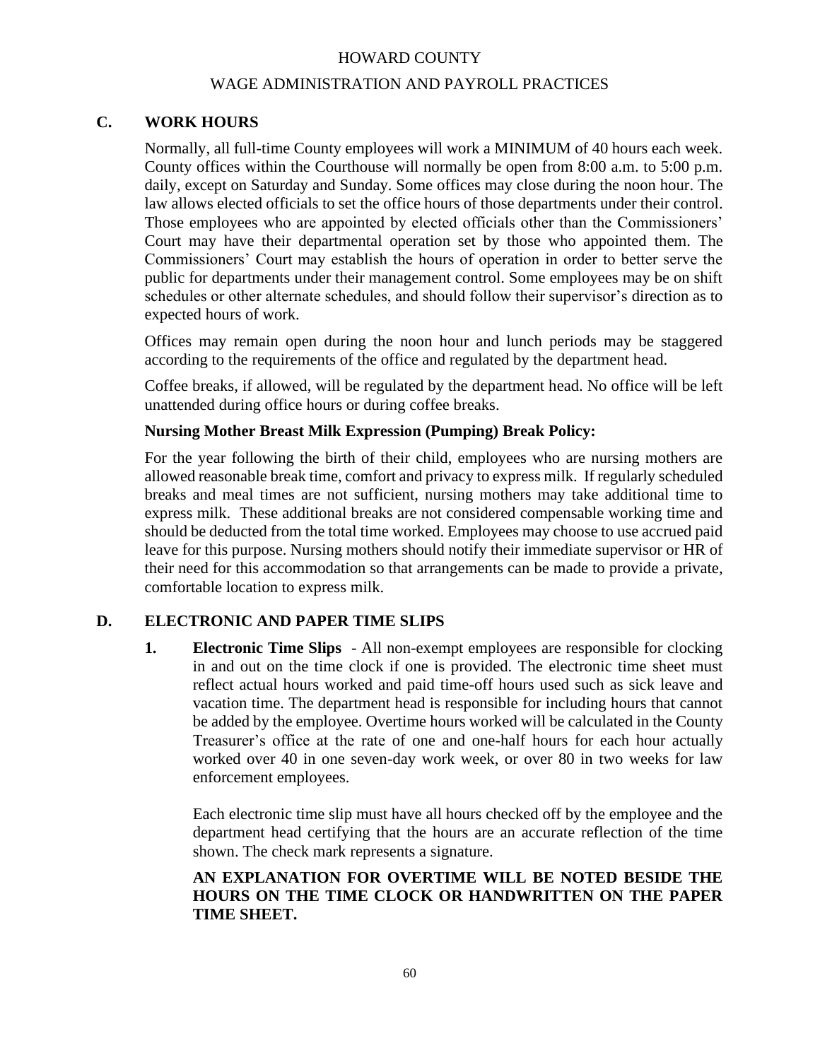## C. WORK HOURS

Normally, all full-time County employees will work a MINIMUM of 40 hours each week. County offices within the Courthouse will normally be open from 8:00 a.m. to 5:00 p.m. daily, except on Saturday and Sunday. Some offices may close during the noon hour. The law allows elected officials to set the office hours of those departments under their control. Those employees who are appointed by elected officials other than the Commissioners' Court may have their departmental operation set by those who appointed them. The Commissioners' Court may establish the hours of operation in order to better serve the public for departments under their management control. Some employees may be on shift schedules or other alternate schedules, and should follow their supervisor's direction as to expected hours of work.

Offices may remain open during the noon hour and lunch periods may be staggered according to the requirements of the office and regulated by the department head.

Coffee breaks, if allowed, will be regulated by the department head. No office will be left unattended during office hours or during coffee breaks.

**Nursing Mother Breast Milk Expression (Pumping) Break Policy:**

For the year following the birth of their child, employees who are nursing mothers are allowed reasonable break time, comfort and privacy to express milk. If regularly scheduled breaks and meal times are not sufficient, nursing mothers may take additional time to express milk. These additional breaks are not considered compensable working time and should be deducted from the total time worked. Employees may choose to use accrued paid leave for this purpose. Nursing mothers should notify their immediate supervisor or HR of their need for this accommodation so that arrangements can be made to provide a private, comfortable location to express milk.

## D. ELECTRONIC AND PAPER TIME SLIPS

1. **Electronic Time Slips** - All non-exempt employees are responsible for clocking in and out on the time clock if one is provided. The electronic time sheet must reflect actual hours worked and paid time-off hours used such as sick leave and vacation time. The department head is responsible for including hours that cannot be added by the employee. Overtime hours worked will be calculated in the County Treasurer's office at the rate of one and one-half hours for each hour actually worked over 40 in one seven-day work week, or over 80 in two weeks for law enforcement employees.

   Each electronic time slip must have all hours checked off by the employee and the department head certifying that the hours are an accurate reflection of the time shown. The check mark represents a signature.

   **AN EXPLANATION FOR OVERTIME WILL BE NOTED BESIDE THE HOURS ON THE TIME CLOCK OR HANDWRITTEN ON THE PAPER TIME SHEET.**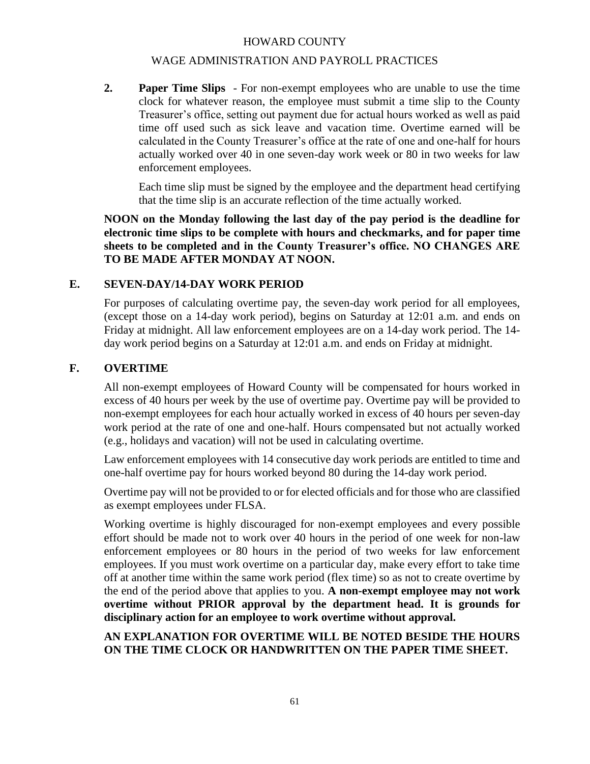2. **Paper Time Slips** - For non-exempt employees who are unable to use the time clock for whatever reason, the employee must submit a time slip to the County Treasurer's office, setting out payment due for actual hours worked as well as paid time off used such as sick leave and vacation time. Overtime earned will be calculated in the County Treasurer's office at the rate of one and one-half for hours actually worked over 40 in one seven-day work week or 80 in two weeks for law enforcement employees.

   Each time slip must be signed by the employee and the department head certifying that the time slip is an accurate reflection of the time actually worked.

**NOON on the Monday following the last day of the pay period is the deadline for electronic time slips to be complete with hours and checkmarks, and for paper time sheets to be completed and in the County Treasurer's office. NO CHANGES ARE TO BE MADE AFTER MONDAY AT NOON.**

## E. SEVEN-DAY/14-DAY WORK PERIOD

For purposes of calculating overtime pay, the seven-day work period for all employees, (except those on a 14-day work period), begins on Saturday at 12:01 a.m. and ends on Friday at midnight. All law enforcement employees are on a 14-day work period. The 14-day work period begins on a Saturday at 12:01 a.m. and ends on Friday at midnight.

## F. OVERTIME

All non-exempt employees of Howard County will be compensated for hours worked in excess of 40 hours per week by the use of overtime pay. Overtime pay will be provided to non-exempt employees for each hour actually worked in excess of 40 hours per seven-day work period at the rate of one and one-half. Hours compensated but not actually worked (e.g., holidays and vacation) will not be used in calculating overtime.

Law enforcement employees with 14 consecutive day work periods are entitled to time and one-half overtime pay for hours worked beyond 80 during the 14-day work period.

Overtime pay will not be provided to or for elected officials and for those who are classified as exempt employees under FLSA.

Working overtime is highly discouraged for non-exempt employees and every possible effort should be made not to work over 40 hours in the period of one week for non-law enforcement employees or 80 hours in the period of two weeks for law enforcement employees. If you must work overtime on a particular day, make every effort to take time off at another time within the same work period (flex time) so as not to create overtime by the end of the period above that applies to you. **A non-exempt employee may not work overtime without PRIOR approval by the department head. It is grounds for disciplinary action for an employee to work overtime without approval.**

**AN EXPLANATION FOR OVERTIME WILL BE NOTED BESIDE THE HOURS ON THE TIME CLOCK OR HANDWRITTEN ON THE PAPER TIME SHEET.**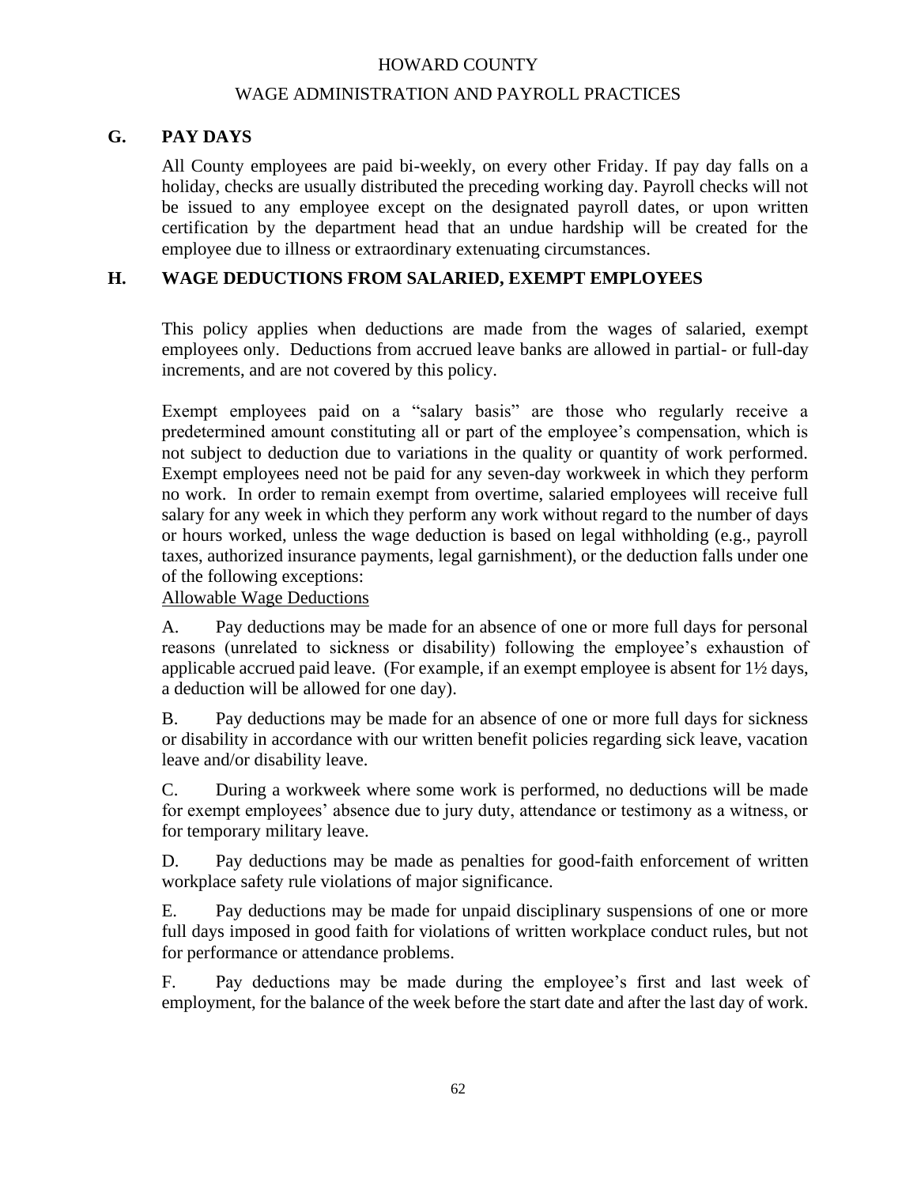## G. PAY DAYS

All County employees are paid bi-weekly, on every other Friday. If pay day falls on a holiday, checks are usually distributed the preceding working day. Payroll checks will not be issued to any employee except on the designated payroll dates, or upon written certification by the department head that an undue hardship will be created for the employee due to illness or extraordinary extenuating circumstances.

## H. WAGE DEDUCTIONS FROM SALARIED, EXEMPT EMPLOYEES

This policy applies when deductions are made from the wages of salaried, exempt employees only. Deductions from accrued leave banks are allowed in partial- or full-day increments, and are not covered by this policy.

Exempt employees paid on a "salary basis" are those who regularly receive a predetermined amount constituting all or part of the employee's compensation, which is not subject to deduction due to variations in the quality or quantity of work performed. Exempt employees need not be paid for any seven-day workweek in which they perform no work. In order to remain exempt from overtime, salaried employees will receive full salary for any week in which they perform any work without regard to the number of days or hours worked, unless the wage deduction is based on legal withholding (e.g., payroll taxes, authorized insurance payments, legal garnishment), or the deduction falls under one of the following exceptions:

Allowable Wage Deductions

A. Pay deductions may be made for an absence of one or more full days for personal reasons (unrelated to sickness or disability) following the employee's exhaustion of applicable accrued paid leave. (For example, if an exempt employee is absent for 1½ days, a deduction will be allowed for one day).

B. Pay deductions may be made for an absence of one or more full days for sickness or disability in accordance with our written benefit policies regarding sick leave, vacation leave and/or disability leave.

C. During a workweek where some work is performed, no deductions will be made for exempt employees' absence due to jury duty, attendance or testimony as a witness, or for temporary military leave.

D. Pay deductions may be made as penalties for good-faith enforcement of written workplace safety rule violations of major significance.

E. Pay deductions may be made for unpaid disciplinary suspensions of one or more full days imposed in good faith for violations of written workplace conduct rules, but not for performance or attendance problems.

F. Pay deductions may be made during the employee's first and last week of employment, for the balance of the week before the start date and after the last day of work.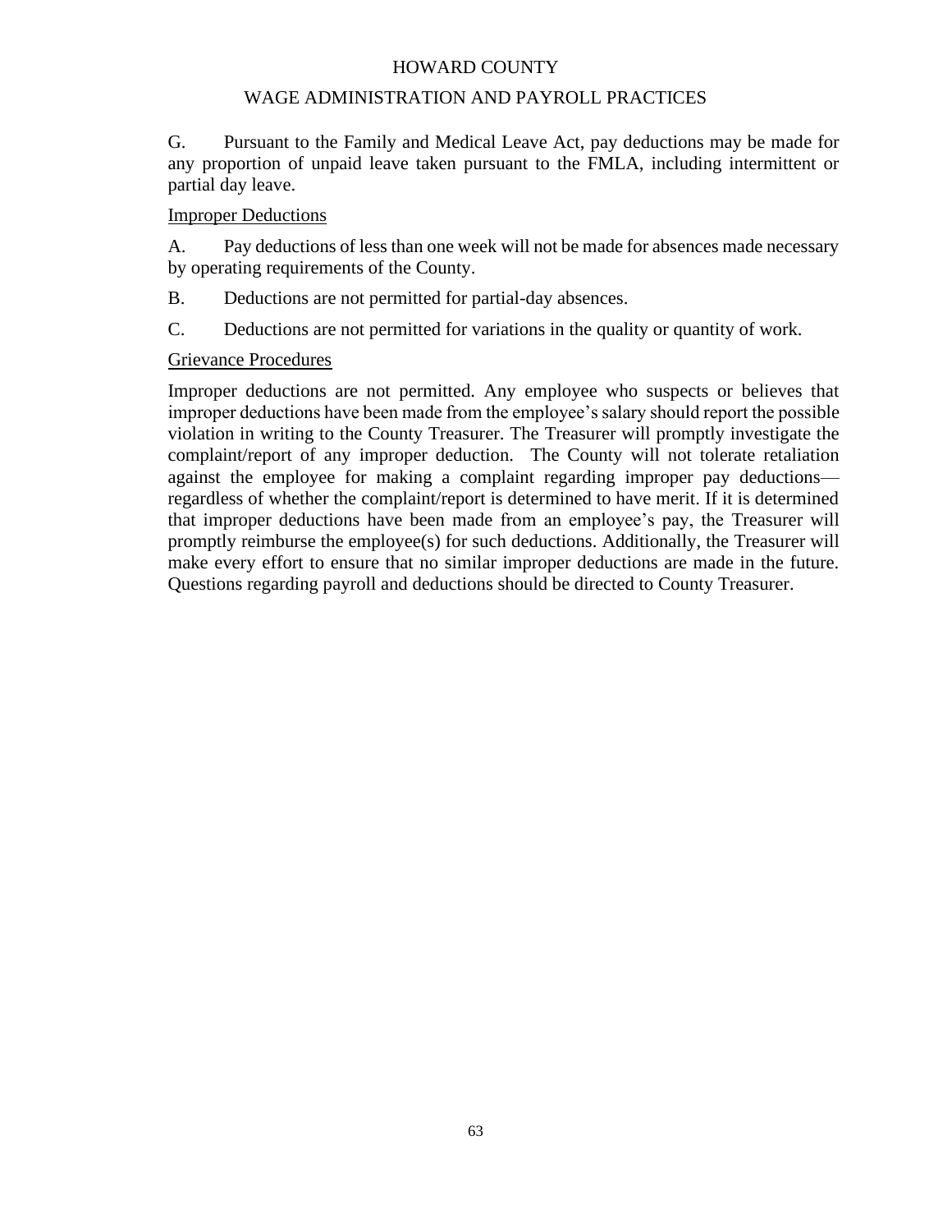G. Pursuant to the Family and Medical Leave Act, pay deductions may be made for any proportion of unpaid leave taken pursuant to the FMLA, including intermittent or partial day leave.

<u>Improper Deductions</u>

A. Pay deductions of less than one week will not be made for absences made necessary by operating requirements of the County.

B. Deductions are not permitted for partial-day absences.

C. Deductions are not permitted for variations in the quality or quantity of work.

<u>Grievance Procedures</u>

Improper deductions are not permitted. Any employee who suspects or believes that improper deductions have been made from the employee's salary should report the possible violation in writing to the County Treasurer. The Treasurer will promptly investigate the complaint/report of any improper deduction. The County will not tolerate retaliation against the employee for making a complaint regarding improper pay deductions—regardless of whether the complaint/report is determined to have merit. If it is determined that improper deductions have been made from an employee's pay, the Treasurer will promptly reimburse the employee(s) for such deductions. Additionally, the Treasurer will make every effort to ensure that no similar improper deductions are made in the future. Questions regarding payroll and deductions should be directed to County Treasurer.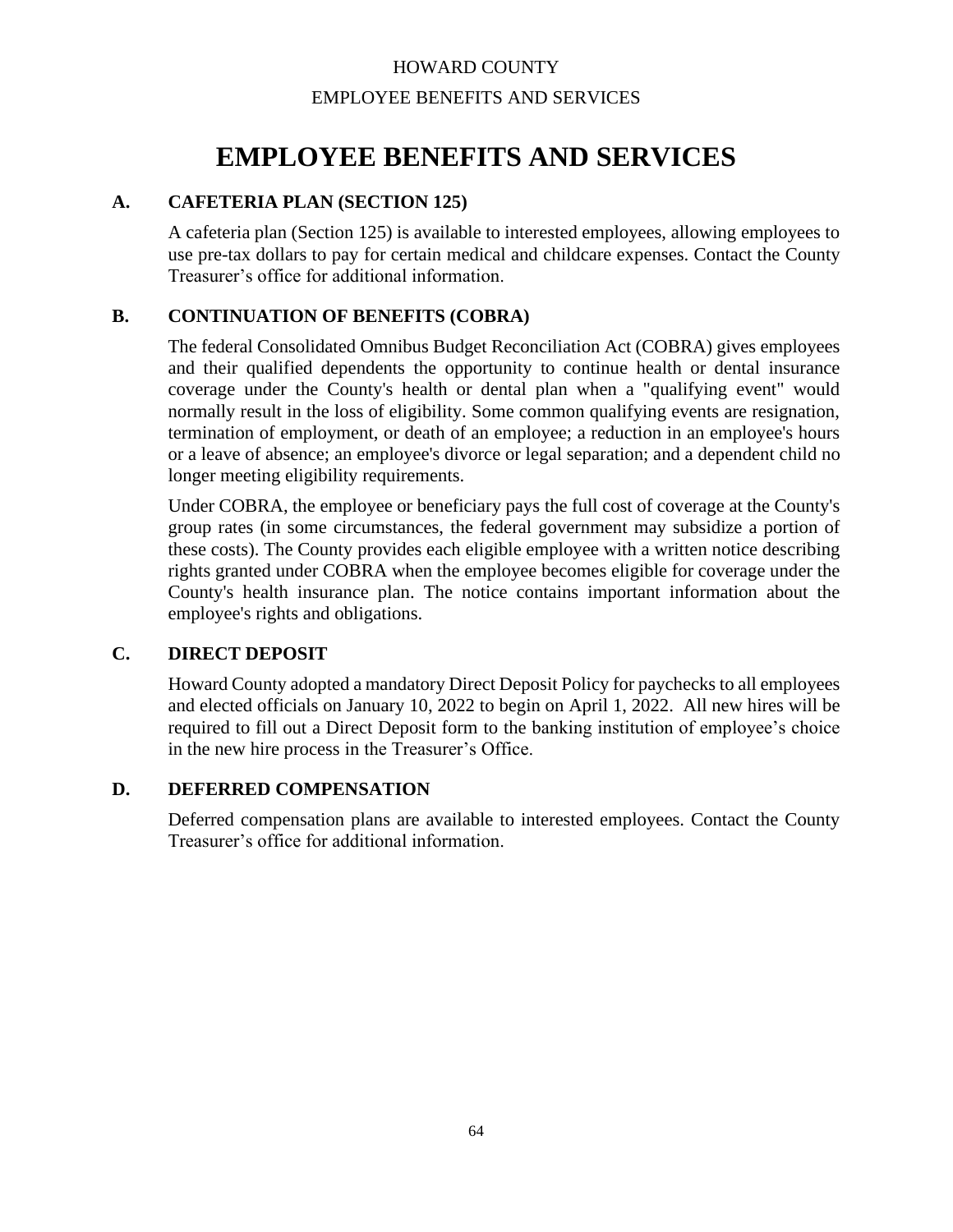# EMPLOYEE BENEFITS AND SERVICES

## A. CAFETERIA PLAN (SECTION 125)

A cafeteria plan (Section 125) is available to interested employees, allowing employees to use pre-tax dollars to pay for certain medical and childcare expenses. Contact the County Treasurer's office for additional information.

## B. CONTINUATION OF BENEFITS (COBRA)

The federal Consolidated Omnibus Budget Reconciliation Act (COBRA) gives employees and their qualified dependents the opportunity to continue health or dental insurance coverage under the County's health or dental plan when a "qualifying event" would normally result in the loss of eligibility. Some common qualifying events are resignation, termination of employment, or death of an employee; a reduction in an employee's hours or a leave of absence; an employee's divorce or legal separation; and a dependent child no longer meeting eligibility requirements.

Under COBRA, the employee or beneficiary pays the full cost of coverage at the County's group rates (in some circumstances, the federal government may subsidize a portion of these costs). The County provides each eligible employee with a written notice describing rights granted under COBRA when the employee becomes eligible for coverage under the County's health insurance plan. The notice contains important information about the employee's rights and obligations.

## C. DIRECT DEPOSIT

Howard County adopted a mandatory Direct Deposit Policy for paychecks to all employees and elected officials on January 10, 2022 to begin on April 1, 2022. All new hires will be required to fill out a Direct Deposit form to the banking institution of employee's choice in the new hire process in the Treasurer's Office.

## D. DEFERRED COMPENSATION

Deferred compensation plans are available to interested employees. Contact the County Treasurer's office for additional information.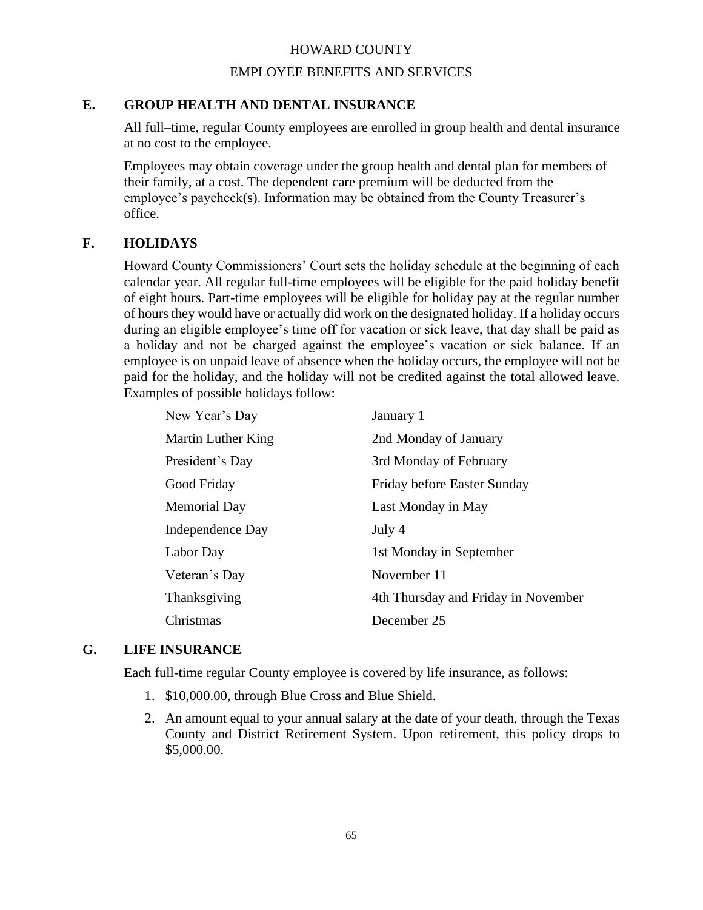## E. GROUP HEALTH AND DENTAL INSURANCE

All full–time, regular County employees are enrolled in group health and dental insurance at no cost to the employee.

Employees may obtain coverage under the group health and dental plan for members of their family, at a cost. The dependent care premium will be deducted from the employee's paycheck(s). Information may be obtained from the County Treasurer's office.

## F. HOLIDAYS

Howard County Commissioners' Court sets the holiday schedule at the beginning of each calendar year. All regular full-time employees will be eligible for the paid holiday benefit of eight hours. Part-time employees will be eligible for holiday pay at the regular number of hours they would have or actually did work on the designated holiday. If a holiday occurs during an eligible employee's time off for vacation or sick leave, that day shall be paid as a holiday and not be charged against the employee's vacation or sick balance. If an employee is on unpaid leave of absence when the holiday occurs, the employee will not be paid for the holiday, and the holiday will not be credited against the total allowed leave. Examples of possible holidays follow:

| Holiday | Date |
|---|---|
| New Year's Day | January 1 |
| Martin Luther King | 2nd Monday of January |
| President's Day | 3rd Monday of February |
| Good Friday | Friday before Easter Sunday |
| Memorial Day | Last Monday in May |
| Independence Day | July 4 |
| Labor Day | 1st Monday in September |
| Veteran's Day | November 11 |
| Thanksgiving | 4th Thursday and Friday in November |
| Christmas | December 25 |

## G. LIFE INSURANCE

Each full-time regular County employee is covered by life insurance, as follows:

1. $10,000.00, through Blue Cross and Blue Shield.
2. An amount equal to your annual salary at the date of your death, through the Texas County and District Retirement System. Upon retirement, this policy drops to $5,000.00.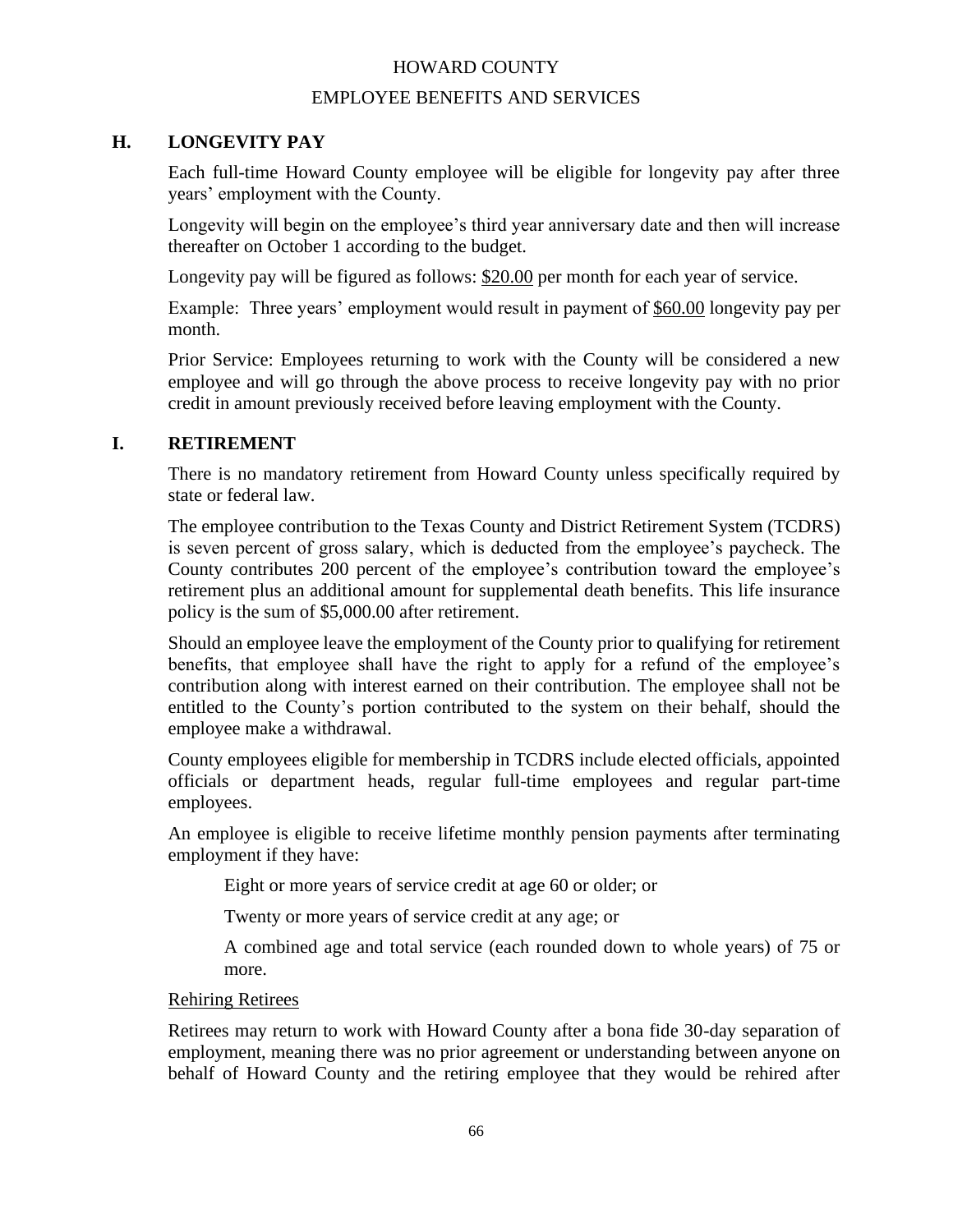## H. LONGEVITY PAY

Each full-time Howard County employee will be eligible for longevity pay after three years' employment with the County.

Longevity will begin on the employee's third year anniversary date and then will increase thereafter on October 1 according to the budget.

Longevity pay will be figured as follows: $20.00 per month for each year of service.

Example: Three years' employment would result in payment of $60.00 longevity pay per month.

Prior Service: Employees returning to work with the County will be considered a new employee and will go through the above process to receive longevity pay with no prior credit in amount previously received before leaving employment with the County.

## I. RETIREMENT

There is no mandatory retirement from Howard County unless specifically required by state or federal law.

The employee contribution to the Texas County and District Retirement System (TCDRS) is seven percent of gross salary, which is deducted from the employee's paycheck. The County contributes 200 percent of the employee's contribution toward the employee's retirement plus an additional amount for supplemental death benefits. This life insurance policy is the sum of $5,000.00 after retirement.

Should an employee leave the employment of the County prior to qualifying for retirement benefits, that employee shall have the right to apply for a refund of the employee's contribution along with interest earned on their contribution. The employee shall not be entitled to the County's portion contributed to the system on their behalf, should the employee make a withdrawal.

County employees eligible for membership in TCDRS include elected officials, appointed officials or department heads, regular full-time employees and regular part-time employees.

An employee is eligible to receive lifetime monthly pension payments after terminating employment if they have:

Eight or more years of service credit at age 60 or older; or

Twenty or more years of service credit at any age; or

A combined age and total service (each rounded down to whole years) of 75 or more.

Rehiring Retirees

Retirees may return to work with Howard County after a bona fide 30-day separation of employment, meaning there was no prior agreement or understanding between anyone on behalf of Howard County and the retiring employee that they would be rehired after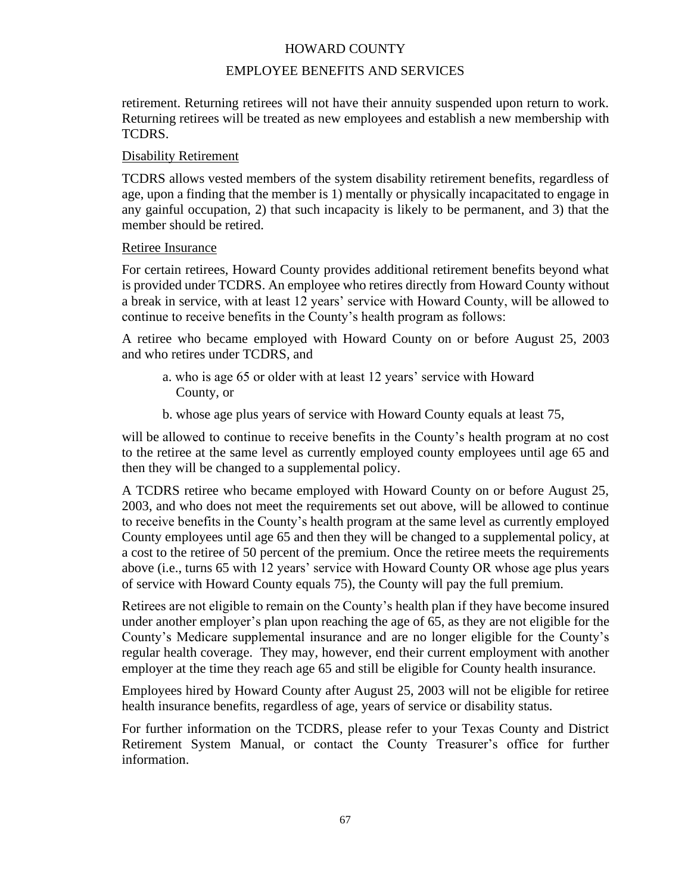retirement. Returning retirees will not have their annuity suspended upon return to work. Returning retirees will be treated as new employees and establish a new membership with TCDRS.

Disability Retirement

TCDRS allows vested members of the system disability retirement benefits, regardless of age, upon a finding that the member is 1) mentally or physically incapacitated to engage in any gainful occupation, 2) that such incapacity is likely to be permanent, and 3) that the member should be retired.

Retiree Insurance

For certain retirees, Howard County provides additional retirement benefits beyond what is provided under TCDRS. An employee who retires directly from Howard County without a break in service, with at least 12 years' service with Howard County, will be allowed to continue to receive benefits in the County's health program as follows:

A retiree who became employed with Howard County on or before August 25, 2003 and who retires under TCDRS, and

a. who is age 65 or older with at least 12 years' service with Howard County, or

b. whose age plus years of service with Howard County equals at least 75,

will be allowed to continue to receive benefits in the County's health program at no cost to the retiree at the same level as currently employed county employees until age 65 and then they will be changed to a supplemental policy.

A TCDRS retiree who became employed with Howard County on or before August 25, 2003, and who does not meet the requirements set out above, will be allowed to continue to receive benefits in the County's health program at the same level as currently employed County employees until age 65 and then they will be changed to a supplemental policy, at a cost to the retiree of 50 percent of the premium. Once the retiree meets the requirements above (i.e., turns 65 with 12 years' service with Howard County OR whose age plus years of service with Howard County equals 75), the County will pay the full premium.

Retirees are not eligible to remain on the County's health plan if they have become insured under another employer's plan upon reaching the age of 65, as they are not eligible for the County's Medicare supplemental insurance and are no longer eligible for the County's regular health coverage. They may, however, end their current employment with another employer at the time they reach age 65 and still be eligible for County health insurance.

Employees hired by Howard County after August 25, 2003 will not be eligible for retiree health insurance benefits, regardless of age, years of service or disability status.

For further information on the TCDRS, please refer to your Texas County and District Retirement System Manual, or contact the County Treasurer's office for further information.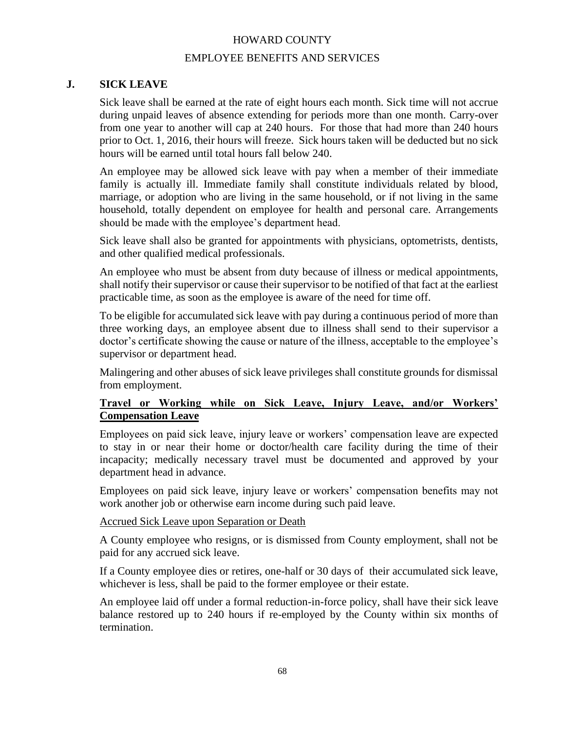## J. SICK LEAVE

Sick leave shall be earned at the rate of eight hours each month. Sick time will not accrue during unpaid leaves of absence extending for periods more than one month. Carry-over from one year to another will cap at 240 hours. For those that had more than 240 hours prior to Oct. 1, 2016, their hours will freeze. Sick hours taken will be deducted but no sick hours will be earned until total hours fall below 240.

An employee may be allowed sick leave with pay when a member of their immediate family is actually ill. Immediate family shall constitute individuals related by blood, marriage, or adoption who are living in the same household, or if not living in the same household, totally dependent on employee for health and personal care. Arrangements should be made with the employee's department head.

Sick leave shall also be granted for appointments with physicians, optometrists, dentists, and other qualified medical professionals.

An employee who must be absent from duty because of illness or medical appointments, shall notify their supervisor or cause their supervisor to be notified of that fact at the earliest practicable time, as soon as the employee is aware of the need for time off.

To be eligible for accumulated sick leave with pay during a continuous period of more than three working days, an employee absent due to illness shall send to their supervisor a doctor's certificate showing the cause or nature of the illness, acceptable to the employee's supervisor or department head.

Malingering and other abuses of sick leave privileges shall constitute grounds for dismissal from employment.

**Travel or Working while on Sick Leave, Injury Leave, and/or Workers' Compensation Leave**

Employees on paid sick leave, injury leave or workers' compensation leave are expected to stay in or near their home or doctor/health care facility during the time of their incapacity; medically necessary travel must be documented and approved by your department head in advance.

Employees on paid sick leave, injury leave or workers' compensation benefits may not work another job or otherwise earn income during such paid leave.

Accrued Sick Leave upon Separation or Death

A County employee who resigns, or is dismissed from County employment, shall not be paid for any accrued sick leave.

If a County employee dies or retires, one-half or 30 days of their accumulated sick leave, whichever is less, shall be paid to the former employee or their estate.

An employee laid off under a formal reduction-in-force policy, shall have their sick leave balance restored up to 240 hours if re-employed by the County within six months of termination.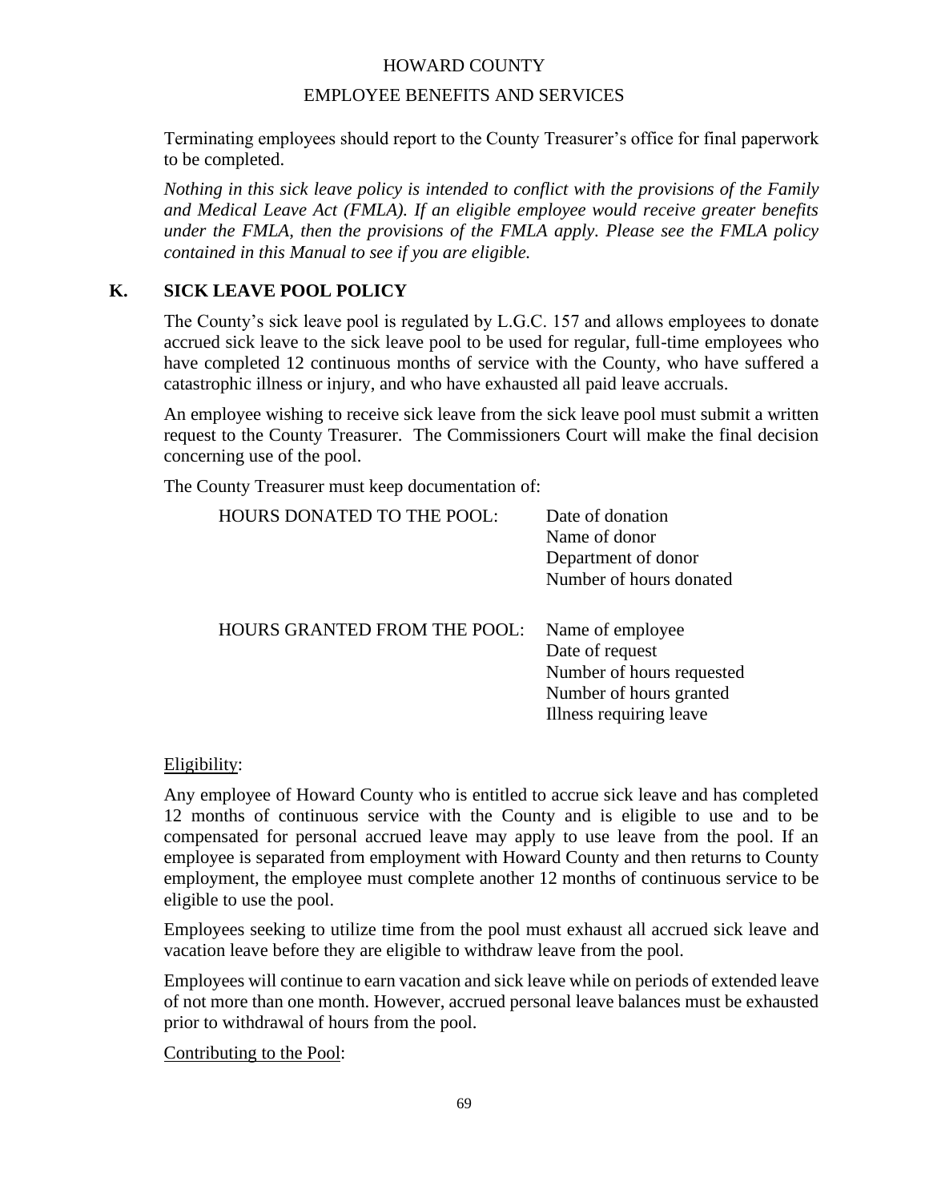Terminating employees should report to the County Treasurer's office for final paperwork to be completed.

*Nothing in this sick leave policy is intended to conflict with the provisions of the Family and Medical Leave Act (FMLA). If an eligible employee would receive greater benefits under the FMLA, then the provisions of the FMLA apply. Please see the FMLA policy contained in this Manual to see if you are eligible.*

## K. SICK LEAVE POOL POLICY

The County's sick leave pool is regulated by L.G.C. 157 and allows employees to donate accrued sick leave to the sick leave pool to be used for regular, full-time employees who have completed 12 continuous months of service with the County, who have suffered a catastrophic illness or injury, and who have exhausted all paid leave accruals.

An employee wishing to receive sick leave from the sick leave pool must submit a written request to the County Treasurer. The Commissioners Court will make the final decision concerning use of the pool.

The County Treasurer must keep documentation of:

| | |
|---|---|
| HOURS DONATED TO THE POOL: | Date of donation<br>Name of donor<br>Department of donor<br>Number of hours donated |
| HOURS GRANTED FROM THE POOL: | Name of employee<br>Date of request<br>Number of hours requested<br>Number of hours granted<br>Illness requiring leave |

Eligibility:

Any employee of Howard County who is entitled to accrue sick leave and has completed 12 months of continuous service with the County and is eligible to use and to be compensated for personal accrued leave may apply to use leave from the pool. If an employee is separated from employment with Howard County and then returns to County employment, the employee must complete another 12 months of continuous service to be eligible to use the pool.

Employees seeking to utilize time from the pool must exhaust all accrued sick leave and vacation leave before they are eligible to withdraw leave from the pool.

Employees will continue to earn vacation and sick leave while on periods of extended leave of not more than one month. However, accrued personal leave balances must be exhausted prior to withdrawal of hours from the pool.

Contributing to the Pool: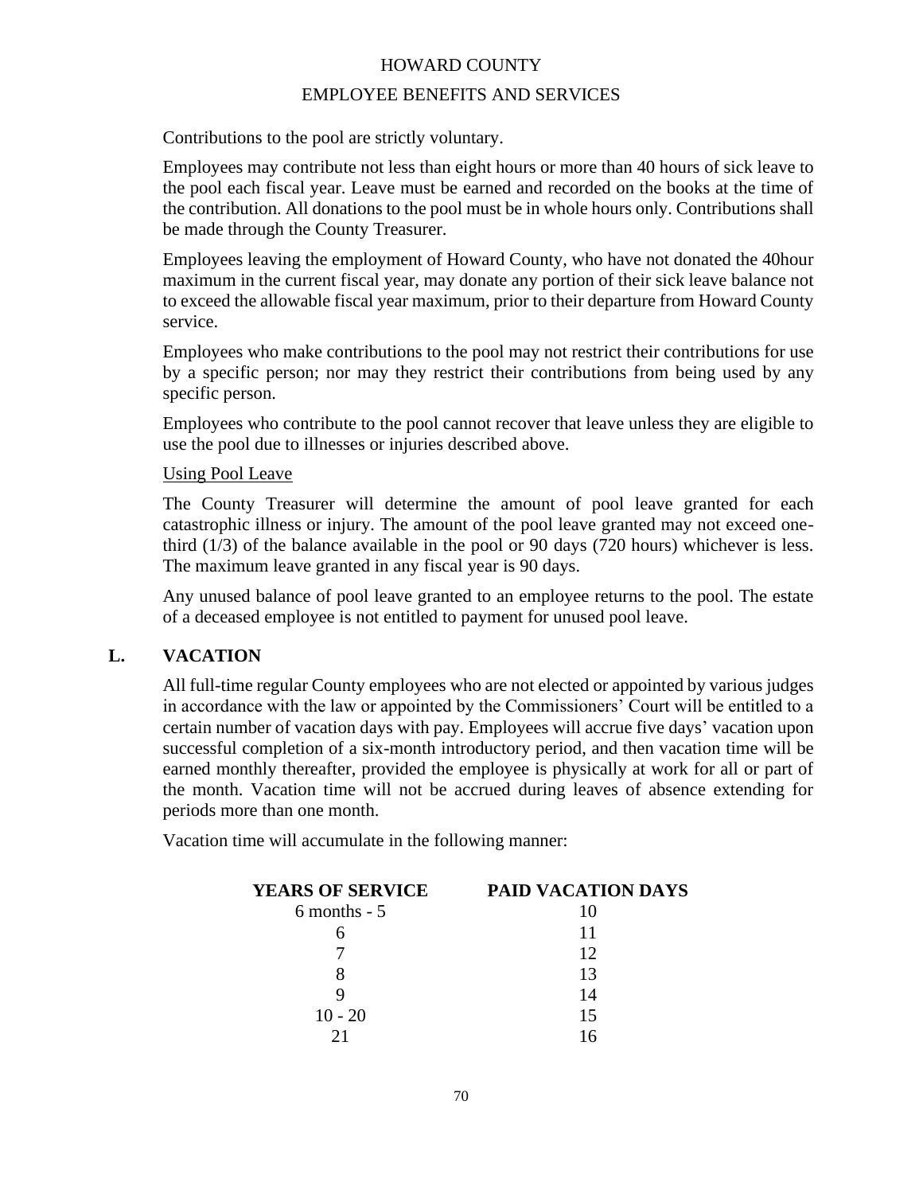Contributions to the pool are strictly voluntary.

Employees may contribute not less than eight hours or more than 40 hours of sick leave to the pool each fiscal year. Leave must be earned and recorded on the books at the time of the contribution. All donations to the pool must be in whole hours only. Contributions shall be made through the County Treasurer.

Employees leaving the employment of Howard County, who have not donated the 40hour maximum in the current fiscal year, may donate any portion of their sick leave balance not to exceed the allowable fiscal year maximum, prior to their departure from Howard County service.

Employees who make contributions to the pool may not restrict their contributions for use by a specific person; nor may they restrict their contributions from being used by any specific person.

Employees who contribute to the pool cannot recover that leave unless they are eligible to use the pool due to illnesses or injuries described above.

Using Pool Leave

The County Treasurer will determine the amount of pool leave granted for each catastrophic illness or injury. The amount of the pool leave granted may not exceed one-third (1/3) of the balance available in the pool or 90 days (720 hours) whichever is less. The maximum leave granted in any fiscal year is 90 days.

Any unused balance of pool leave granted to an employee returns to the pool. The estate of a deceased employee is not entitled to payment for unused pool leave.

## L. VACATION

All full-time regular County employees who are not elected or appointed by various judges in accordance with the law or appointed by the Commissioners' Court will be entitled to a certain number of vacation days with pay. Employees will accrue five days' vacation upon successful completion of a six-month introductory period, and then vacation time will be earned monthly thereafter, provided the employee is physically at work for all or part of the month. Vacation time will not be accrued during leaves of absence extending for periods more than one month.

Vacation time will accumulate in the following manner:

| YEARS OF SERVICE | PAID VACATION DAYS |
|---|---|
| 6 months - 5 | 10 |
| 6 | 11 |
| 7 | 12 |
| 8 | 13 |
| 9 | 14 |
| 10 - 20 | 15 |
| 21 | 16 |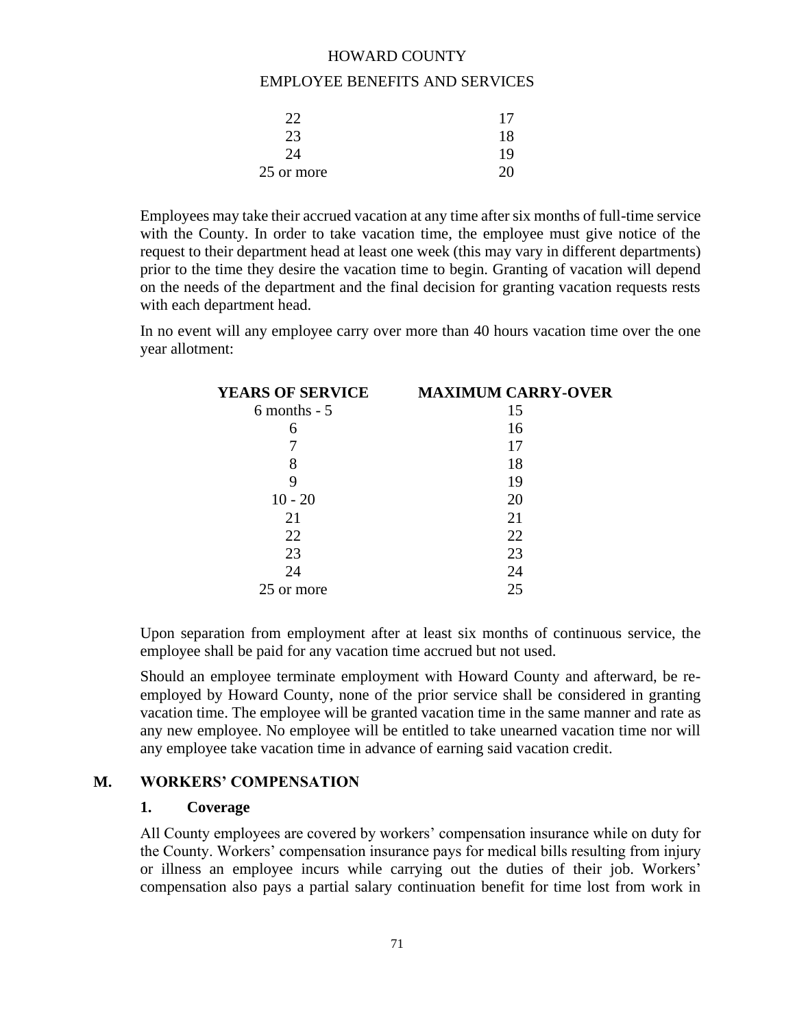| | |
|---|---|
| 22 | 17 |
| 23 | 18 |
| 24 | 19 |
| 25 or more | 20 |

Employees may take their accrued vacation at any time after six months of full-time service with the County. In order to take vacation time, the employee must give notice of the request to their department head at least one week (this may vary in different departments) prior to the time they desire the vacation time to begin. Granting of vacation will depend on the needs of the department and the final decision for granting vacation requests rests with each department head.

In no event will any employee carry over more than 40 hours vacation time over the one year allotment:

| YEARS OF SERVICE | MAXIMUM CARRY-OVER |
|---|---|
| 6 months - 5 | 15 |
| 6 | 16 |
| 7 | 17 |
| 8 | 18 |
| 9 | 19 |
| 10 - 20 | 20 |
| 21 | 21 |
| 22 | 22 |
| 23 | 23 |
| 24 | 24 |
| 25 or more | 25 |

Upon separation from employment after at least six months of continuous service, the employee shall be paid for any vacation time accrued but not used.

Should an employee terminate employment with Howard County and afterward, be re-employed by Howard County, none of the prior service shall be considered in granting vacation time. The employee will be granted vacation time in the same manner and rate as any new employee. No employee will be entitled to take unearned vacation time nor will any employee take vacation time in advance of earning said vacation credit.

## M. WORKERS' COMPENSATION

### 1. Coverage

All County employees are covered by workers' compensation insurance while on duty for the County. Workers' compensation insurance pays for medical bills resulting from injury or illness an employee incurs while carrying out the duties of their job. Workers' compensation also pays a partial salary continuation benefit for time lost from work in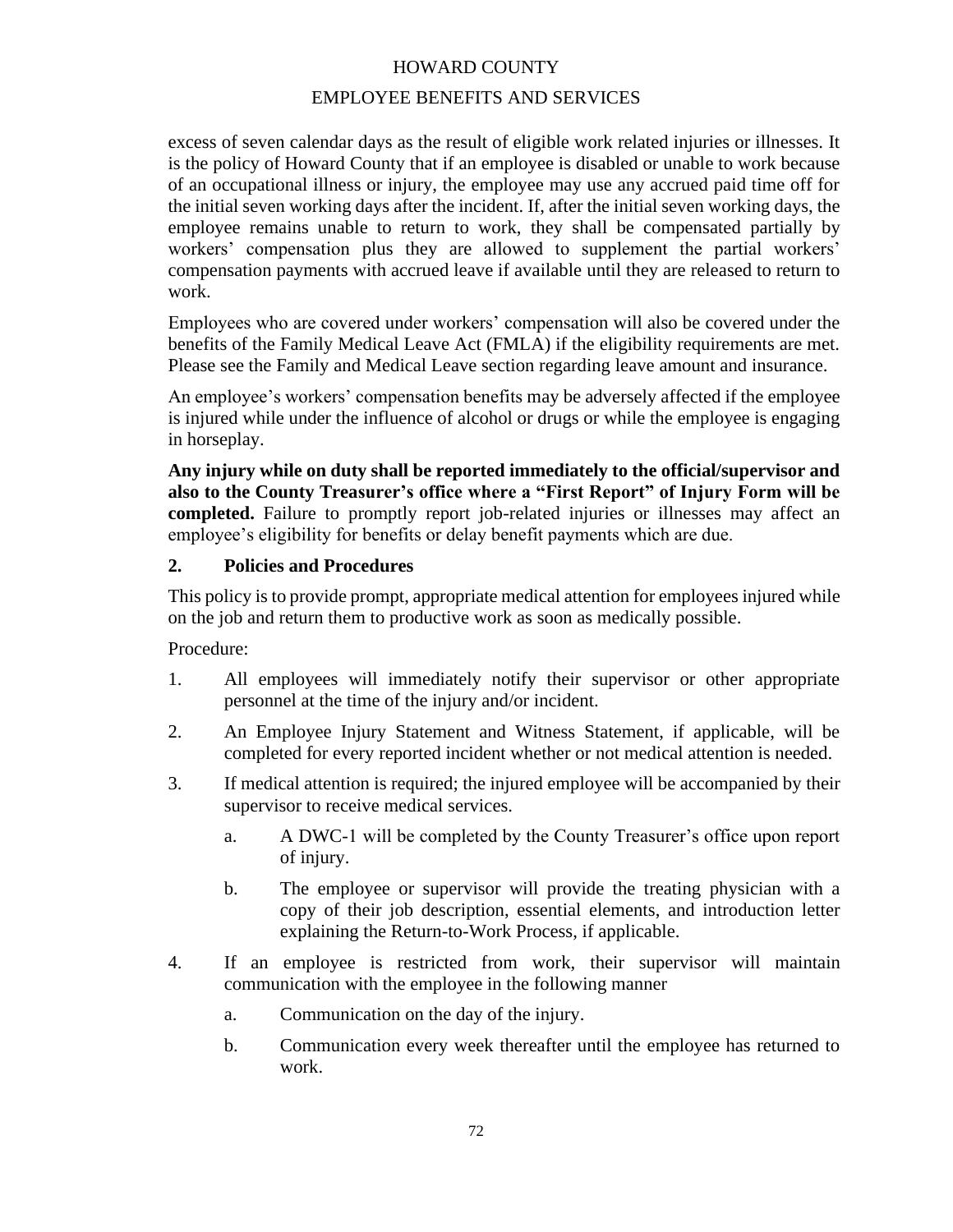excess of seven calendar days as the result of eligible work related injuries or illnesses. It is the policy of Howard County that if an employee is disabled or unable to work because of an occupational illness or injury, the employee may use any accrued paid time off for the initial seven working days after the incident. If, after the initial seven working days, the employee remains unable to return to work, they shall be compensated partially by workers' compensation plus they are allowed to supplement the partial workers' compensation payments with accrued leave if available until they are released to return to work.

Employees who are covered under workers' compensation will also be covered under the benefits of the Family Medical Leave Act (FMLA) if the eligibility requirements are met. Please see the Family and Medical Leave section regarding leave amount and insurance.

An employee's workers' compensation benefits may be adversely affected if the employee is injured while under the influence of alcohol or drugs or while the employee is engaging in horseplay.

**Any injury while on duty shall be reported immediately to the official/supervisor and also to the County Treasurer's office where a "First Report" of Injury Form will be completed.** Failure to promptly report job-related injuries or illnesses may affect an employee's eligibility for benefits or delay benefit payments which are due.

## 2. Policies and Procedures

This policy is to provide prompt, appropriate medical attention for employees injured while on the job and return them to productive work as soon as medically possible.

Procedure:

1. All employees will immediately notify their supervisor or other appropriate personnel at the time of the injury and/or incident.
2. An Employee Injury Statement and Witness Statement, if applicable, will be completed for every reported incident whether or not medical attention is needed.
3. If medical attention is required; the injured employee will be accompanied by their supervisor to receive medical services.
   a. A DWC-1 will be completed by the County Treasurer's office upon report of injury.
   b. The employee or supervisor will provide the treating physician with a copy of their job description, essential elements, and introduction letter explaining the Return-to-Work Process, if applicable.
4. If an employee is restricted from work, their supervisor will maintain communication with the employee in the following manner
   a. Communication on the day of the injury.
   b. Communication every week thereafter until the employee has returned to work.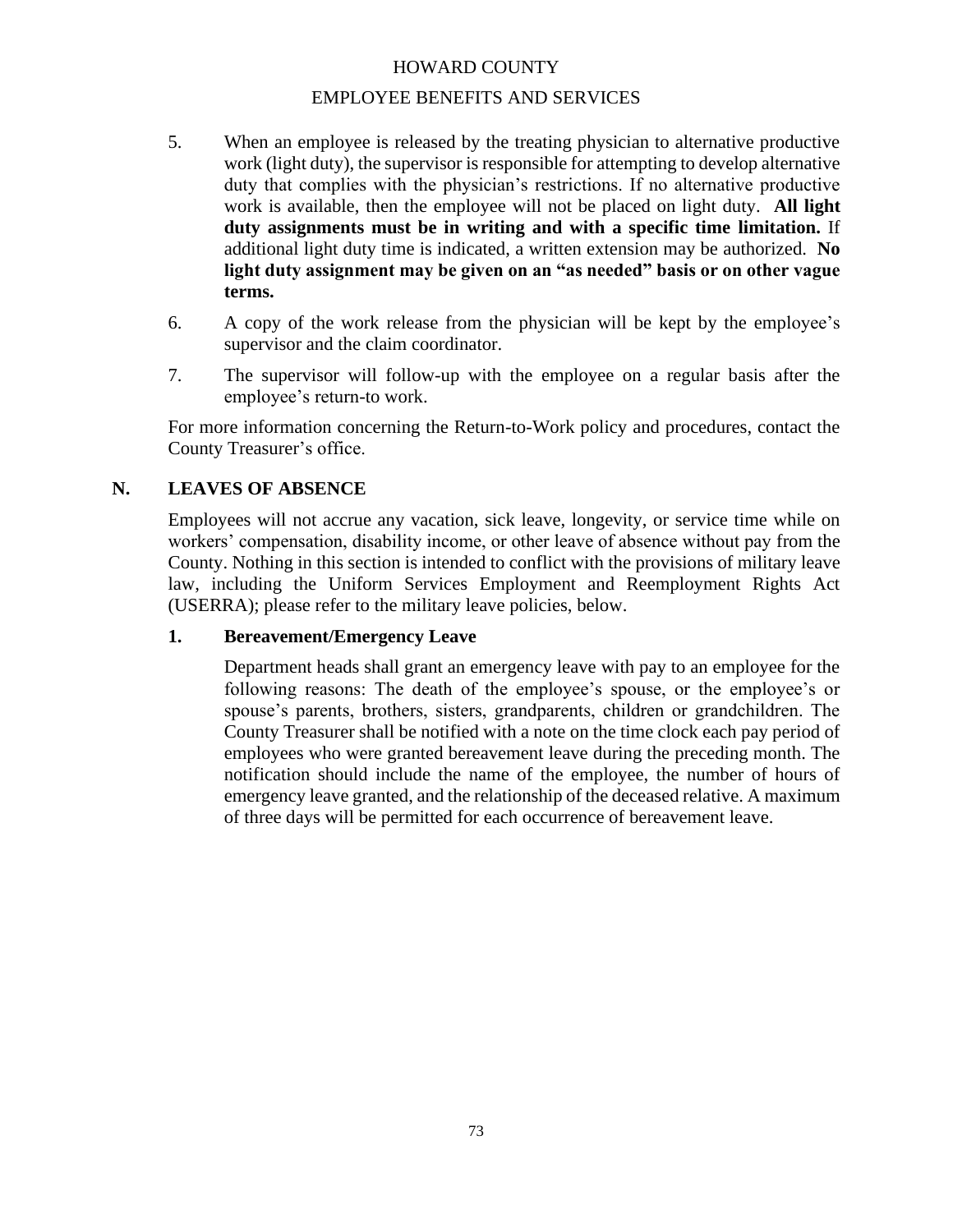5. When an employee is released by the treating physician to alternative productive work (light duty), the supervisor is responsible for attempting to develop alternative duty that complies with the physician's restrictions. If no alternative productive work is available, then the employee will not be placed on light duty. **All light duty assignments must be in writing and with a specific time limitation.** If additional light duty time is indicated, a written extension may be authorized. **No light duty assignment may be given on an "as needed" basis or on other vague terms.**

6. A copy of the work release from the physician will be kept by the employee's supervisor and the claim coordinator.

7. The supervisor will follow-up with the employee on a regular basis after the employee's return-to work.

For more information concerning the Return-to-Work policy and procedures, contact the County Treasurer's office.

## N. LEAVES OF ABSENCE

Employees will not accrue any vacation, sick leave, longevity, or service time while on workers' compensation, disability income, or other leave of absence without pay from the County. Nothing in this section is intended to conflict with the provisions of military leave law, including the Uniform Services Employment and Reemployment Rights Act (USERRA); please refer to the military leave policies, below.

### 1. Bereavement/Emergency Leave

Department heads shall grant an emergency leave with pay to an employee for the following reasons: The death of the employee's spouse, or the employee's or spouse's parents, brothers, sisters, grandparents, children or grandchildren. The County Treasurer shall be notified with a note on the time clock each pay period of employees who were granted bereavement leave during the preceding month. The notification should include the name of the employee, the number of hours of emergency leave granted, and the relationship of the deceased relative. A maximum of three days will be permitted for each occurrence of bereavement leave.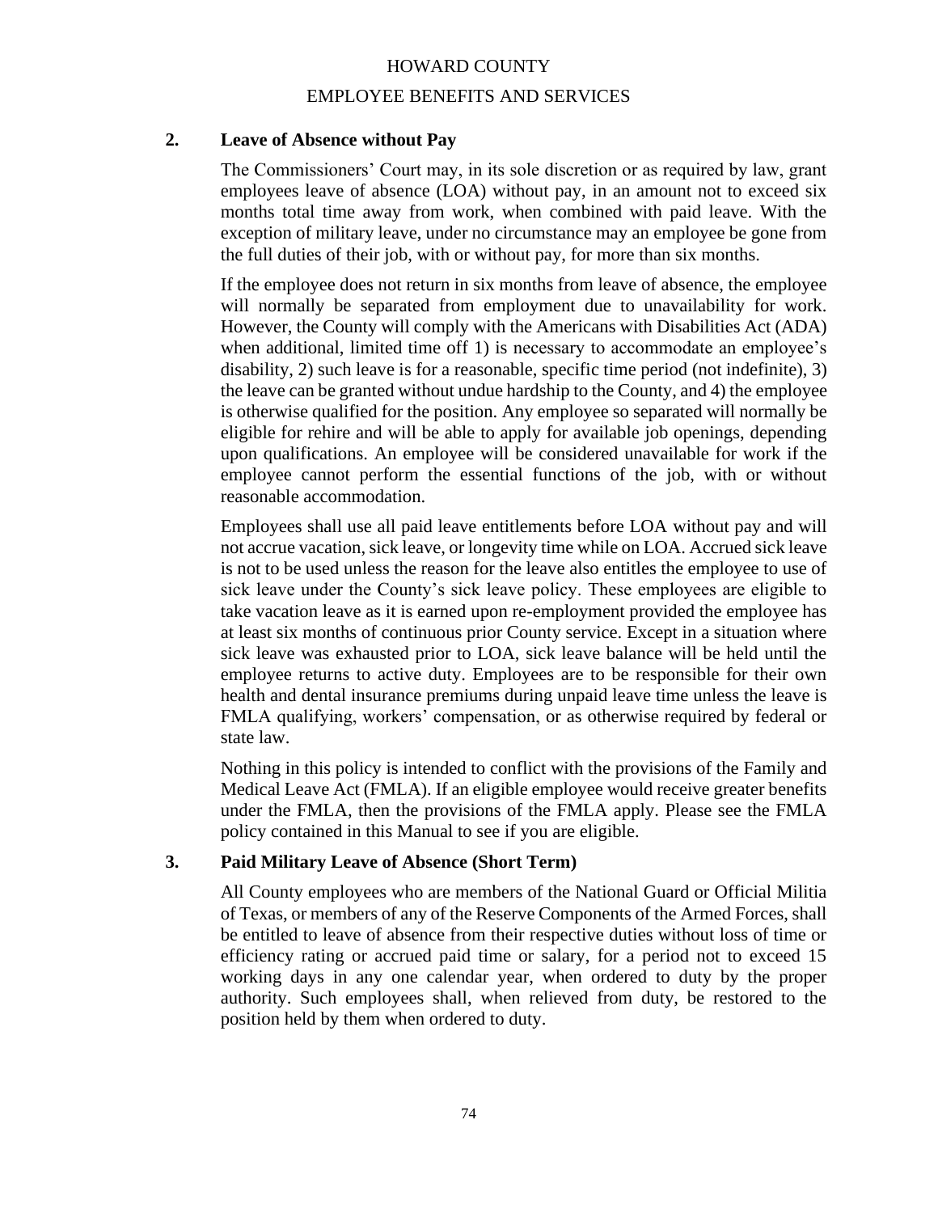### 2. Leave of Absence without Pay

The Commissioners' Court may, in its sole discretion or as required by law, grant employees leave of absence (LOA) without pay, in an amount not to exceed six months total time away from work, when combined with paid leave. With the exception of military leave, under no circumstance may an employee be gone from the full duties of their job, with or without pay, for more than six months.

If the employee does not return in six months from leave of absence, the employee will normally be separated from employment due to unavailability for work. However, the County will comply with the Americans with Disabilities Act (ADA) when additional, limited time off 1) is necessary to accommodate an employee's disability, 2) such leave is for a reasonable, specific time period (not indefinite), 3) the leave can be granted without undue hardship to the County, and 4) the employee is otherwise qualified for the position. Any employee so separated will normally be eligible for rehire and will be able to apply for available job openings, depending upon qualifications. An employee will be considered unavailable for work if the employee cannot perform the essential functions of the job, with or without reasonable accommodation.

Employees shall use all paid leave entitlements before LOA without pay and will not accrue vacation, sick leave, or longevity time while on LOA. Accrued sick leave is not to be used unless the reason for the leave also entitles the employee to use of sick leave under the County's sick leave policy. These employees are eligible to take vacation leave as it is earned upon re-employment provided the employee has at least six months of continuous prior County service. Except in a situation where sick leave was exhausted prior to LOA, sick leave balance will be held until the employee returns to active duty. Employees are to be responsible for their own health and dental insurance premiums during unpaid leave time unless the leave is FMLA qualifying, workers' compensation, or as otherwise required by federal or state law.

Nothing in this policy is intended to conflict with the provisions of the Family and Medical Leave Act (FMLA). If an eligible employee would receive greater benefits under the FMLA, then the provisions of the FMLA apply. Please see the FMLA policy contained in this Manual to see if you are eligible.

### 3. Paid Military Leave of Absence (Short Term)

All County employees who are members of the National Guard or Official Militia of Texas, or members of any of the Reserve Components of the Armed Forces, shall be entitled to leave of absence from their respective duties without loss of time or efficiency rating or accrued paid time or salary, for a period not to exceed 15 working days in any one calendar year, when ordered to duty by the proper authority. Such employees shall, when relieved from duty, be restored to the position held by them when ordered to duty.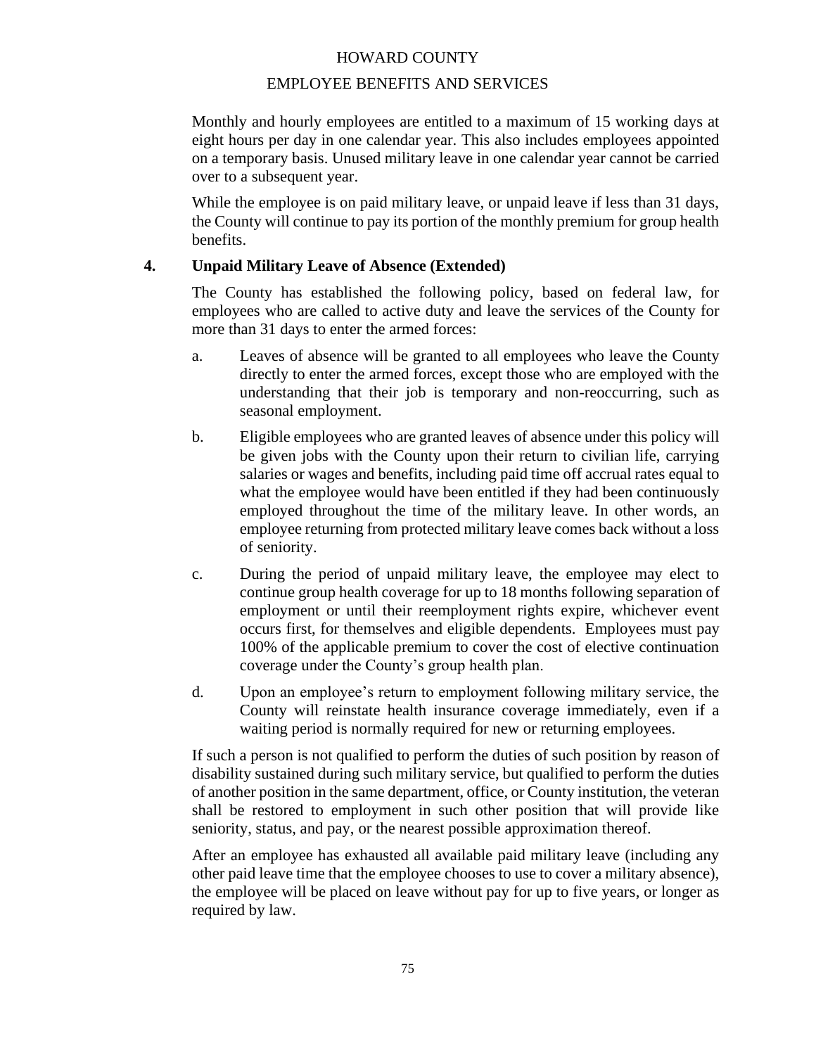Monthly and hourly employees are entitled to a maximum of 15 working days at eight hours per day in one calendar year. This also includes employees appointed on a temporary basis. Unused military leave in one calendar year cannot be carried over to a subsequent year.

While the employee is on paid military leave, or unpaid leave if less than 31 days, the County will continue to pay its portion of the monthly premium for group health benefits.

**4. Unpaid Military Leave of Absence (Extended)**

The County has established the following policy, based on federal law, for employees who are called to active duty and leave the services of the County for more than 31 days to enter the armed forces:

a. Leaves of absence will be granted to all employees who leave the County directly to enter the armed forces, except those who are employed with the understanding that their job is temporary and non-reoccurring, such as seasonal employment.

b. Eligible employees who are granted leaves of absence under this policy will be given jobs with the County upon their return to civilian life, carrying salaries or wages and benefits, including paid time off accrual rates equal to what the employee would have been entitled if they had been continuously employed throughout the time of the military leave. In other words, an employee returning from protected military leave comes back without a loss of seniority.

c. During the period of unpaid military leave, the employee may elect to continue group health coverage for up to 18 months following separation of employment or until their reemployment rights expire, whichever event occurs first, for themselves and eligible dependents. Employees must pay 100% of the applicable premium to cover the cost of elective continuation coverage under the County's group health plan.

d. Upon an employee's return to employment following military service, the County will reinstate health insurance coverage immediately, even if a waiting period is normally required for new or returning employees.

If such a person is not qualified to perform the duties of such position by reason of disability sustained during such military service, but qualified to perform the duties of another position in the same department, office, or County institution, the veteran shall be restored to employment in such other position that will provide like seniority, status, and pay, or the nearest possible approximation thereof.

After an employee has exhausted all available paid military leave (including any other paid leave time that the employee chooses to use to cover a military absence), the employee will be placed on leave without pay for up to five years, or longer as required by law.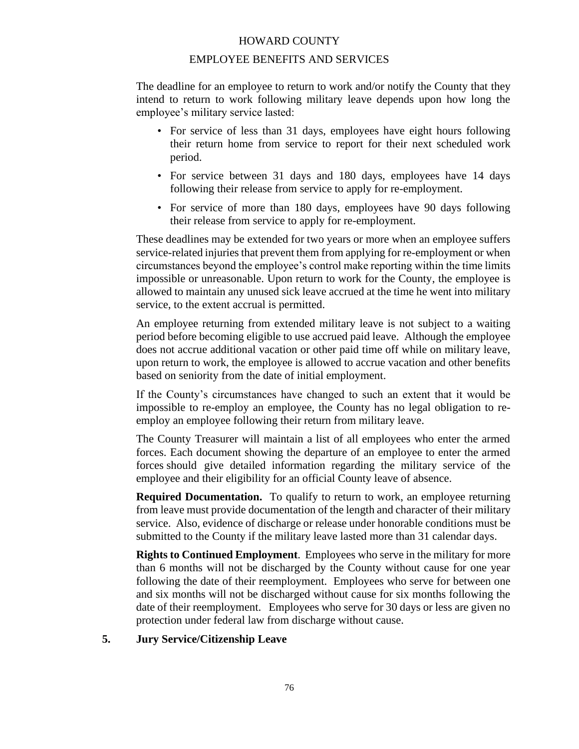The deadline for an employee to return to work and/or notify the County that they intend to return to work following military leave depends upon how long the employee's military service lasted:

- For service of less than 31 days, employees have eight hours following their return home from service to report for their next scheduled work period.
- For service between 31 days and 180 days, employees have 14 days following their release from service to apply for re-employment.
- For service of more than 180 days, employees have 90 days following their release from service to apply for re-employment.

These deadlines may be extended for two years or more when an employee suffers service-related injuries that prevent them from applying for re-employment or when circumstances beyond the employee's control make reporting within the time limits impossible or unreasonable. Upon return to work for the County, the employee is allowed to maintain any unused sick leave accrued at the time he went into military service, to the extent accrual is permitted.

An employee returning from extended military leave is not subject to a waiting period before becoming eligible to use accrued paid leave. Although the employee does not accrue additional vacation or other paid time off while on military leave, upon return to work, the employee is allowed to accrue vacation and other benefits based on seniority from the date of initial employment.

If the County's circumstances have changed to such an extent that it would be impossible to re-employ an employee, the County has no legal obligation to re-employ an employee following their return from military leave.

The County Treasurer will maintain a list of all employees who enter the armed forces. Each document showing the departure of an employee to enter the armed forces should give detailed information regarding the military service of the employee and their eligibility for an official County leave of absence.

**Required Documentation.** To qualify to return to work, an employee returning from leave must provide documentation of the length and character of their military service. Also, evidence of discharge or release under honorable conditions must be submitted to the County if the military leave lasted more than 31 calendar days.

**Rights to Continued Employment**. Employees who serve in the military for more than 6 months will not be discharged by the County without cause for one year following the date of their reemployment. Employees who serve for between one and six months will not be discharged without cause for six months following the date of their reemployment. Employees who serve for 30 days or less are given no protection under federal law from discharge without cause.

## 5. Jury Service/Citizenship Leave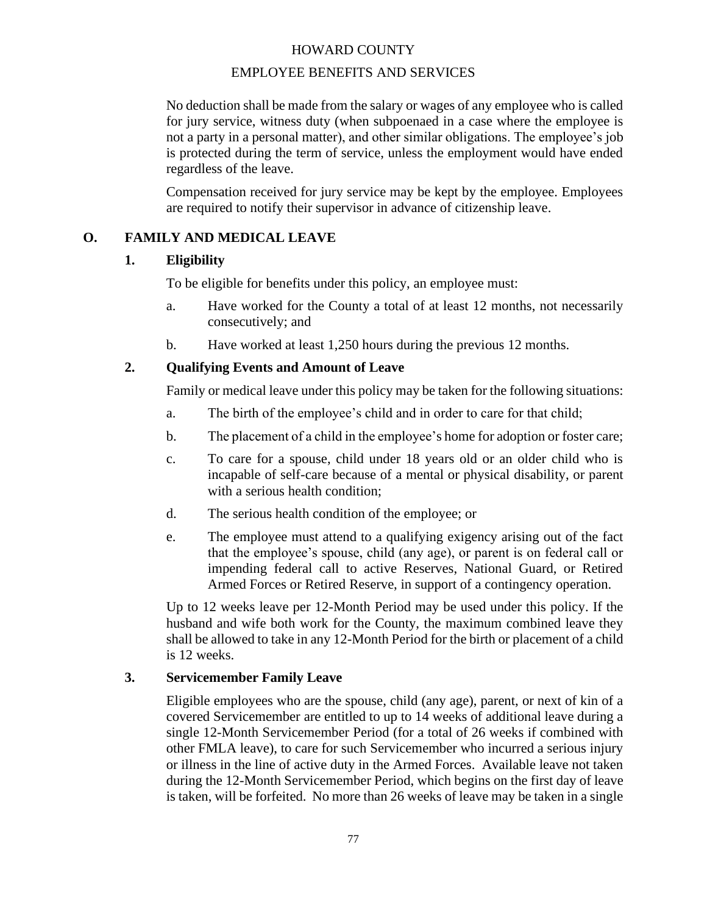No deduction shall be made from the salary or wages of any employee who is called for jury service, witness duty (when subpoenaed in a case where the employee is not a party in a personal matter), and other similar obligations. The employee's job is protected during the term of service, unless the employment would have ended regardless of the leave.

Compensation received for jury service may be kept by the employee. Employees are required to notify their supervisor in advance of citizenship leave.

## O. FAMILY AND MEDICAL LEAVE

### 1. Eligibility

To be eligible for benefits under this policy, an employee must:

a. Have worked for the County a total of at least 12 months, not necessarily consecutively; and

b. Have worked at least 1,250 hours during the previous 12 months.

### 2. Qualifying Events and Amount of Leave

Family or medical leave under this policy may be taken for the following situations:

a. The birth of the employee's child and in order to care for that child;

b. The placement of a child in the employee's home for adoption or foster care;

c. To care for a spouse, child under 18 years old or an older child who is incapable of self-care because of a mental or physical disability, or parent with a serious health condition;

d. The serious health condition of the employee; or

e. The employee must attend to a qualifying exigency arising out of the fact that the employee's spouse, child (any age), or parent is on federal call or impending federal call to active Reserves, National Guard, or Retired Armed Forces or Retired Reserve, in support of a contingency operation.

Up to 12 weeks leave per 12-Month Period may be used under this policy. If the husband and wife both work for the County, the maximum combined leave they shall be allowed to take in any 12-Month Period for the birth or placement of a child is 12 weeks.

### 3. Servicemember Family Leave

Eligible employees who are the spouse, child (any age), parent, or next of kin of a covered Servicemember are entitled to up to 14 weeks of additional leave during a single 12-Month Servicemember Period (for a total of 26 weeks if combined with other FMLA leave), to care for such Servicemember who incurred a serious injury or illness in the line of active duty in the Armed Forces. Available leave not taken during the 12-Month Servicemember Period, which begins on the first day of leave is taken, will be forfeited. No more than 26 weeks of leave may be taken in a single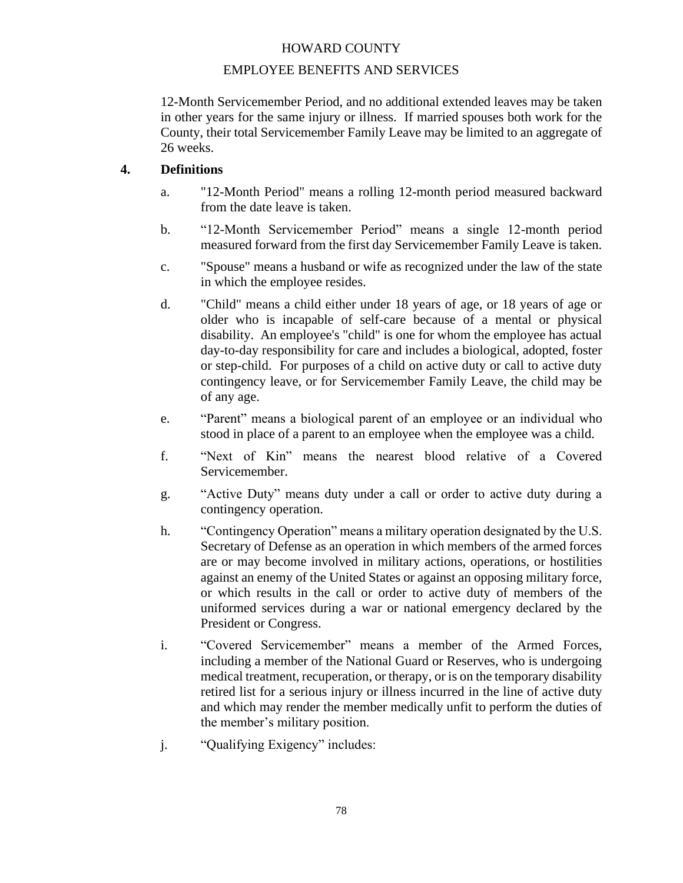12-Month Servicemember Period, and no additional extended leaves may be taken in other years for the same injury or illness. If married spouses both work for the County, their total Servicemember Family Leave may be limited to an aggregate of 26 weeks.

**4. Definitions**

a. "12-Month Period" means a rolling 12-month period measured backward from the date leave is taken.

b. "12-Month Servicemember Period" means a single 12-month period measured forward from the first day Servicemember Family Leave is taken.

c. "Spouse" means a husband or wife as recognized under the law of the state in which the employee resides.

d. "Child" means a child either under 18 years of age, or 18 years of age or older who is incapable of self-care because of a mental or physical disability. An employee's "child" is one for whom the employee has actual day-to-day responsibility for care and includes a biological, adopted, foster or step-child. For purposes of a child on active duty or call to active duty contingency leave, or for Servicemember Family Leave, the child may be of any age.

e. "Parent" means a biological parent of an employee or an individual who stood in place of a parent to an employee when the employee was a child.

f. "Next of Kin" means the nearest blood relative of a Covered Servicemember.

g. "Active Duty" means duty under a call or order to active duty during a contingency operation.

h. "Contingency Operation" means a military operation designated by the U.S. Secretary of Defense as an operation in which members of the armed forces are or may become involved in military actions, operations, or hostilities against an enemy of the United States or against an opposing military force, or which results in the call or order to active duty of members of the uniformed services during a war or national emergency declared by the President or Congress.

i. "Covered Servicemember" means a member of the Armed Forces, including a member of the National Guard or Reserves, who is undergoing medical treatment, recuperation, or therapy, or is on the temporary disability retired list for a serious injury or illness incurred in the line of active duty and which may render the member medically unfit to perform the duties of the member's military position.

j. "Qualifying Exigency" includes: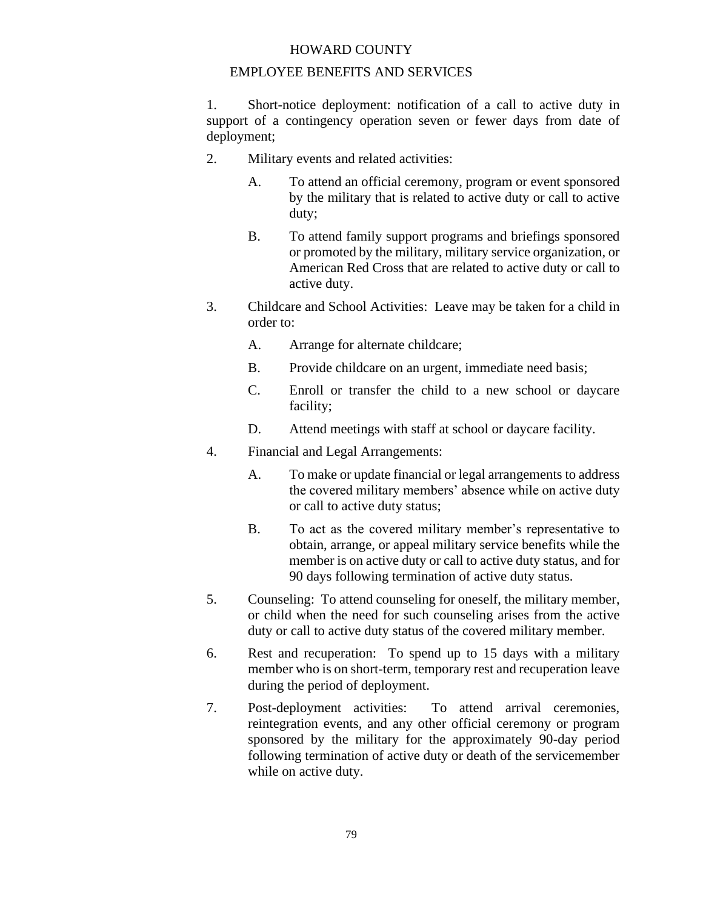1. Short-notice deployment: notification of a call to active duty in support of a contingency operation seven or fewer days from date of deployment;

2. Military events and related activities:

   A. To attend an official ceremony, program or event sponsored by the military that is related to active duty or call to active duty;

   B. To attend family support programs and briefings sponsored or promoted by the military, military service organization, or American Red Cross that are related to active duty or call to active duty.

3. Childcare and School Activities: Leave may be taken for a child in order to:

   A. Arrange for alternate childcare;

   B. Provide childcare on an urgent, immediate need basis;

   C. Enroll or transfer the child to a new school or daycare facility;

   D. Attend meetings with staff at school or daycare facility.

4. Financial and Legal Arrangements:

   A. To make or update financial or legal arrangements to address the covered military members' absence while on active duty or call to active duty status;

   B. To act as the covered military member's representative to obtain, arrange, or appeal military service benefits while the member is on active duty or call to active duty status, and for 90 days following termination of active duty status.

5. Counseling: To attend counseling for oneself, the military member, or child when the need for such counseling arises from the active duty or call to active duty status of the covered military member.

6. Rest and recuperation: To spend up to 15 days with a military member who is on short-term, temporary rest and recuperation leave during the period of deployment.

7. Post-deployment activities: To attend arrival ceremonies, reintegration events, and any other official ceremony or program sponsored by the military for the approximately 90-day period following termination of active duty or death of the servicemember while on active duty.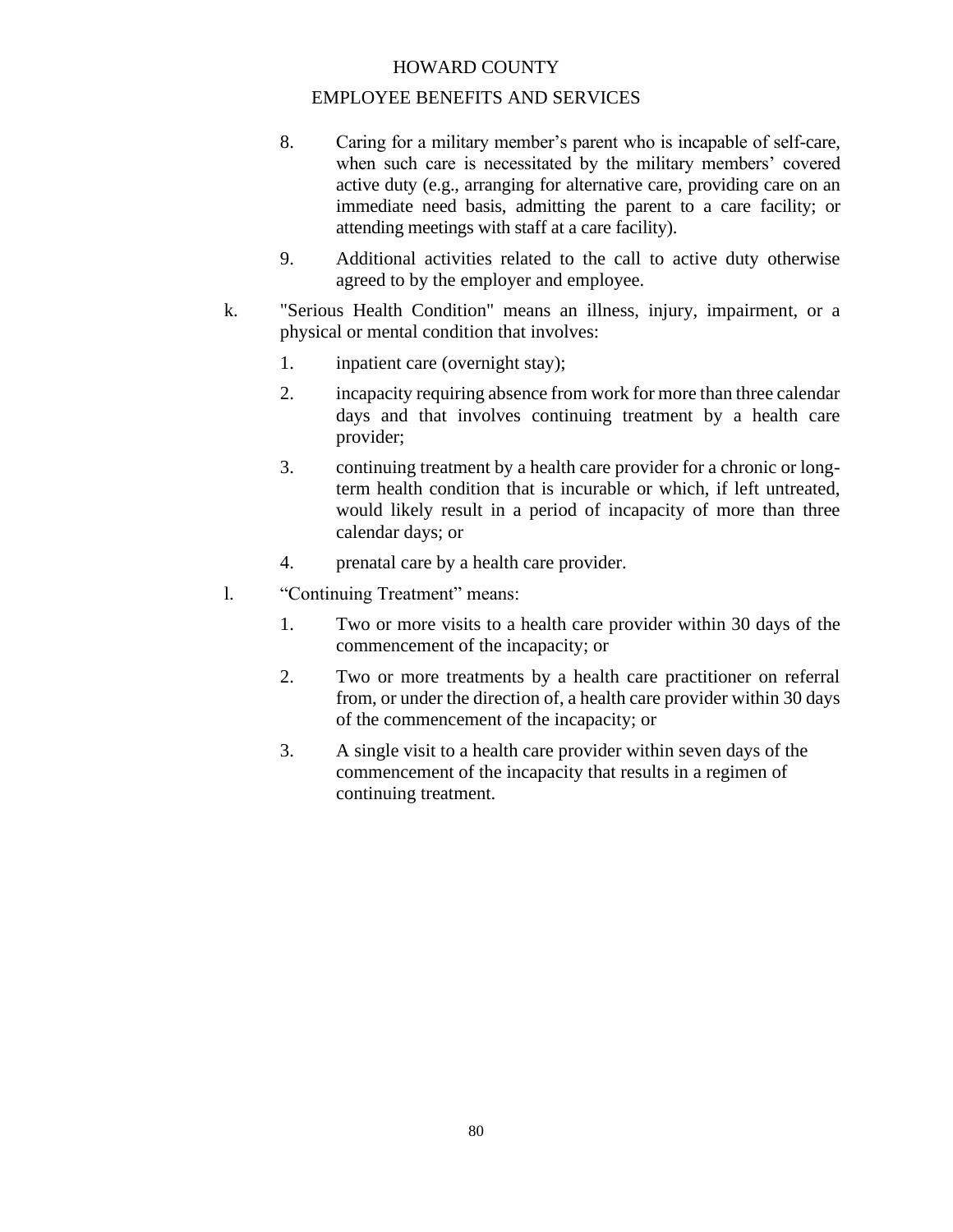8. Caring for a military member's parent who is incapable of self-care, when such care is necessitated by the military members' covered active duty (e.g., arranging for alternative care, providing care on an immediate need basis, admitting the parent to a care facility; or attending meetings with staff at a care facility).

9. Additional activities related to the call to active duty otherwise agreed to by the employer and employee.

k. "Serious Health Condition" means an illness, injury, impairment, or a physical or mental condition that involves:

   1. inpatient care (overnight stay);

   2. incapacity requiring absence from work for more than three calendar days and that involves continuing treatment by a health care provider;

   3. continuing treatment by a health care provider for a chronic or long-term health condition that is incurable or which, if left untreated, would likely result in a period of incapacity of more than three calendar days; or

   4. prenatal care by a health care provider.

l. "Continuing Treatment" means:

   1. Two or more visits to a health care provider within 30 days of the commencement of the incapacity; or

   2. Two or more treatments by a health care practitioner on referral from, or under the direction of, a health care provider within 30 days of the commencement of the incapacity; or

   3. A single visit to a health care provider within seven days of the commencement of the incapacity that results in a regimen of continuing treatment.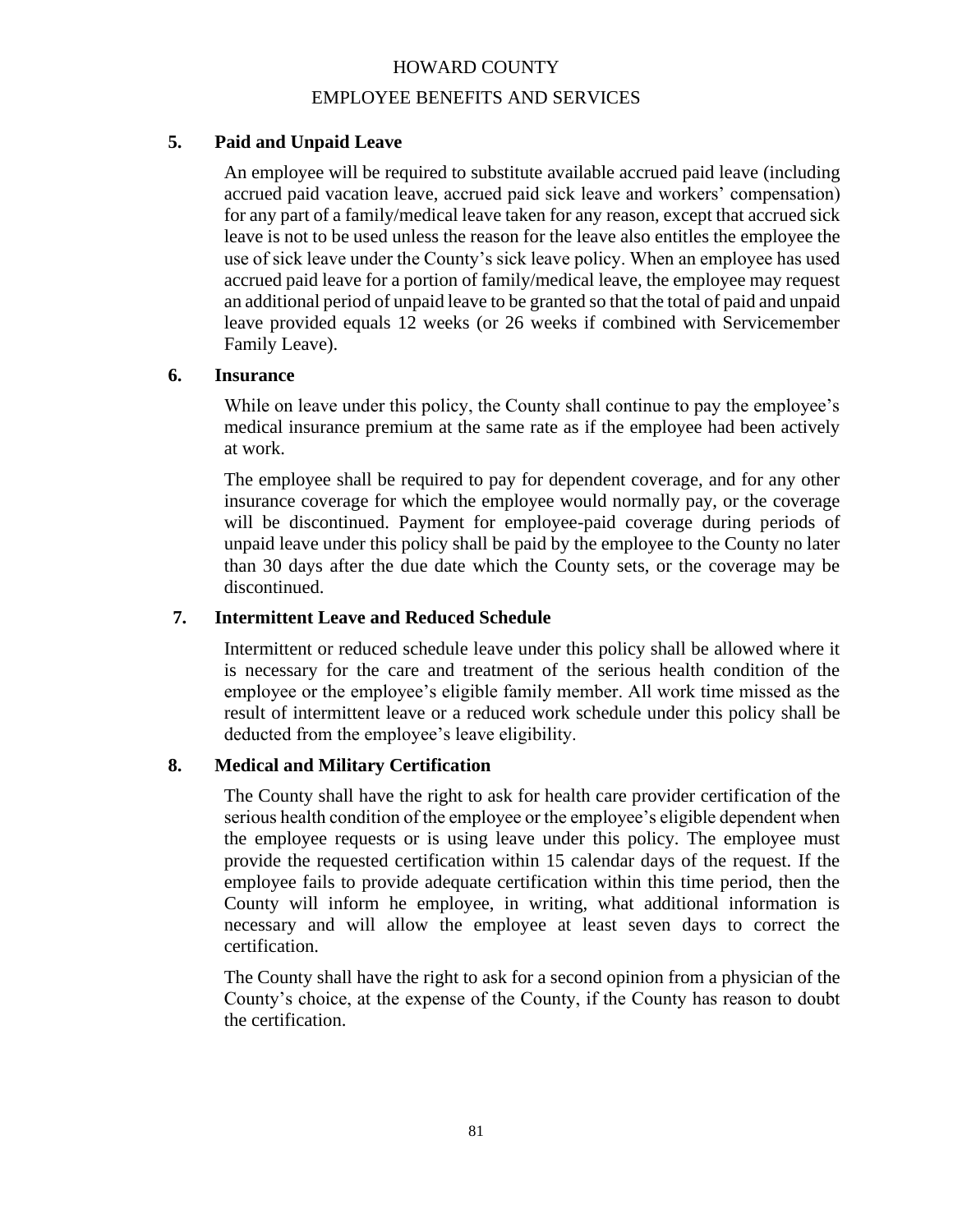## 5. Paid and Unpaid Leave

An employee will be required to substitute available accrued paid leave (including accrued paid vacation leave, accrued paid sick leave and workers' compensation) for any part of a family/medical leave taken for any reason, except that accrued sick leave is not to be used unless the reason for the leave also entitles the employee the use of sick leave under the County's sick leave policy. When an employee has used accrued paid leave for a portion of family/medical leave, the employee may request an additional period of unpaid leave to be granted so that the total of paid and unpaid leave provided equals 12 weeks (or 26 weeks if combined with Servicemember Family Leave).

## 6. Insurance

While on leave under this policy, the County shall continue to pay the employee's medical insurance premium at the same rate as if the employee had been actively at work.

The employee shall be required to pay for dependent coverage, and for any other insurance coverage for which the employee would normally pay, or the coverage will be discontinued. Payment for employee-paid coverage during periods of unpaid leave under this policy shall be paid by the employee to the County no later than 30 days after the due date which the County sets, or the coverage may be discontinued.

## 7. Intermittent Leave and Reduced Schedule

Intermittent or reduced schedule leave under this policy shall be allowed where it is necessary for the care and treatment of the serious health condition of the employee or the employee's eligible family member. All work time missed as the result of intermittent leave or a reduced work schedule under this policy shall be deducted from the employee's leave eligibility.

## 8. Medical and Military Certification

The County shall have the right to ask for health care provider certification of the serious health condition of the employee or the employee's eligible dependent when the employee requests or is using leave under this policy. The employee must provide the requested certification within 15 calendar days of the request. If the employee fails to provide adequate certification within this time period, then the County will inform he employee, in writing, what additional information is necessary and will allow the employee at least seven days to correct the certification.

The County shall have the right to ask for a second opinion from a physician of the County's choice, at the expense of the County, if the County has reason to doubt the certification.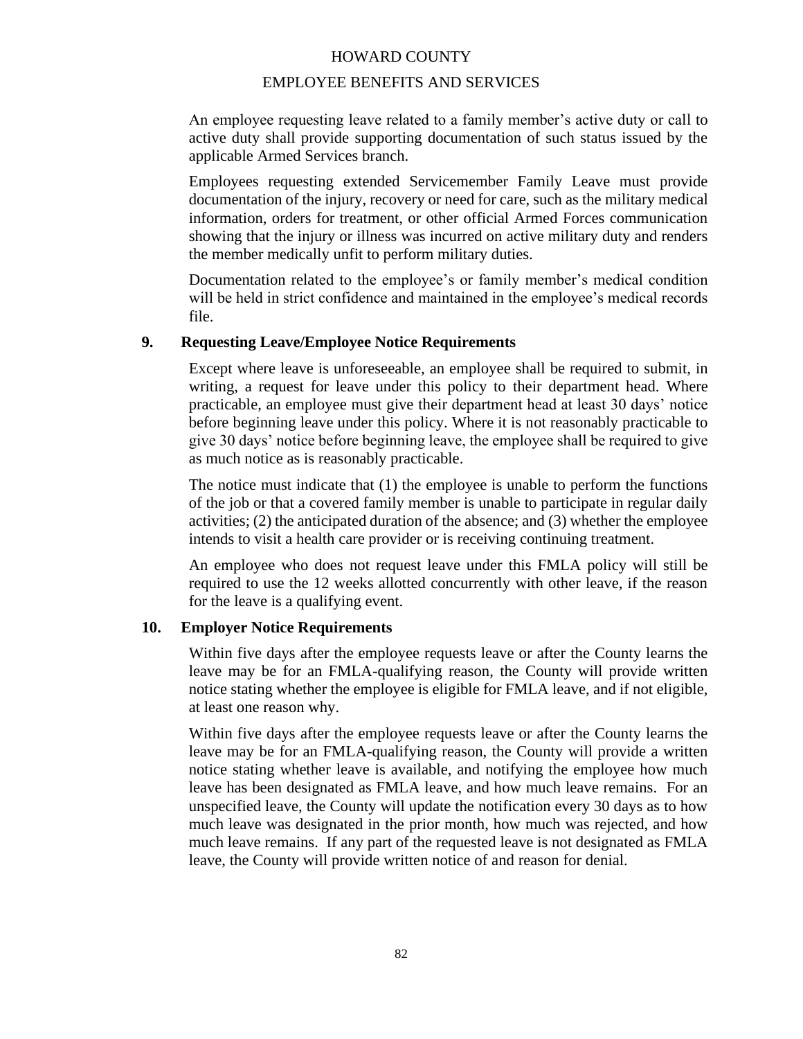An employee requesting leave related to a family member's active duty or call to active duty shall provide supporting documentation of such status issued by the applicable Armed Services branch.

Employees requesting extended Servicemember Family Leave must provide documentation of the injury, recovery or need for care, such as the military medical information, orders for treatment, or other official Armed Forces communication showing that the injury or illness was incurred on active military duty and renders the member medically unfit to perform military duties.

Documentation related to the employee's or family member's medical condition will be held in strict confidence and maintained in the employee's medical records file.

**9. Requesting Leave/Employee Notice Requirements**

Except where leave is unforeseeable, an employee shall be required to submit, in writing, a request for leave under this policy to their department head. Where practicable, an employee must give their department head at least 30 days' notice before beginning leave under this policy. Where it is not reasonably practicable to give 30 days' notice before beginning leave, the employee shall be required to give as much notice as is reasonably practicable.

The notice must indicate that (1) the employee is unable to perform the functions of the job or that a covered family member is unable to participate in regular daily activities; (2) the anticipated duration of the absence; and (3) whether the employee intends to visit a health care provider or is receiving continuing treatment.

An employee who does not request leave under this FMLA policy will still be required to use the 12 weeks allotted concurrently with other leave, if the reason for the leave is a qualifying event.

**10. Employer Notice Requirements**

Within five days after the employee requests leave or after the County learns the leave may be for an FMLA-qualifying reason, the County will provide written notice stating whether the employee is eligible for FMLA leave, and if not eligible, at least one reason why.

Within five days after the employee requests leave or after the County learns the leave may be for an FMLA-qualifying reason, the County will provide a written notice stating whether leave is available, and notifying the employee how much leave has been designated as FMLA leave, and how much leave remains. For an unspecified leave, the County will update the notification every 30 days as to how much leave was designated in the prior month, how much was rejected, and how much leave remains. If any part of the requested leave is not designated as FMLA leave, the County will provide written notice of and reason for denial.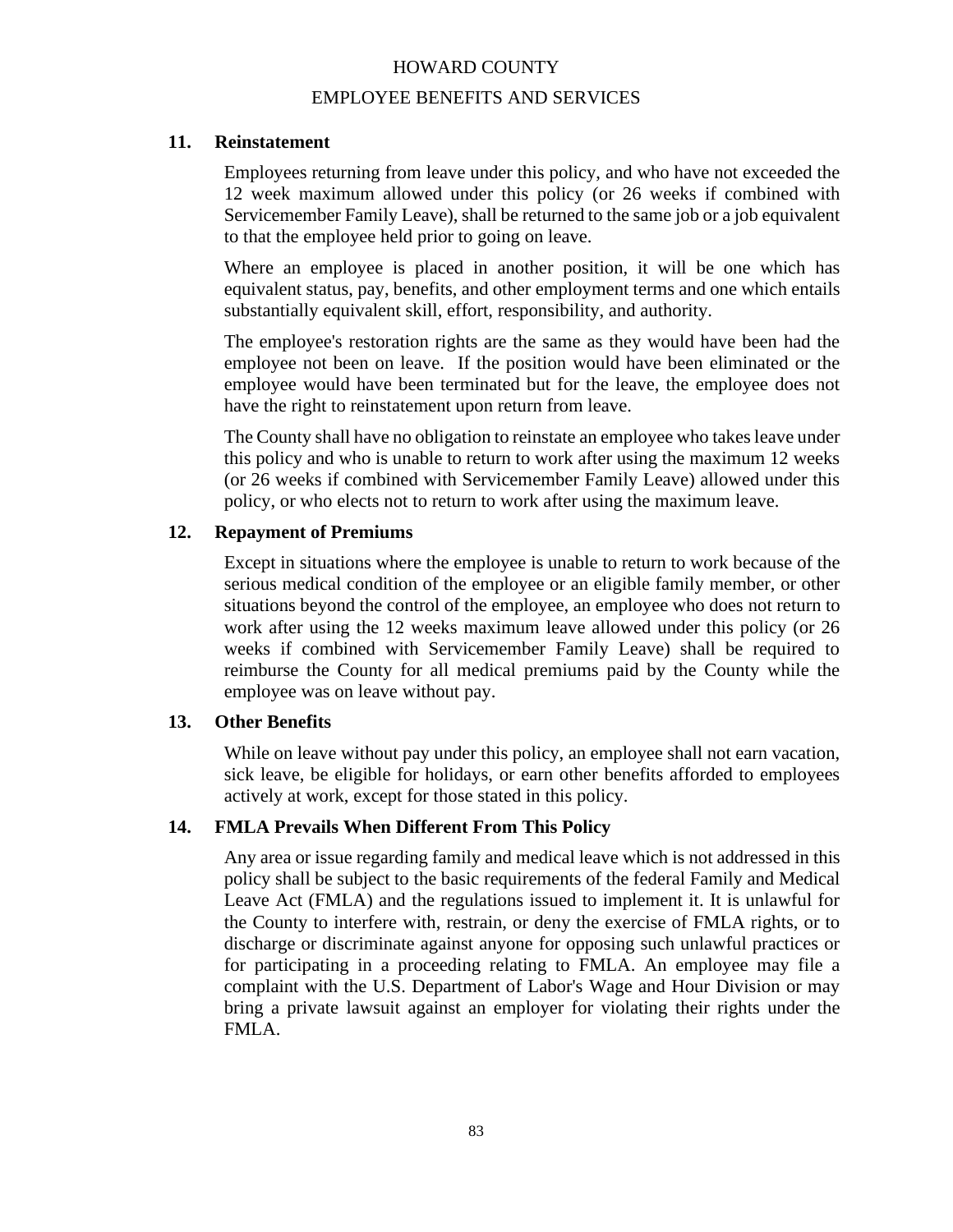**11. Reinstatement**

Employees returning from leave under this policy, and who have not exceeded the 12 week maximum allowed under this policy (or 26 weeks if combined with Servicemember Family Leave), shall be returned to the same job or a job equivalent to that the employee held prior to going on leave.

Where an employee is placed in another position, it will be one which has equivalent status, pay, benefits, and other employment terms and one which entails substantially equivalent skill, effort, responsibility, and authority.

The employee's restoration rights are the same as they would have been had the employee not been on leave. If the position would have been eliminated or the employee would have been terminated but for the leave, the employee does not have the right to reinstatement upon return from leave.

The County shall have no obligation to reinstate an employee who takes leave under this policy and who is unable to return to work after using the maximum 12 weeks (or 26 weeks if combined with Servicemember Family Leave) allowed under this policy, or who elects not to return to work after using the maximum leave.

**12. Repayment of Premiums**

Except in situations where the employee is unable to return to work because of the serious medical condition of the employee or an eligible family member, or other situations beyond the control of the employee, an employee who does not return to work after using the 12 weeks maximum leave allowed under this policy (or 26 weeks if combined with Servicemember Family Leave) shall be required to reimburse the County for all medical premiums paid by the County while the employee was on leave without pay.

**13. Other Benefits**

While on leave without pay under this policy, an employee shall not earn vacation, sick leave, be eligible for holidays, or earn other benefits afforded to employees actively at work, except for those stated in this policy.

**14. FMLA Prevails When Different From This Policy**

Any area or issue regarding family and medical leave which is not addressed in this policy shall be subject to the basic requirements of the federal Family and Medical Leave Act (FMLA) and the regulations issued to implement it. It is unlawful for the County to interfere with, restrain, or deny the exercise of FMLA rights, or to discharge or discriminate against anyone for opposing such unlawful practices or for participating in a proceeding relating to FMLA. An employee may file a complaint with the U.S. Department of Labor's Wage and Hour Division or may bring a private lawsuit against an employer for violating their rights under the FMLA.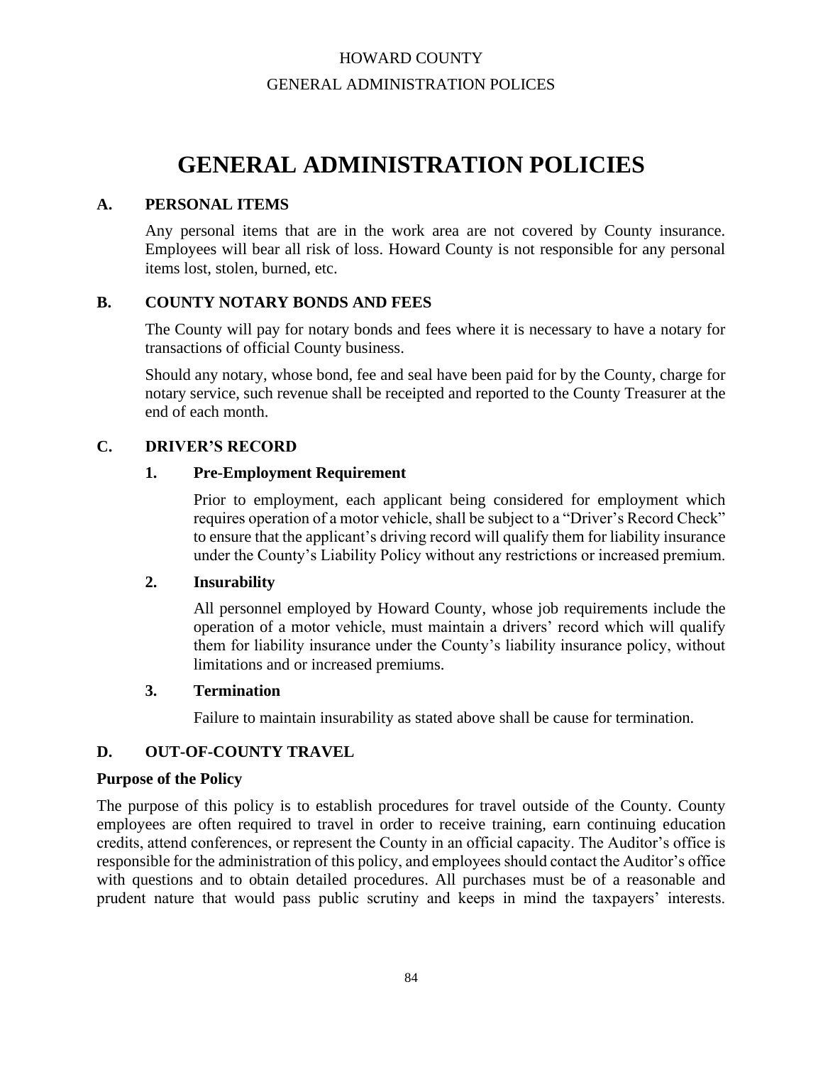# GENERAL ADMINISTRATION POLICIES

## A. PERSONAL ITEMS

Any personal items that are in the work area are not covered by County insurance. Employees will bear all risk of loss. Howard County is not responsible for any personal items lost, stolen, burned, etc.

## B. COUNTY NOTARY BONDS AND FEES

The County will pay for notary bonds and fees where it is necessary to have a notary for transactions of official County business.

Should any notary, whose bond, fee and seal have been paid for by the County, charge for notary service, such revenue shall be receipted and reported to the County Treasurer at the end of each month.

## C. DRIVER'S RECORD

### 1. Pre-Employment Requirement

Prior to employment, each applicant being considered for employment which requires operation of a motor vehicle, shall be subject to a "Driver's Record Check" to ensure that the applicant's driving record will qualify them for liability insurance under the County's Liability Policy without any restrictions or increased premium.

### 2. Insurability

All personnel employed by Howard County, whose job requirements include the operation of a motor vehicle, must maintain a drivers' record which will qualify them for liability insurance under the County's liability insurance policy, without limitations and or increased premiums.

### 3. Termination

Failure to maintain insurability as stated above shall be cause for termination.

## D. OUT-OF-COUNTY TRAVEL

**Purpose of the Policy**

The purpose of this policy is to establish procedures for travel outside of the County. County employees are often required to travel in order to receive training, earn continuing education credits, attend conferences, or represent the County in an official capacity. The Auditor's office is responsible for the administration of this policy, and employees should contact the Auditor's office with questions and to obtain detailed procedures. All purchases must be of a reasonable and prudent nature that would pass public scrutiny and keeps in mind the taxpayers' interests.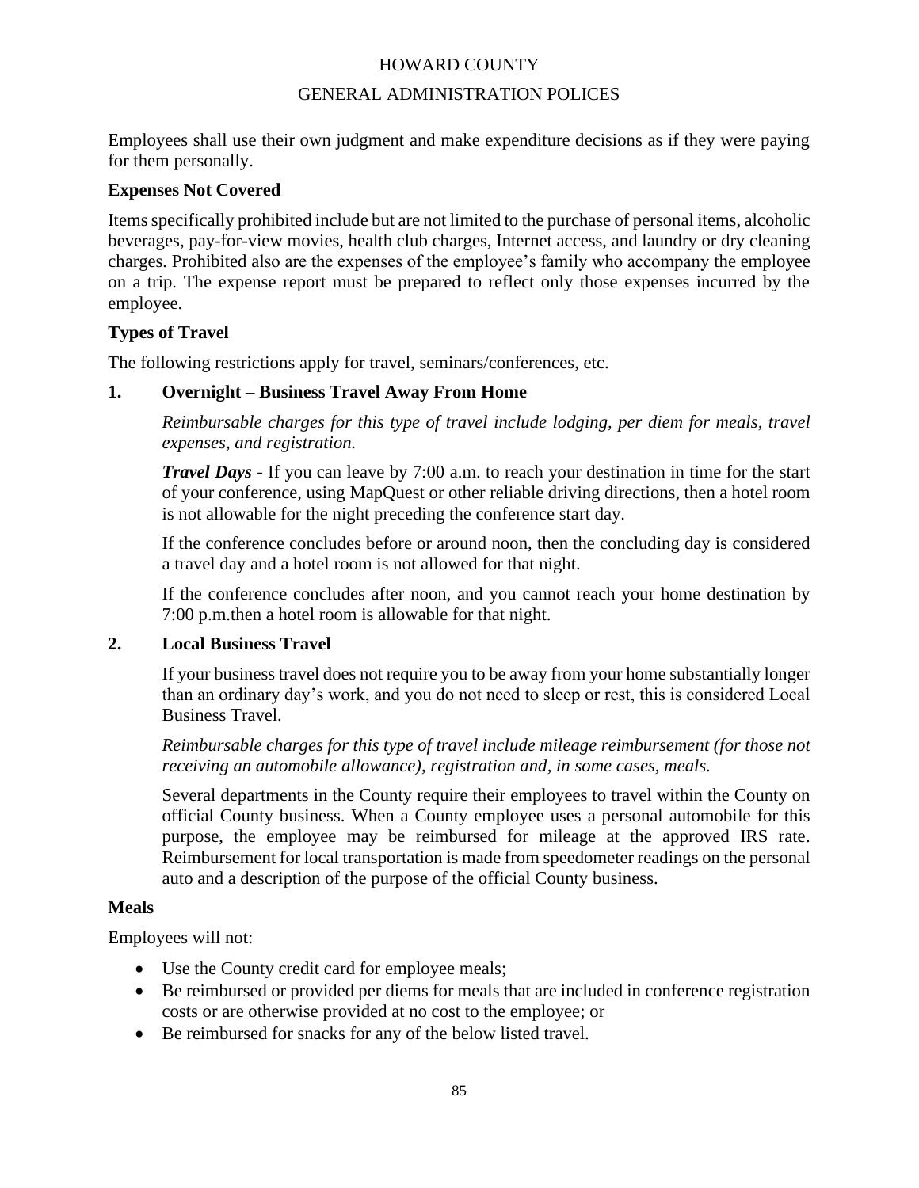Employees shall use their own judgment and make expenditure decisions as if they were paying for them personally.

**Expenses Not Covered**

Items specifically prohibited include but are not limited to the purchase of personal items, alcoholic beverages, pay-for-view movies, health club charges, Internet access, and laundry or dry cleaning charges. Prohibited also are the expenses of the employee's family who accompany the employee on a trip. The expense report must be prepared to reflect only those expenses incurred by the employee.

**Types of Travel**

The following restrictions apply for travel, seminars/conferences, etc.

**1. Overnight – Business Travel Away From Home**

*Reimbursable charges for this type of travel include lodging, per diem for meals, travel expenses, and registration.*

***Travel Days*** - If you can leave by 7:00 a.m. to reach your destination in time for the start of your conference, using MapQuest or other reliable driving directions, then a hotel room is not allowable for the night preceding the conference start day.

If the conference concludes before or around noon, then the concluding day is considered a travel day and a hotel room is not allowed for that night.

If the conference concludes after noon, and you cannot reach your home destination by 7:00 p.m.then a hotel room is allowable for that night.

**2. Local Business Travel**

If your business travel does not require you to be away from your home substantially longer than an ordinary day's work, and you do not need to sleep or rest, this is considered Local Business Travel.

*Reimbursable charges for this type of travel include mileage reimbursement (for those not receiving an automobile allowance), registration and, in some cases, meals.*

Several departments in the County require their employees to travel within the County on official County business. When a County employee uses a personal automobile for this purpose, the employee may be reimbursed for mileage at the approved IRS rate. Reimbursement for local transportation is made from speedometer readings on the personal auto and a description of the purpose of the official County business.

**Meals**

Employees will not:

- Use the County credit card for employee meals;
- Be reimbursed or provided per diems for meals that are included in conference registration costs or are otherwise provided at no cost to the employee; or
- Be reimbursed for snacks for any of the below listed travel.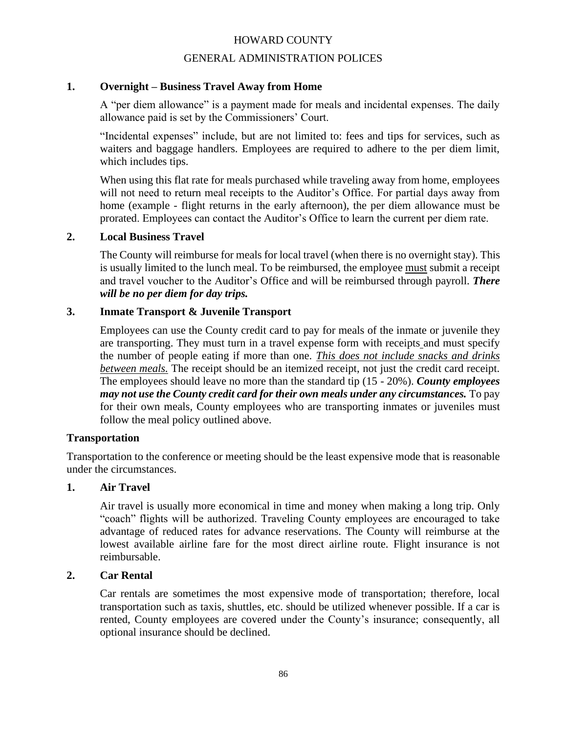HOWARD COUNTY

GENERAL ADMINISTRATION POLICES

## 1. Overnight – Business Travel Away from Home

A "per diem allowance" is a payment made for meals and incidental expenses. The daily allowance paid is set by the Commissioners' Court.

"Incidental expenses" include, but are not limited to: fees and tips for services, such as waiters and baggage handlers. Employees are required to adhere to the per diem limit, which includes tips.

When using this flat rate for meals purchased while traveling away from home, employees will not need to return meal receipts to the Auditor's Office. For partial days away from home (example - flight returns in the early afternoon), the per diem allowance must be prorated. Employees can contact the Auditor's Office to learn the current per diem rate.

## 2. Local Business Travel

The County will reimburse for meals for local travel (when there is no overnight stay). This is usually limited to the lunch meal. To be reimbursed, the employee <u>must</u> submit a receipt and travel voucher to the Auditor's Office and will be reimbursed through payroll. ***There will be no per diem for day trips.***

## 3. Inmate Transport & Juvenile Transport

Employees can use the County credit card to pay for meals of the inmate or juvenile they are transporting. They must turn in a travel expense form with receipts and must specify the number of people eating if more than one. *<u>This does not include snacks and drinks between meals.</u>* The receipt should be an itemized receipt, not just the credit card receipt. The employees should leave no more than the standard tip (15 - 20%). ***County employees may not use the County credit card for their own meals under any circumstances.*** To pay for their own meals, County employees who are transporting inmates or juveniles must follow the meal policy outlined above.

## Transportation

Transportation to the conference or meeting should be the least expensive mode that is reasonable under the circumstances.

## 1. Air Travel

Air travel is usually more economical in time and money when making a long trip. Only "coach" flights will be authorized. Traveling County employees are encouraged to take advantage of reduced rates for advance reservations. The County will reimburse at the lowest available airline fare for the most direct airline route. Flight insurance is not reimbursable.

## 2. Car Rental

Car rentals are sometimes the most expensive mode of transportation; therefore, local transportation such as taxis, shuttles, etc. should be utilized whenever possible. If a car is rented, County employees are covered under the County's insurance; consequently, all optional insurance should be declined.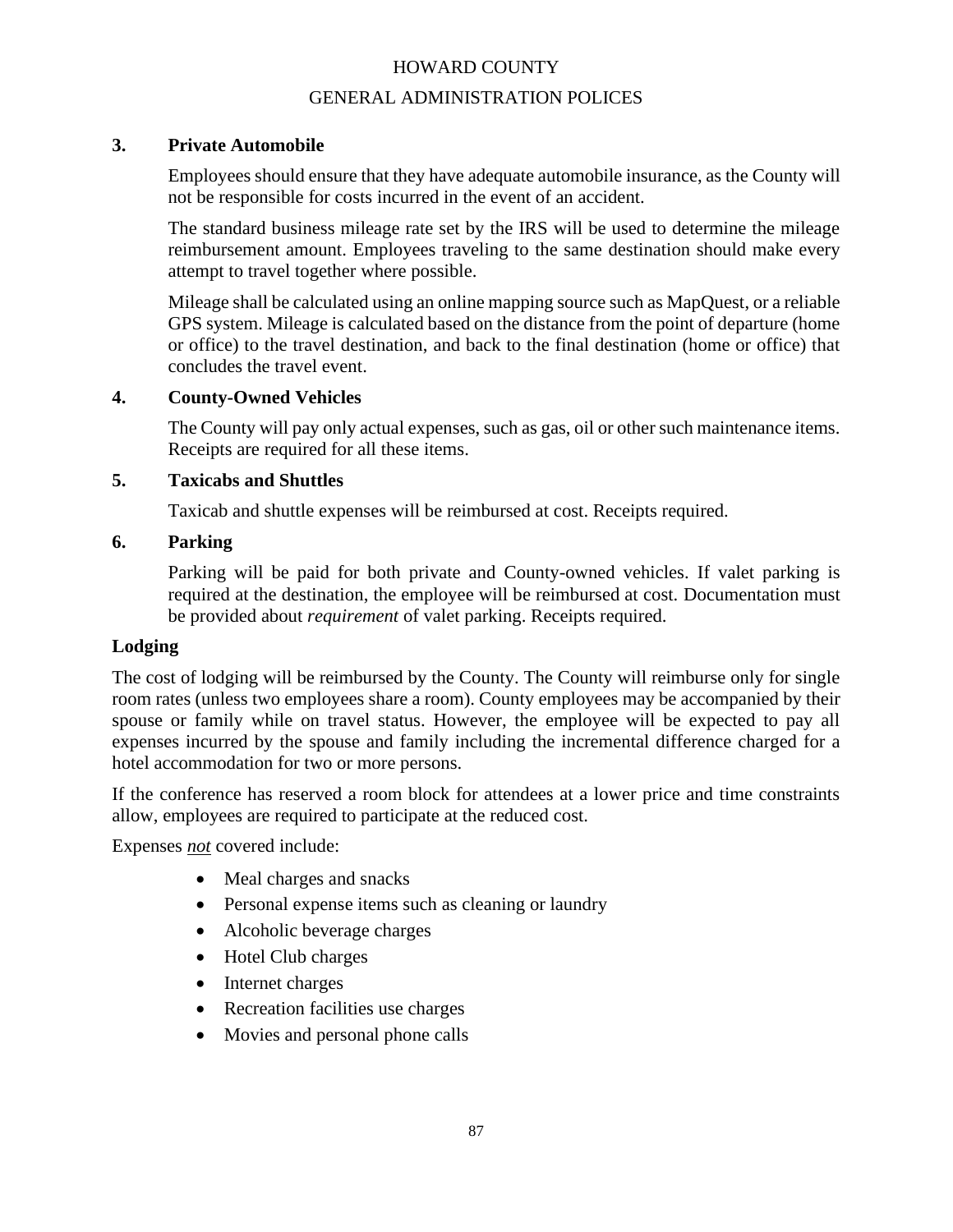### 3. Private Automobile

Employees should ensure that they have adequate automobile insurance, as the County will not be responsible for costs incurred in the event of an accident.

The standard business mileage rate set by the IRS will be used to determine the mileage reimbursement amount. Employees traveling to the same destination should make every attempt to travel together where possible.

Mileage shall be calculated using an online mapping source such as MapQuest, or a reliable GPS system. Mileage is calculated based on the distance from the point of departure (home or office) to the travel destination, and back to the final destination (home or office) that concludes the travel event.

### 4. County-Owned Vehicles

The County will pay only actual expenses, such as gas, oil or other such maintenance items. Receipts are required for all these items.

### 5. Taxicabs and Shuttles

Taxicab and shuttle expenses will be reimbursed at cost. Receipts required.

### 6. Parking

Parking will be paid for both private and County-owned vehicles. If valet parking is required at the destination, the employee will be reimbursed at cost. Documentation must be provided about *requirement* of valet parking. Receipts required.

## Lodging

The cost of lodging will be reimbursed by the County. The County will reimburse only for single room rates (unless two employees share a room). County employees may be accompanied by their spouse or family while on travel status. However, the employee will be expected to pay all expenses incurred by the spouse and family including the incremental difference charged for a hotel accommodation for two or more persons.

If the conference has reserved a room block for attendees at a lower price and time constraints allow, employees are required to participate at the reduced cost.

Expenses ***not*** covered include:

- Meal charges and snacks
- Personal expense items such as cleaning or laundry
- Alcoholic beverage charges
- Hotel Club charges
- Internet charges
- Recreation facilities use charges
- Movies and personal phone calls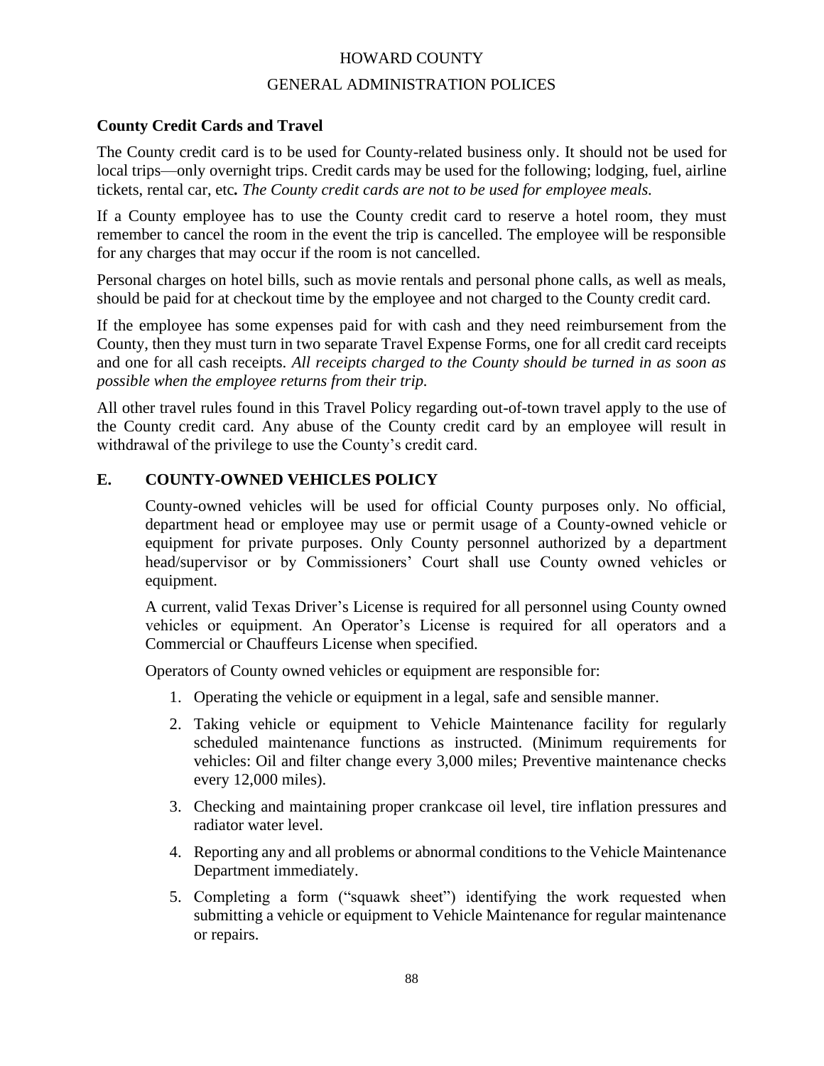**County Credit Cards and Travel**

The County credit card is to be used for County-related business only. It should not be used for local trips—only overnight trips. Credit cards may be used for the following; lodging, fuel, airline tickets, rental car, etc**.** *The County credit cards are not to be used for employee meals.*

If a County employee has to use the County credit card to reserve a hotel room, they must remember to cancel the room in the event the trip is cancelled. The employee will be responsible for any charges that may occur if the room is not cancelled.

Personal charges on hotel bills, such as movie rentals and personal phone calls, as well as meals, should be paid for at checkout time by the employee and not charged to the County credit card.

If the employee has some expenses paid for with cash and they need reimbursement from the County, then they must turn in two separate Travel Expense Forms, one for all credit card receipts and one for all cash receipts. *All receipts charged to the County should be turned in as soon as possible when the employee returns from their trip.*

All other travel rules found in this Travel Policy regarding out-of-town travel apply to the use of the County credit card. Any abuse of the County credit card by an employee will result in withdrawal of the privilege to use the County's credit card.

## E. COUNTY-OWNED VEHICLES POLICY

County-owned vehicles will be used for official County purposes only. No official, department head or employee may use or permit usage of a County-owned vehicle or equipment for private purposes. Only County personnel authorized by a department head/supervisor or by Commissioners' Court shall use County owned vehicles or equipment.

A current, valid Texas Driver's License is required for all personnel using County owned vehicles or equipment. An Operator's License is required for all operators and a Commercial or Chauffeurs License when specified.

Operators of County owned vehicles or equipment are responsible for:

1. Operating the vehicle or equipment in a legal, safe and sensible manner.
2. Taking vehicle or equipment to Vehicle Maintenance facility for regularly scheduled maintenance functions as instructed. (Minimum requirements for vehicles: Oil and filter change every 3,000 miles; Preventive maintenance checks every 12,000 miles).
3. Checking and maintaining proper crankcase oil level, tire inflation pressures and radiator water level.
4. Reporting any and all problems or abnormal conditions to the Vehicle Maintenance Department immediately.
5. Completing a form ("squawk sheet") identifying the work requested when submitting a vehicle or equipment to Vehicle Maintenance for regular maintenance or repairs.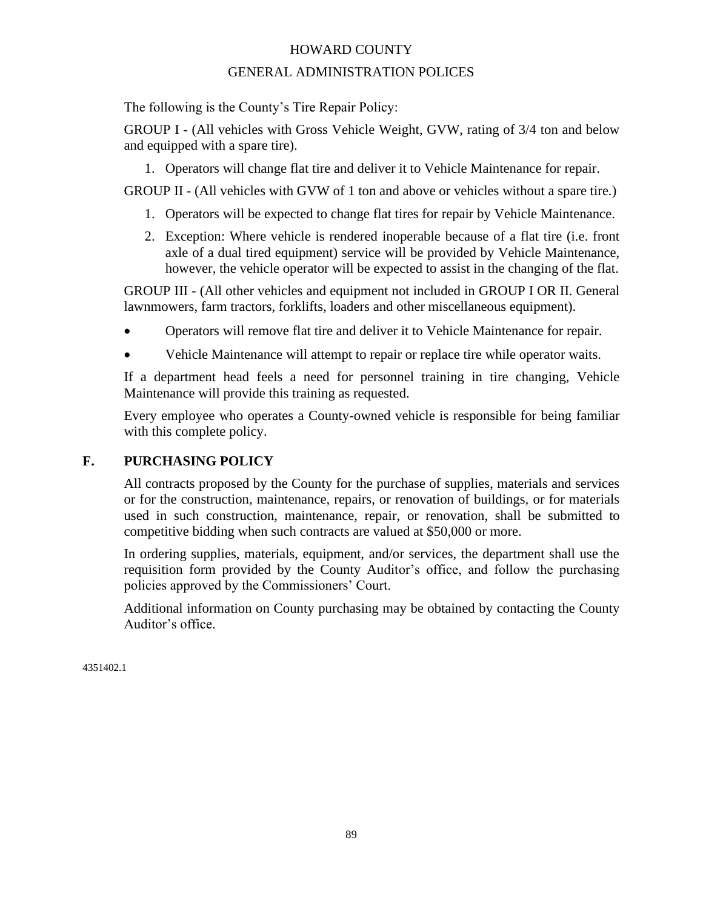The following is the County's Tire Repair Policy:

GROUP I - (All vehicles with Gross Vehicle Weight, GVW, rating of 3/4 ton and below and equipped with a spare tire).

1. Operators will change flat tire and deliver it to Vehicle Maintenance for repair.

GROUP II - (All vehicles with GVW of 1 ton and above or vehicles without a spare tire.)

1. Operators will be expected to change flat tires for repair by Vehicle Maintenance.
2. Exception: Where vehicle is rendered inoperable because of a flat tire (i.e. front axle of a dual tired equipment) service will be provided by Vehicle Maintenance, however, the vehicle operator will be expected to assist in the changing of the flat.

GROUP III - (All other vehicles and equipment not included in GROUP I OR II. General lawnmowers, farm tractors, forklifts, loaders and other miscellaneous equipment).

- Operators will remove flat tire and deliver it to Vehicle Maintenance for repair.
- Vehicle Maintenance will attempt to repair or replace tire while operator waits.

If a department head feels a need for personnel training in tire changing, Vehicle Maintenance will provide this training as requested.

Every employee who operates a County-owned vehicle is responsible for being familiar with this complete policy.

## F. PURCHASING POLICY

All contracts proposed by the County for the purchase of supplies, materials and services or for the construction, maintenance, repairs, or renovation of buildings, or for materials used in such construction, maintenance, repair, or renovation, shall be submitted to competitive bidding when such contracts are valued at $50,000 or more.

In ordering supplies, materials, equipment, and/or services, the department shall use the requisition form provided by the County Auditor's office, and follow the purchasing policies approved by the Commissioners' Court.

Additional information on County purchasing may be obtained by contacting the County Auditor's office.

4351402.1